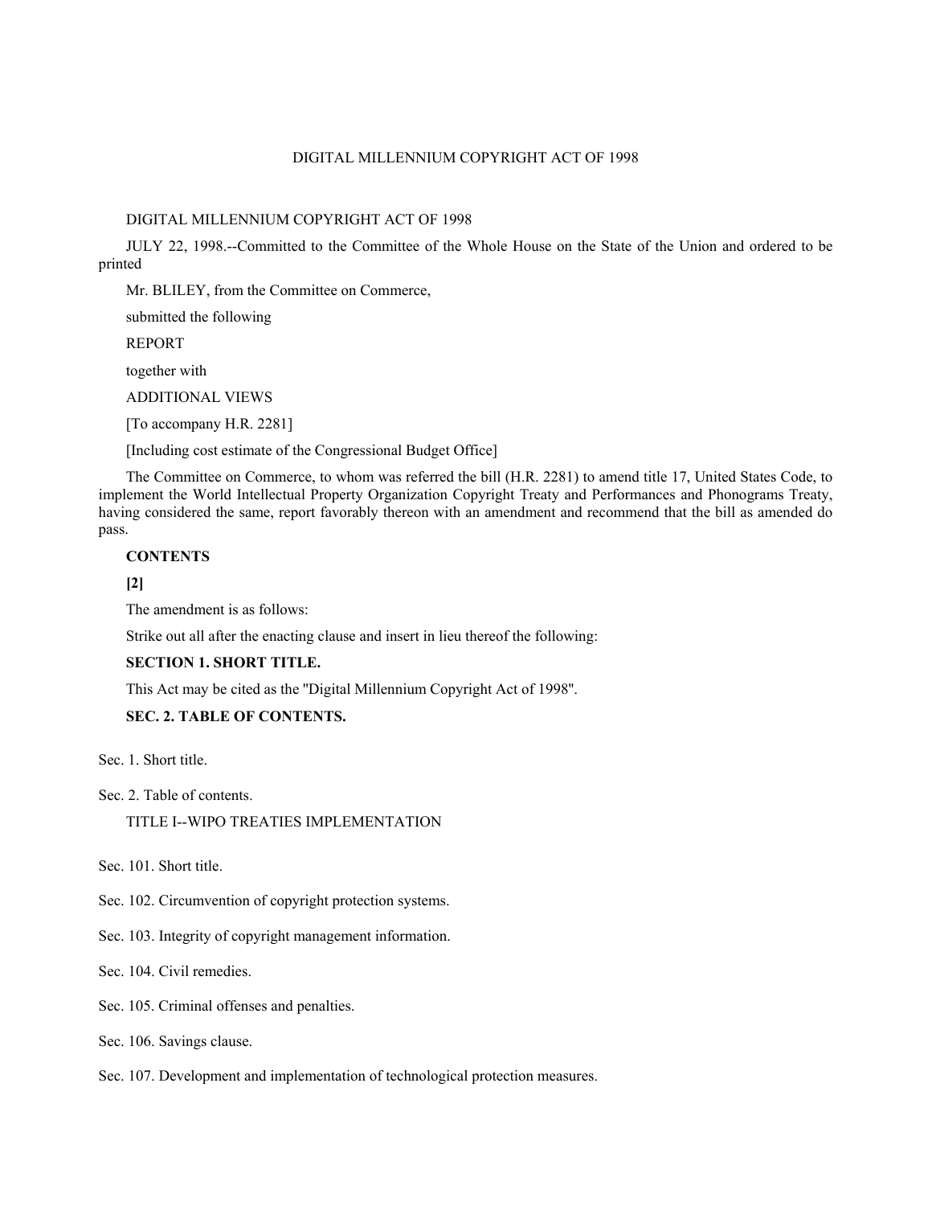# DIGITAL MILLENNIUM COPYRIGHT ACT OF 1998

DIGITAL MILLENNIUM COPYRIGHT ACT OF 1998

JULY 22, 1998.--Committed to the Committee of the Whole House on the State of the Union and ordered to be printed

Mr. BLILEY, from the Committee on Commerce,

submitted the following

REPORT

together with

ADDITIONAL VIEWS

[To accompany H.R. 2281]

[Including cost estimate of the Congressional Budget Office]

The Committee on Commerce, to whom was referred the bill (H.R. 2281) to amend title 17, United States Code, to implement the World Intellectual Property Organization Copyright Treaty and Performances and Phonograms Treaty, having considered the same, report favorably thereon with an amendment and recommend that the bill as amended do pass.

**CONTENTS**

**[2]**

The amendment is as follows:

Strike out all after the enacting clause and insert in lieu thereof the following:

**SECTION 1. SHORT TITLE.**

This Act may be cited as the "Digital Millennium Copyright Act of 1998".

**SEC. 2. TABLE OF CONTENTS.**

Sec. 1. Short title.

Sec. 2. Table of contents.

TITLE I--WIPO TREATIES IMPLEMENTATION

Sec. 101. Short title.

Sec. 102. Circumvention of copyright protection systems.

Sec. 103. Integrity of copyright management information.

Sec. 104. Civil remedies.

Sec. 105. Criminal offenses and penalties.

Sec. 106. Savings clause.

Sec. 107. Development and implementation of technological protection measures.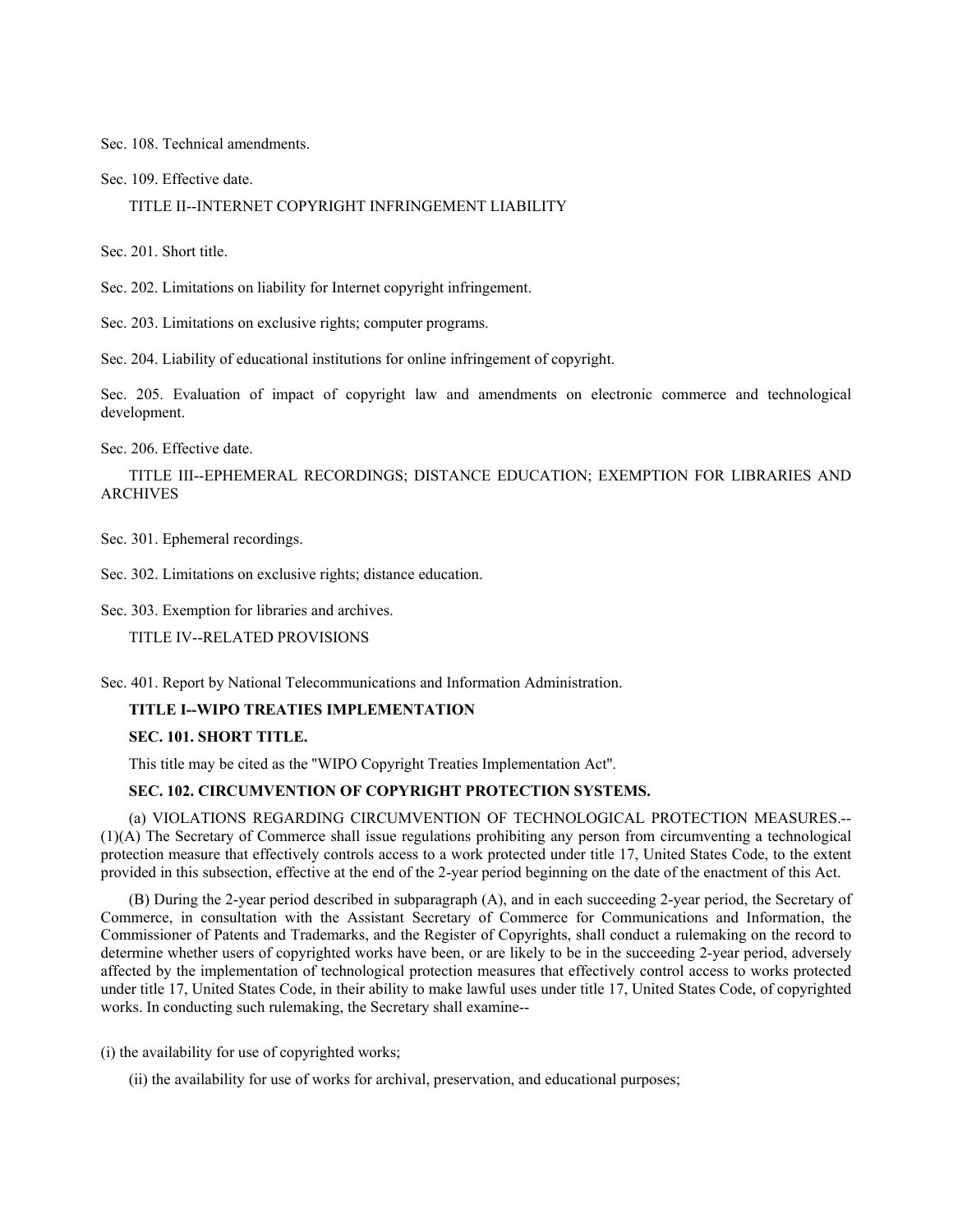Sec. 108. Technical amendments.

Sec. 109. Effective date.

TITLE II--INTERNET COPYRIGHT INFRINGEMENT LIABILITY

Sec. 201. Short title.

Sec. 202. Limitations on liability for Internet copyright infringement.

Sec. 203. Limitations on exclusive rights; computer programs.

Sec. 204. Liability of educational institutions for online infringement of copyright.

Sec. 205. Evaluation of impact of copyright law and amendments on electronic commerce and technological development.

Sec. 206. Effective date.

TITLE III--EPHEMERAL RECORDINGS; DISTANCE EDUCATION; EXEMPTION FOR LIBRARIES AND ARCHIVES

Sec. 301. Ephemeral recordings.

Sec. 302. Limitations on exclusive rights; distance education.

Sec. 303. Exemption for libraries and archives.

TITLE IV--RELATED PROVISIONS

Sec. 401. Report by National Telecommunications and Information Administration.

## TITLE I--WIPO TREATIES IMPLEMENTATION

### SEC. 101. SHORT TITLE.

This title may be cited as the "WIPO Copyright Treaties Implementation Act".

### SEC. 102. CIRCUMVENTION OF COPYRIGHT PROTECTION SYSTEMS.

(a) VIOLATIONS REGARDING CIRCUMVENTION OF TECHNOLOGICAL PROTECTION MEASURES.--(1)(A) The Secretary of Commerce shall issue regulations prohibiting any person from circumventing a technological protection measure that effectively controls access to a work protected under title 17, United States Code, to the extent provided in this subsection, effective at the end of the 2-year period beginning on the date of the enactment of this Act.

(B) During the 2-year period described in subparagraph (A), and in each succeeding 2-year period, the Secretary of Commerce, in consultation with the Assistant Secretary of Commerce for Communications and Information, the Commissioner of Patents and Trademarks, and the Register of Copyrights, shall conduct a rulemaking on the record to determine whether users of copyrighted works have been, or are likely to be in the succeeding 2-year period, adversely affected by the implementation of technological protection measures that effectively control access to works protected under title 17, United States Code, in their ability to make lawful uses under title 17, United States Code, of copyrighted works. In conducting such rulemaking, the Secretary shall examine--

(i) the availability for use of copyrighted works;

(ii) the availability for use of works for archival, preservation, and educational purposes;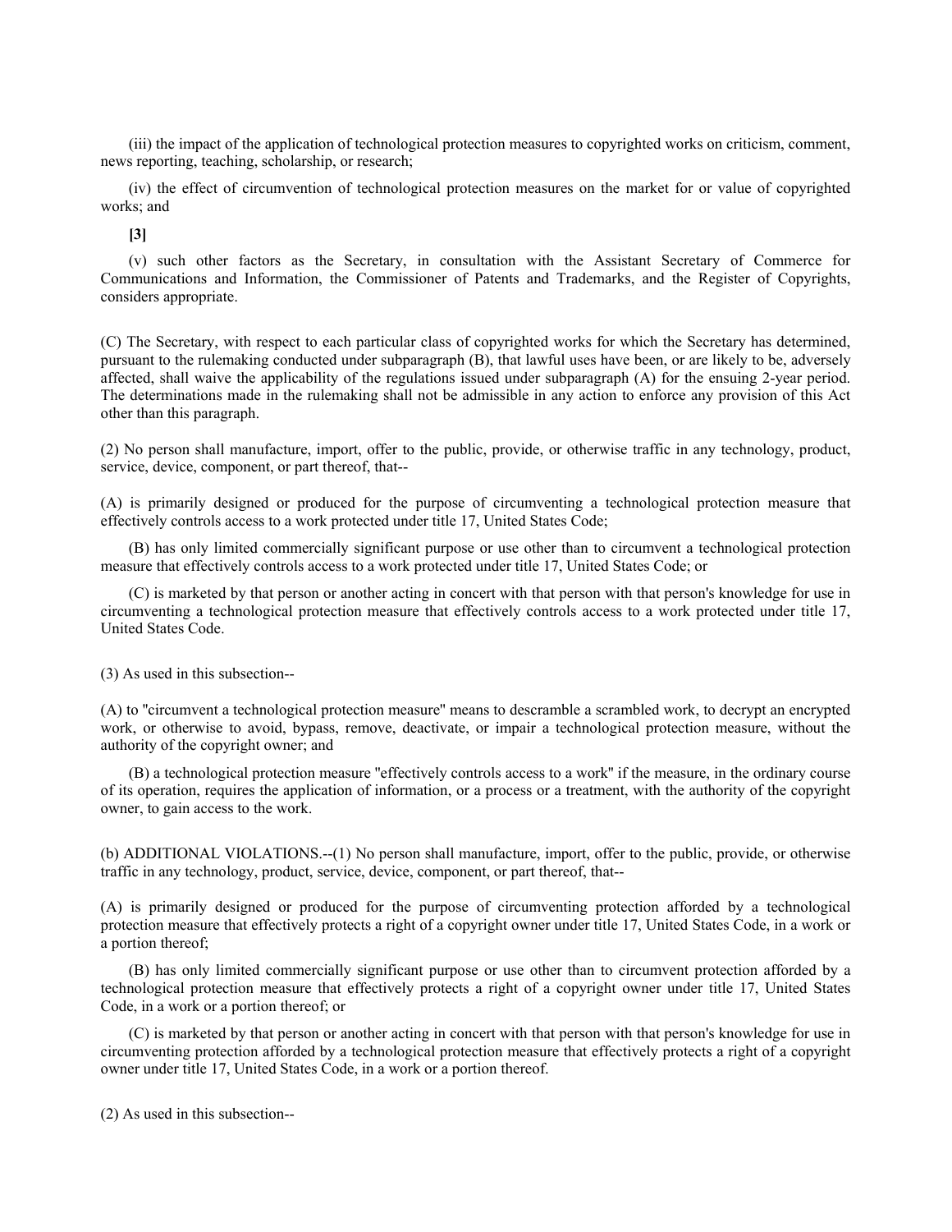(iii) the impact of the application of technological protection measures to copyrighted works on criticism, comment, news reporting, teaching, scholarship, or research;

(iv) the effect of circumvention of technological protection measures on the market for or value of copyrighted works; and

**[3]**

(v) such other factors as the Secretary, in consultation with the Assistant Secretary of Commerce for Communications and Information, the Commissioner of Patents and Trademarks, and the Register of Copyrights, considers appropriate.

(C) The Secretary, with respect to each particular class of copyrighted works for which the Secretary has determined, pursuant to the rulemaking conducted under subparagraph (B), that lawful uses have been, or are likely to be, adversely affected, shall waive the applicability of the regulations issued under subparagraph (A) for the ensuing 2-year period. The determinations made in the rulemaking shall not be admissible in any action to enforce any provision of this Act other than this paragraph.

(2) No person shall manufacture, import, offer to the public, provide, or otherwise traffic in any technology, product, service, device, component, or part thereof, that--

(A) is primarily designed or produced for the purpose of circumventing a technological protection measure that effectively controls access to a work protected under title 17, United States Code;

(B) has only limited commercially significant purpose or use other than to circumvent a technological protection measure that effectively controls access to a work protected under title 17, United States Code; or

(C) is marketed by that person or another acting in concert with that person with that person's knowledge for use in circumventing a technological protection measure that effectively controls access to a work protected under title 17, United States Code.

(3) As used in this subsection--

(A) to "circumvent a technological protection measure" means to descramble a scrambled work, to decrypt an encrypted work, or otherwise to avoid, bypass, remove, deactivate, or impair a technological protection measure, without the authority of the copyright owner; and

(B) a technological protection measure "effectively controls access to a work" if the measure, in the ordinary course of its operation, requires the application of information, or a process or a treatment, with the authority of the copyright owner, to gain access to the work.

(b) ADDITIONAL VIOLATIONS.--(1) No person shall manufacture, import, offer to the public, provide, or otherwise traffic in any technology, product, service, device, component, or part thereof, that--

(A) is primarily designed or produced for the purpose of circumventing protection afforded by a technological protection measure that effectively protects a right of a copyright owner under title 17, United States Code, in a work or a portion thereof;

(B) has only limited commercially significant purpose or use other than to circumvent protection afforded by a technological protection measure that effectively protects a right of a copyright owner under title 17, United States Code, in a work or a portion thereof; or

(C) is marketed by that person or another acting in concert with that person with that person's knowledge for use in circumventing protection afforded by a technological protection measure that effectively protects a right of a copyright owner under title 17, United States Code, in a work or a portion thereof.

(2) As used in this subsection--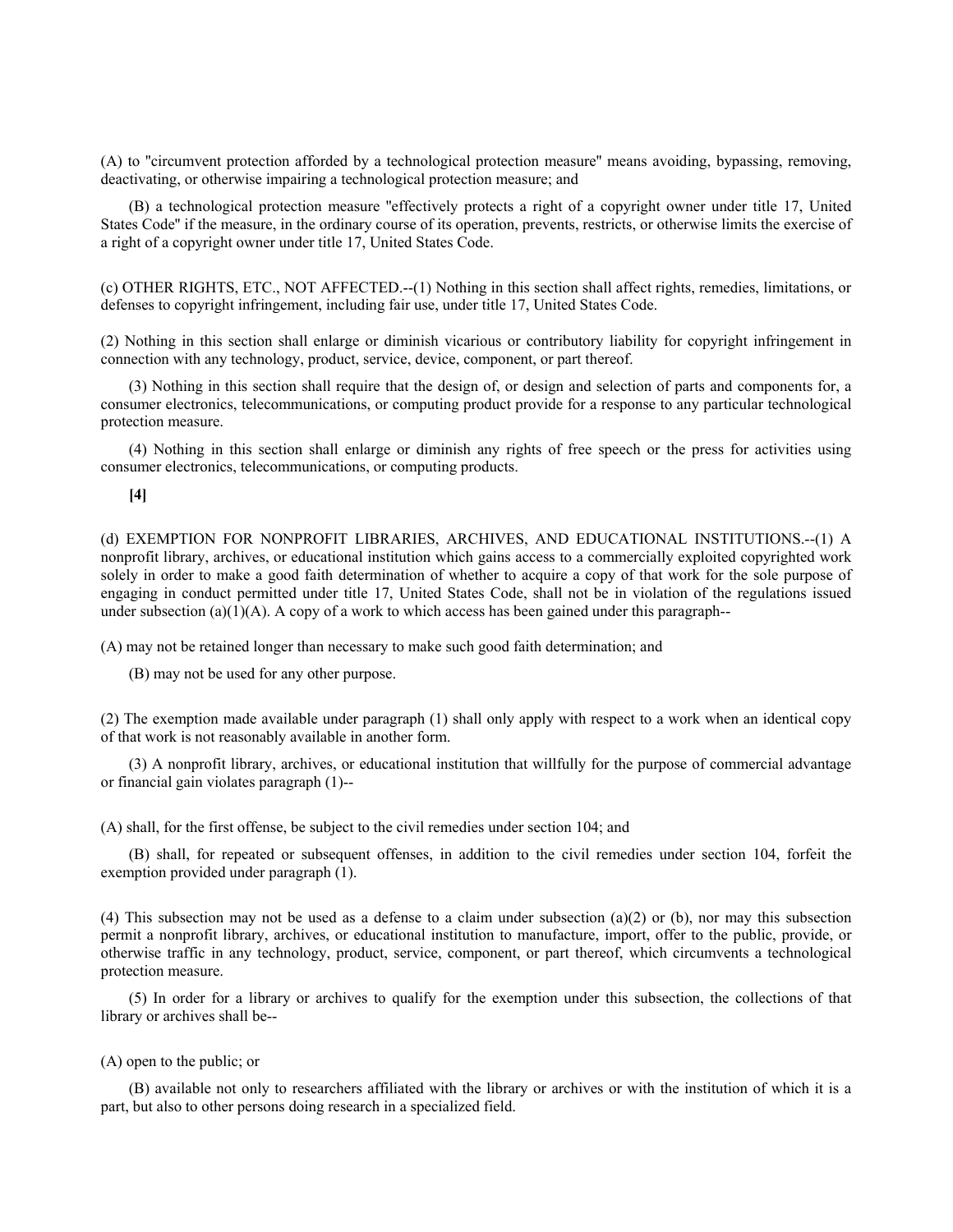(A) to "circumvent protection afforded by a technological protection measure" means avoiding, bypassing, removing, deactivating, or otherwise impairing a technological protection measure; and

(B) a technological protection measure "effectively protects a right of a copyright owner under title 17, United States Code" if the measure, in the ordinary course of its operation, prevents, restricts, or otherwise limits the exercise of a right of a copyright owner under title 17, United States Code.

(c) OTHER RIGHTS, ETC., NOT AFFECTED.--(1) Nothing in this section shall affect rights, remedies, limitations, or defenses to copyright infringement, including fair use, under title 17, United States Code.

(2) Nothing in this section shall enlarge or diminish vicarious or contributory liability for copyright infringement in connection with any technology, product, service, device, component, or part thereof.

(3) Nothing in this section shall require that the design of, or design and selection of parts and components for, a consumer electronics, telecommunications, or computing product provide for a response to any particular technological protection measure.

(4) Nothing in this section shall enlarge or diminish any rights of free speech or the press for activities using consumer electronics, telecommunications, or computing products.

**[4]**

(d) EXEMPTION FOR NONPROFIT LIBRARIES, ARCHIVES, AND EDUCATIONAL INSTITUTIONS.--(1) A nonprofit library, archives, or educational institution which gains access to a commercially exploited copyrighted work solely in order to make a good faith determination of whether to acquire a copy of that work for the sole purpose of engaging in conduct permitted under title 17, United States Code, shall not be in violation of the regulations issued under subsection (a)(1)(A). A copy of a work to which access has been gained under this paragraph--

(A) may not be retained longer than necessary to make such good faith determination; and

(B) may not be used for any other purpose.

(2) The exemption made available under paragraph (1) shall only apply with respect to a work when an identical copy of that work is not reasonably available in another form.

(3) A nonprofit library, archives, or educational institution that willfully for the purpose of commercial advantage or financial gain violates paragraph (1)--

(A) shall, for the first offense, be subject to the civil remedies under section 104; and

(B) shall, for repeated or subsequent offenses, in addition to the civil remedies under section 104, forfeit the exemption provided under paragraph (1).

(4) This subsection may not be used as a defense to a claim under subsection (a)(2) or (b), nor may this subsection permit a nonprofit library, archives, or educational institution to manufacture, import, offer to the public, provide, or otherwise traffic in any technology, product, service, component, or part thereof, which circumvents a technological protection measure.

(5) In order for a library or archives to qualify for the exemption under this subsection, the collections of that library or archives shall be--

(A) open to the public; or

(B) available not only to researchers affiliated with the library or archives or with the institution of which it is a part, but also to other persons doing research in a specialized field.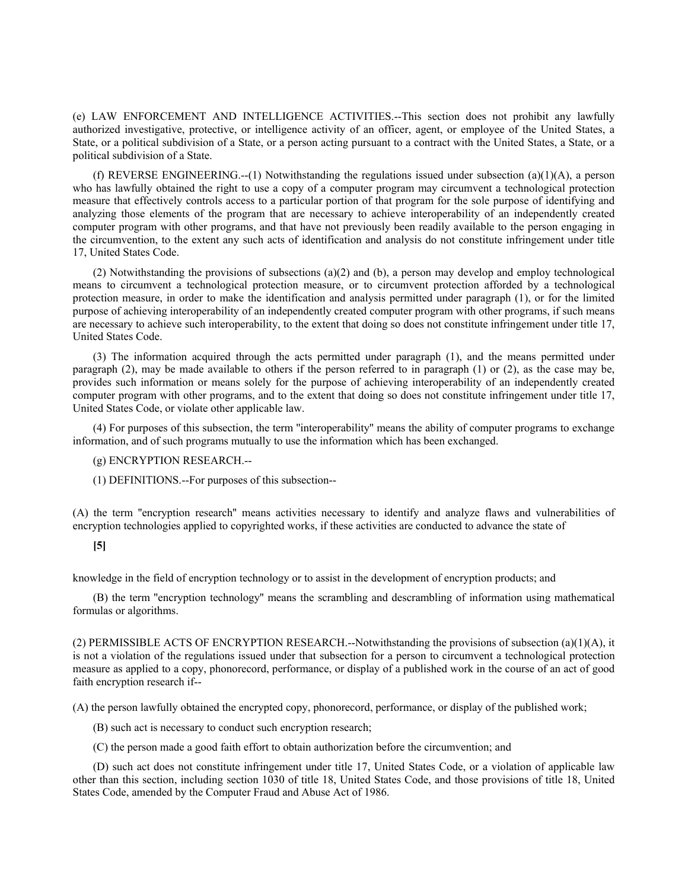(e) LAW ENFORCEMENT AND INTELLIGENCE ACTIVITIES.--This section does not prohibit any lawfully authorized investigative, protective, or intelligence activity of an officer, agent, or employee of the United States, a State, or a political subdivision of a State, or a person acting pursuant to a contract with the United States, a State, or a political subdivision of a State.

(f) REVERSE ENGINEERING.--(1) Notwithstanding the regulations issued under subsection (a)(1)(A), a person who has lawfully obtained the right to use a copy of a computer program may circumvent a technological protection measure that effectively controls access to a particular portion of that program for the sole purpose of identifying and analyzing those elements of the program that are necessary to achieve interoperability of an independently created computer program with other programs, and that have not previously been readily available to the person engaging in the circumvention, to the extent any such acts of identification and analysis do not constitute infringement under title 17, United States Code.

(2) Notwithstanding the provisions of subsections (a)(2) and (b), a person may develop and employ technological means to circumvent a technological protection measure, or to circumvent protection afforded by a technological protection measure, in order to make the identification and analysis permitted under paragraph (1), or for the limited purpose of achieving interoperability of an independently created computer program with other programs, if such means are necessary to achieve such interoperability, to the extent that doing so does not constitute infringement under title 17, United States Code.

(3) The information acquired through the acts permitted under paragraph (1), and the means permitted under paragraph (2), may be made available to others if the person referred to in paragraph (1) or (2), as the case may be, provides such information or means solely for the purpose of achieving interoperability of an independently created computer program with other programs, and to the extent that doing so does not constitute infringement under title 17, United States Code, or violate other applicable law.

(4) For purposes of this subsection, the term "interoperability" means the ability of computer programs to exchange information, and of such programs mutually to use the information which has been exchanged.

(g) ENCRYPTION RESEARCH.--

(1) DEFINITIONS.--For purposes of this subsection--

(A) the term "encryption research" means activities necessary to identify and analyze flaws and vulnerabilities of encryption technologies applied to copyrighted works, if these activities are conducted to advance the state of knowledge in the field of encryption technology or to assist in the development of encryption products; and

(B) the term "encryption technology" means the scrambling and descrambling of information using mathematical formulas or algorithms.

(2) PERMISSIBLE ACTS OF ENCRYPTION RESEARCH.--Notwithstanding the provisions of subsection (a)(1)(A), it is not a violation of the regulations issued under that subsection for a person to circumvent a technological protection measure as applied to a copy, phonorecord, performance, or display of a published work in the course of an act of good faith encryption research if--

(A) the person lawfully obtained the encrypted copy, phonorecord, performance, or display of the published work;

(B) such act is necessary to conduct such encryption research;

(C) the person made a good faith effort to obtain authorization before the circumvention; and

(D) such act does not constitute infringement under title 17, United States Code, or a violation of applicable law other than this section, including section 1030 of title 18, United States Code, and those provisions of title 18, United States Code, amended by the Computer Fraud and Abuse Act of 1986.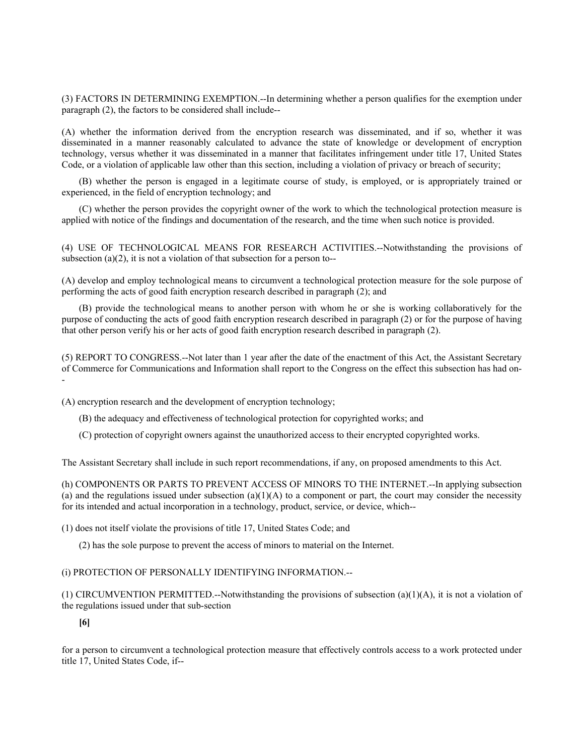(3) FACTORS IN DETERMINING EXEMPTION.--In determining whether a person qualifies for the exemption under paragraph (2), the factors to be considered shall include--

(A) whether the information derived from the encryption research was disseminated, and if so, whether it was disseminated in a manner reasonably calculated to advance the state of knowledge or development of encryption technology, versus whether it was disseminated in a manner that facilitates infringement under title 17, United States Code, or a violation of applicable law other than this section, including a violation of privacy or breach of security;

(B) whether the person is engaged in a legitimate course of study, is employed, or is appropriately trained or experienced, in the field of encryption technology; and

(C) whether the person provides the copyright owner of the work to which the technological protection measure is applied with notice of the findings and documentation of the research, and the time when such notice is provided.

(4) USE OF TECHNOLOGICAL MEANS FOR RESEARCH ACTIVITIES.--Notwithstanding the provisions of subsection (a)(2), it is not a violation of that subsection for a person to--

(A) develop and employ technological means to circumvent a technological protection measure for the sole purpose of performing the acts of good faith encryption research described in paragraph (2); and

(B) provide the technological means to another person with whom he or she is working collaboratively for the purpose of conducting the acts of good faith encryption research described in paragraph (2) or for the purpose of having that other person verify his or her acts of good faith encryption research described in paragraph (2).

(5) REPORT TO CONGRESS.--Not later than 1 year after the date of the enactment of this Act, the Assistant Secretary of Commerce for Communications and Information shall report to the Congress on the effect this subsection has had on--

(A) encryption research and the development of encryption technology;

(B) the adequacy and effectiveness of technological protection for copyrighted works; and

(C) protection of copyright owners against the unauthorized access to their encrypted copyrighted works.

The Assistant Secretary shall include in such report recommendations, if any, on proposed amendments to this Act.

(h) COMPONENTS OR PARTS TO PREVENT ACCESS OF MINORS TO THE INTERNET.--In applying subsection (a) and the regulations issued under subsection (a)(1)(A) to a component or part, the court may consider the necessity for its intended and actual incorporation in a technology, product, service, or device, which--

(1) does not itself violate the provisions of title 17, United States Code; and

(2) has the sole purpose to prevent the access of minors to material on the Internet.

(i) PROTECTION OF PERSONALLY IDENTIFYING INFORMATION.--

(1) CIRCUMVENTION PERMITTED.--Notwithstanding the provisions of subsection (a)(1)(A), it is not a violation of the regulations issued under that sub-section

**[6]**

for a person to circumvent a technological protection measure that effectively controls access to a work protected under title 17, United States Code, if--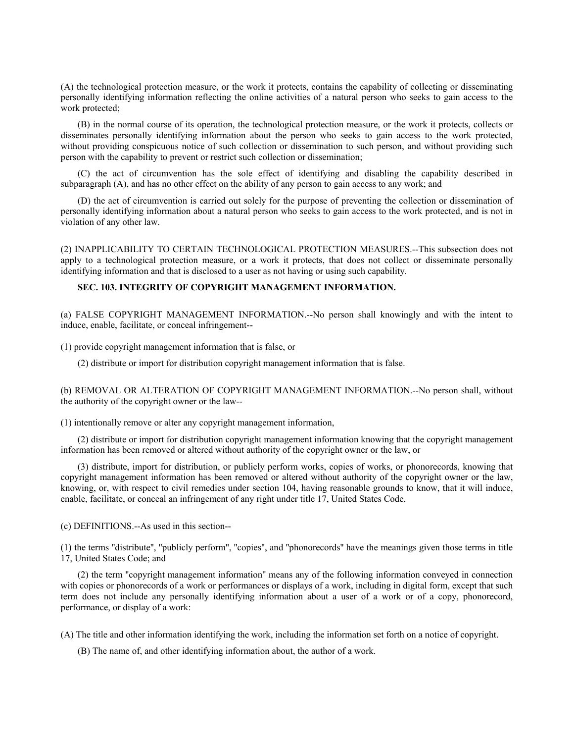(A) the technological protection measure, or the work it protects, contains the capability of collecting or disseminating personally identifying information reflecting the online activities of a natural person who seeks to gain access to the work protected;

(B) in the normal course of its operation, the technological protection measure, or the work it protects, collects or disseminates personally identifying information about the person who seeks to gain access to the work protected, without providing conspicuous notice of such collection or dissemination to such person, and without providing such person with the capability to prevent or restrict such collection or dissemination;

(C) the act of circumvention has the sole effect of identifying and disabling the capability described in subparagraph (A), and has no other effect on the ability of any person to gain access to any work; and

(D) the act of circumvention is carried out solely for the purpose of preventing the collection or dissemination of personally identifying information about a natural person who seeks to gain access to the work protected, and is not in violation of any other law.

(2) INAPPLICABILITY TO CERTAIN TECHNOLOGICAL PROTECTION MEASURES.--This subsection does not apply to a technological protection measure, or a work it protects, that does not collect or disseminate personally identifying information and that is disclosed to a user as not having or using such capability.

**SEC. 103. INTEGRITY OF COPYRIGHT MANAGEMENT INFORMATION.**

(a) FALSE COPYRIGHT MANAGEMENT INFORMATION.--No person shall knowingly and with the intent to induce, enable, facilitate, or conceal infringement--

(1) provide copyright management information that is false, or

(2) distribute or import for distribution copyright management information that is false.

(b) REMOVAL OR ALTERATION OF COPYRIGHT MANAGEMENT INFORMATION.--No person shall, without the authority of the copyright owner or the law--

(1) intentionally remove or alter any copyright management information,

(2) distribute or import for distribution copyright management information knowing that the copyright management information has been removed or altered without authority of the copyright owner or the law, or

(3) distribute, import for distribution, or publicly perform works, copies of works, or phonorecords, knowing that copyright management information has been removed or altered without authority of the copyright owner or the law, knowing, or, with respect to civil remedies under section 104, having reasonable grounds to know, that it will induce, enable, facilitate, or conceal an infringement of any right under title 17, United States Code.

(c) DEFINITIONS.--As used in this section--

(1) the terms "distribute", "publicly perform", "copies", and "phonorecords" have the meanings given those terms in title 17, United States Code; and

(2) the term "copyright management information" means any of the following information conveyed in connection with copies or phonorecords of a work or performances or displays of a work, including in digital form, except that such term does not include any personally identifying information about a user of a work or of a copy, phonorecord, performance, or display of a work:

(A) The title and other information identifying the work, including the information set forth on a notice of copyright.

(B) The name of, and other identifying information about, the author of a work.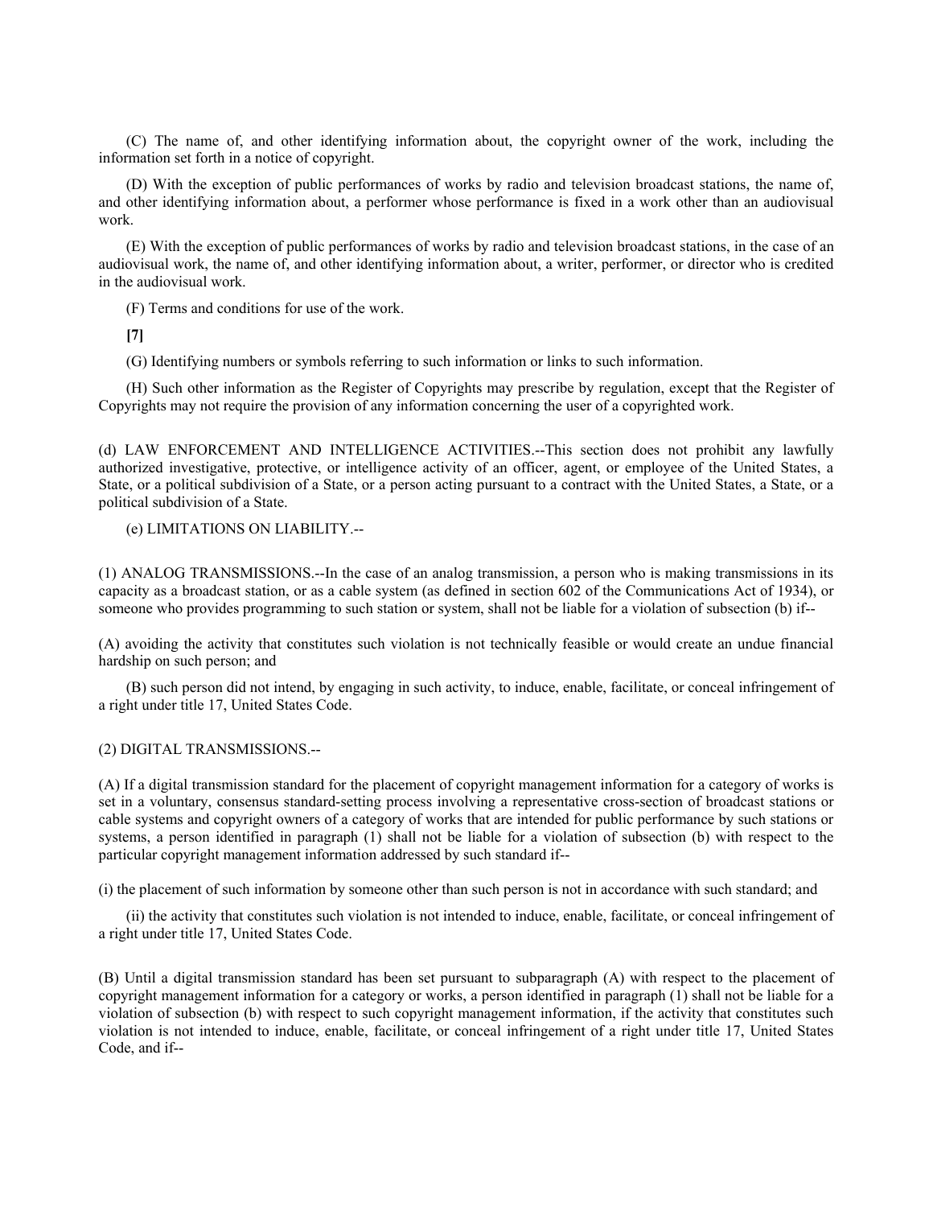(C) The name of, and other identifying information about, the copyright owner of the work, including the information set forth in a notice of copyright.

(D) With the exception of public performances of works by radio and television broadcast stations, the name of, and other identifying information about, a performer whose performance is fixed in a work other than an audiovisual work.

(E) With the exception of public performances of works by radio and television broadcast stations, in the case of an audiovisual work, the name of, and other identifying information about, a writer, performer, or director who is credited in the audiovisual work.

(F) Terms and conditions for use of the work.

**[7]**

(G) Identifying numbers or symbols referring to such information or links to such information.

(H) Such other information as the Register of Copyrights may prescribe by regulation, except that the Register of Copyrights may not require the provision of any information concerning the user of a copyrighted work.

(d) LAW ENFORCEMENT AND INTELLIGENCE ACTIVITIES.--This section does not prohibit any lawfully authorized investigative, protective, or intelligence activity of an officer, agent, or employee of the United States, a State, or a political subdivision of a State, or a person acting pursuant to a contract with the United States, a State, or a political subdivision of a State.

(e) LIMITATIONS ON LIABILITY.--

(1) ANALOG TRANSMISSIONS.--In the case of an analog transmission, a person who is making transmissions in its capacity as a broadcast station, or as a cable system (as defined in section 602 of the Communications Act of 1934), or someone who provides programming to such station or system, shall not be liable for a violation of subsection (b) if--

(A) avoiding the activity that constitutes such violation is not technically feasible or would create an undue financial hardship on such person; and

(B) such person did not intend, by engaging in such activity, to induce, enable, facilitate, or conceal infringement of a right under title 17, United States Code.

(2) DIGITAL TRANSMISSIONS.--

(A) If a digital transmission standard for the placement of copyright management information for a category of works is set in a voluntary, consensus standard-setting process involving a representative cross-section of broadcast stations or cable systems and copyright owners of a category of works that are intended for public performance by such stations or systems, a person identified in paragraph (1) shall not be liable for a violation of subsection (b) with respect to the particular copyright management information addressed by such standard if--

(i) the placement of such information by someone other than such person is not in accordance with such standard; and

(ii) the activity that constitutes such violation is not intended to induce, enable, facilitate, or conceal infringement of a right under title 17, United States Code.

(B) Until a digital transmission standard has been set pursuant to subparagraph (A) with respect to the placement of copyright management information for a category or works, a person identified in paragraph (1) shall not be liable for a violation of subsection (b) with respect to such copyright management information, if the activity that constitutes such violation is not intended to induce, enable, facilitate, or conceal infringement of a right under title 17, United States Code, and if--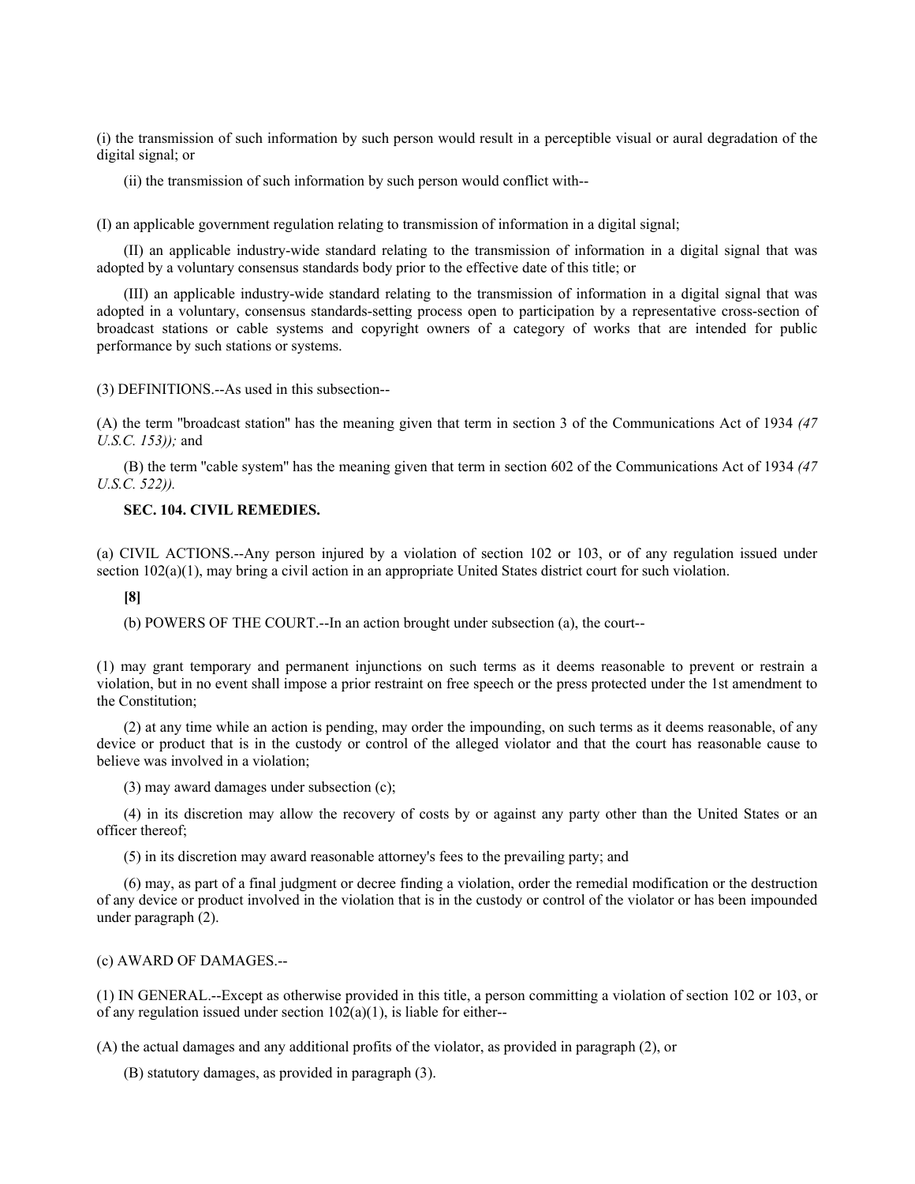(i) the transmission of such information by such person would result in a perceptible visual or aural degradation of the digital signal; or

(ii) the transmission of such information by such person would conflict with--

(I) an applicable government regulation relating to transmission of information in a digital signal;

(II) an applicable industry-wide standard relating to the transmission of information in a digital signal that was adopted by a voluntary consensus standards body prior to the effective date of this title; or

(III) an applicable industry-wide standard relating to the transmission of information in a digital signal that was adopted in a voluntary, consensus standards-setting process open to participation by a representative cross-section of broadcast stations or cable systems and copyright owners of a category of works that are intended for public performance by such stations or systems.

(3) DEFINITIONS.--As used in this subsection--

(A) the term "broadcast station" has the meaning given that term in section 3 of the Communications Act of 1934 *(47 U.S.C. 153));* and

(B) the term "cable system" has the meaning given that term in section 602 of the Communications Act of 1934 *(47 U.S.C. 522)).*

**SEC. 104. CIVIL REMEDIES.**

(a) CIVIL ACTIONS.--Any person injured by a violation of section 102 or 103, or of any regulation issued under section 102(a)(1), may bring a civil action in an appropriate United States district court for such violation.

**[8]**

(b) POWERS OF THE COURT.--In an action brought under subsection (a), the court--

(1) may grant temporary and permanent injunctions on such terms as it deems reasonable to prevent or restrain a violation, but in no event shall impose a prior restraint on free speech or the press protected under the 1st amendment to the Constitution;

(2) at any time while an action is pending, may order the impounding, on such terms as it deems reasonable, of any device or product that is in the custody or control of the alleged violator and that the court has reasonable cause to believe was involved in a violation;

(3) may award damages under subsection (c);

(4) in its discretion may allow the recovery of costs by or against any party other than the United States or an officer thereof;

(5) in its discretion may award reasonable attorney's fees to the prevailing party; and

(6) may, as part of a final judgment or decree finding a violation, order the remedial modification or the destruction of any device or product involved in the violation that is in the custody or control of the violator or has been impounded under paragraph (2).

(c) AWARD OF DAMAGES.--

(1) IN GENERAL.--Except as otherwise provided in this title, a person committing a violation of section 102 or 103, or of any regulation issued under section 102(a)(1), is liable for either--

(A) the actual damages and any additional profits of the violator, as provided in paragraph (2), or

(B) statutory damages, as provided in paragraph (3).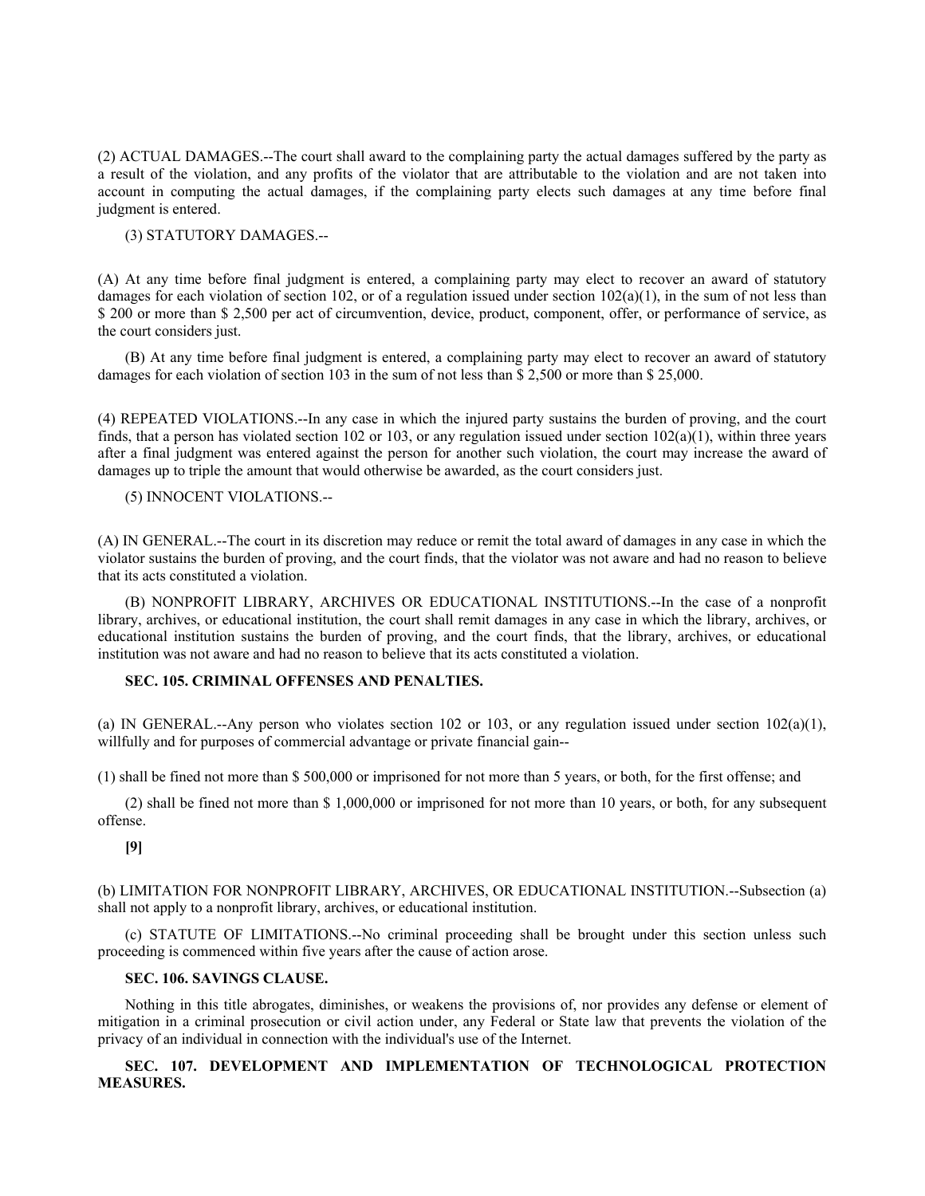(2) ACTUAL DAMAGES.--The court shall award to the complaining party the actual damages suffered by the party as a result of the violation, and any profits of the violator that are attributable to the violation and are not taken into account in computing the actual damages, if the complaining party elects such damages at any time before final judgment is entered.

(3) STATUTORY DAMAGES.--

(A) At any time before final judgment is entered, a complaining party may elect to recover an award of statutory damages for each violation of section 102, or of a regulation issued under section 102(a)(1), in the sum of not less than $ 200 or more than $ 2,500 per act of circumvention, device, product, component, offer, or performance of service, as the court considers just.

(B) At any time before final judgment is entered, a complaining party may elect to recover an award of statutory damages for each violation of section 103 in the sum of not less than $ 2,500 or more than $ 25,000.

(4) REPEATED VIOLATIONS.--In any case in which the injured party sustains the burden of proving, and the court finds, that a person has violated section 102 or 103, or any regulation issued under section 102(a)(1), within three years after a final judgment was entered against the person for another such violation, the court may increase the award of damages up to triple the amount that would otherwise be awarded, as the court considers just.

(5) INNOCENT VIOLATIONS.--

(A) IN GENERAL.--The court in its discretion may reduce or remit the total award of damages in any case in which the violator sustains the burden of proving, and the court finds, that the violator was not aware and had no reason to believe that its acts constituted a violation.

(B) NONPROFIT LIBRARY, ARCHIVES OR EDUCATIONAL INSTITUTIONS.--In the case of a nonprofit library, archives, or educational institution, the court shall remit damages in any case in which the library, archives, or educational institution sustains the burden of proving, and the court finds, that the library, archives, or educational institution was not aware and had no reason to believe that its acts constituted a violation.

**SEC. 105. CRIMINAL OFFENSES AND PENALTIES.**

(a) IN GENERAL.--Any person who violates section 102 or 103, or any regulation issued under section 102(a)(1), willfully and for purposes of commercial advantage or private financial gain--

(1) shall be fined not more than $ 500,000 or imprisoned for not more than 5 years, or both, for the first offense; and

(2) shall be fined not more than $ 1,000,000 or imprisoned for not more than 10 years, or both, for any subsequent offense.

**[9]**

(b) LIMITATION FOR NONPROFIT LIBRARY, ARCHIVES, OR EDUCATIONAL INSTITUTION.--Subsection (a) shall not apply to a nonprofit library, archives, or educational institution.

(c) STATUTE OF LIMITATIONS.--No criminal proceeding shall be brought under this section unless such proceeding is commenced within five years after the cause of action arose.

**SEC. 106. SAVINGS CLAUSE.**

Nothing in this title abrogates, diminishes, or weakens the provisions of, nor provides any defense or element of mitigation in a criminal prosecution or civil action under, any Federal or State law that prevents the violation of the privacy of an individual in connection with the individual's use of the Internet.

**SEC. 107. DEVELOPMENT AND IMPLEMENTATION OF TECHNOLOGICAL PROTECTION MEASURES.**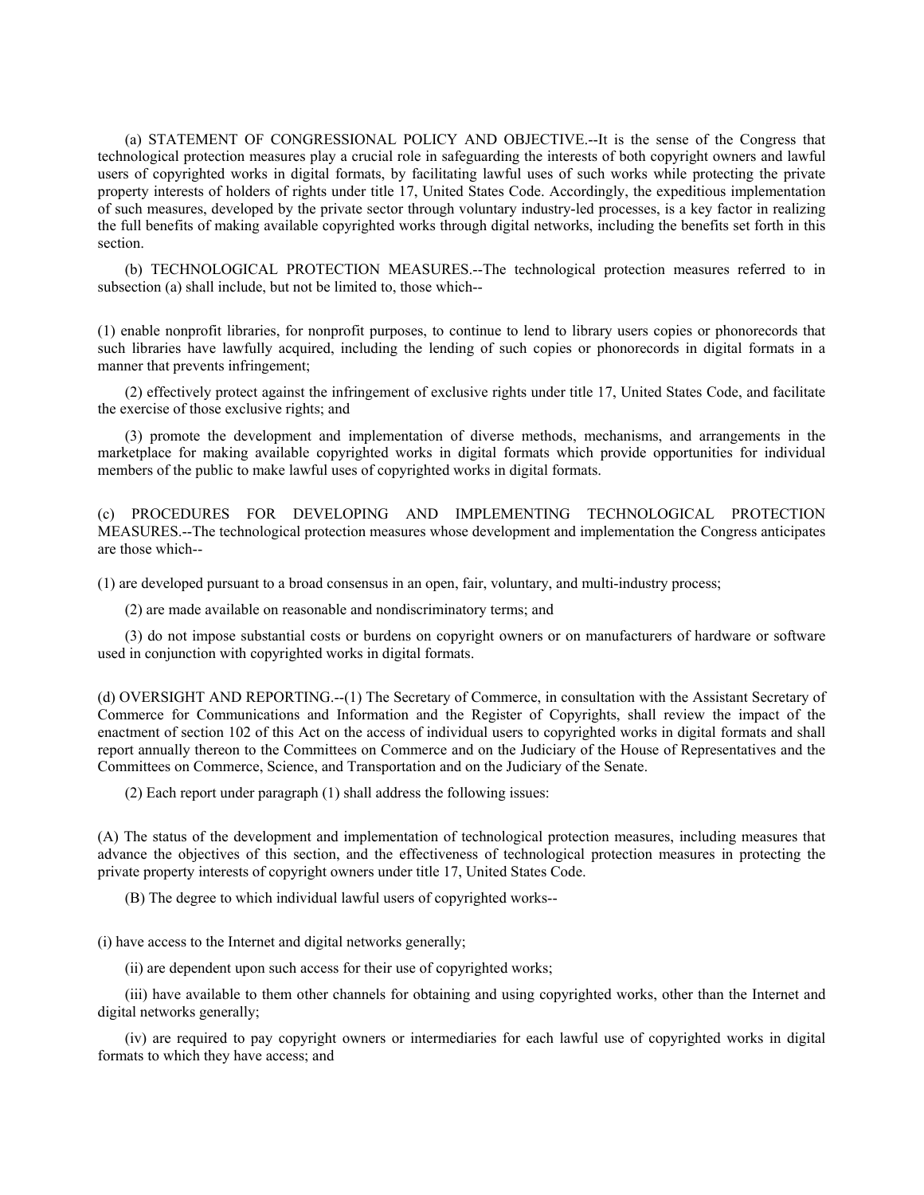(a) STATEMENT OF CONGRESSIONAL POLICY AND OBJECTIVE.--It is the sense of the Congress that technological protection measures play a crucial role in safeguarding the interests of both copyright owners and lawful users of copyrighted works in digital formats, by facilitating lawful uses of such works while protecting the private property interests of holders of rights under title 17, United States Code. Accordingly, the expeditious implementation of such measures, developed by the private sector through voluntary industry-led processes, is a key factor in realizing the full benefits of making available copyrighted works through digital networks, including the benefits set forth in this section.

(b) TECHNOLOGICAL PROTECTION MEASURES.--The technological protection measures referred to in subsection (a) shall include, but not be limited to, those which--

(1) enable nonprofit libraries, for nonprofit purposes, to continue to lend to library users copies or phonorecords that such libraries have lawfully acquired, including the lending of such copies or phonorecords in digital formats in a manner that prevents infringement;

(2) effectively protect against the infringement of exclusive rights under title 17, United States Code, and facilitate the exercise of those exclusive rights; and

(3) promote the development and implementation of diverse methods, mechanisms, and arrangements in the marketplace for making available copyrighted works in digital formats which provide opportunities for individual members of the public to make lawful uses of copyrighted works in digital formats.

(c) PROCEDURES FOR DEVELOPING AND IMPLEMENTING TECHNOLOGICAL PROTECTION MEASURES.--The technological protection measures whose development and implementation the Congress anticipates are those which--

(1) are developed pursuant to a broad consensus in an open, fair, voluntary, and multi-industry process;

(2) are made available on reasonable and nondiscriminatory terms; and

(3) do not impose substantial costs or burdens on copyright owners or on manufacturers of hardware or software used in conjunction with copyrighted works in digital formats.

(d) OVERSIGHT AND REPORTING.--(1) The Secretary of Commerce, in consultation with the Assistant Secretary of Commerce for Communications and Information and the Register of Copyrights, shall review the impact of the enactment of section 102 of this Act on the access of individual users to copyrighted works in digital formats and shall report annually thereon to the Committees on Commerce and on the Judiciary of the House of Representatives and the Committees on Commerce, Science, and Transportation and on the Judiciary of the Senate.

(2) Each report under paragraph (1) shall address the following issues:

(A) The status of the development and implementation of technological protection measures, including measures that advance the objectives of this section, and the effectiveness of technological protection measures in protecting the private property interests of copyright owners under title 17, United States Code.

(B) The degree to which individual lawful users of copyrighted works--

(i) have access to the Internet and digital networks generally;

(ii) are dependent upon such access for their use of copyrighted works;

(iii) have available to them other channels for obtaining and using copyrighted works, other than the Internet and digital networks generally;

(iv) are required to pay copyright owners or intermediaries for each lawful use of copyrighted works in digital formats to which they have access; and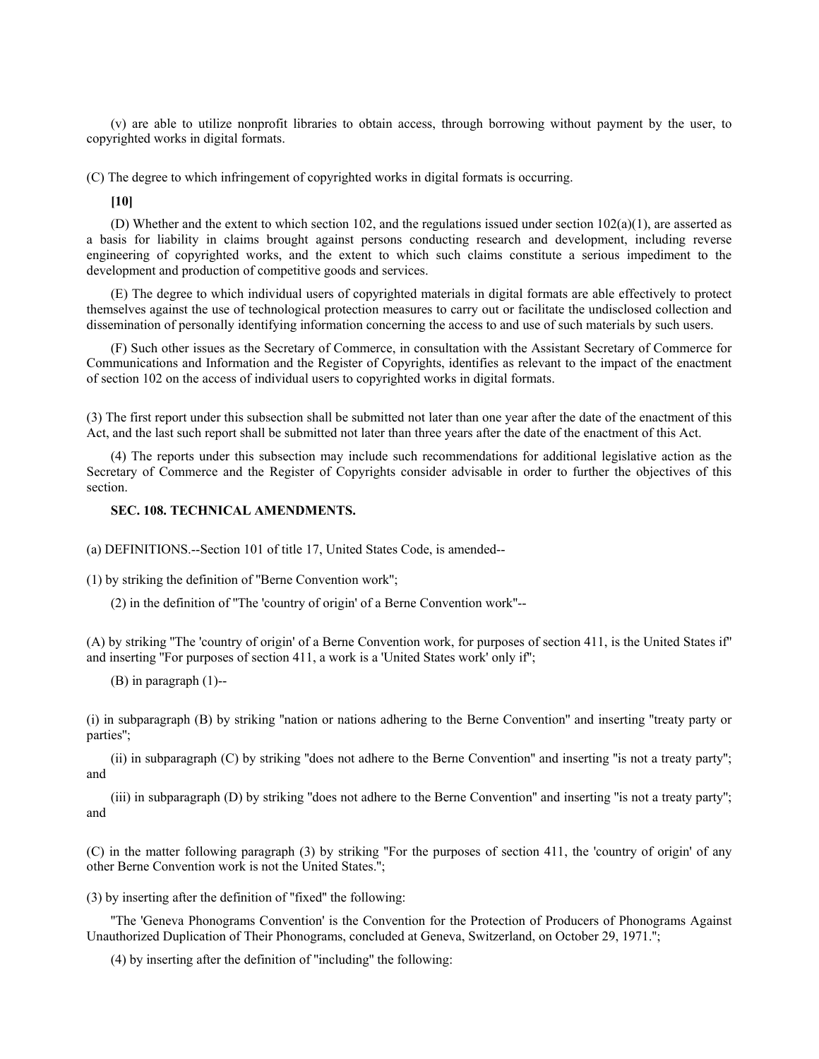(v) are able to utilize nonprofit libraries to obtain access, through borrowing without payment by the user, to copyrighted works in digital formats.

(C) The degree to which infringement of copyrighted works in digital formats is occurring.

**[10]**

(D) Whether and the extent to which section 102, and the regulations issued under section 102(a)(1), are asserted as a basis for liability in claims brought against persons conducting research and development, including reverse engineering of copyrighted works, and the extent to which such claims constitute a serious impediment to the development and production of competitive goods and services.

(E) The degree to which individual users of copyrighted materials in digital formats are able effectively to protect themselves against the use of technological protection measures to carry out or facilitate the undisclosed collection and dissemination of personally identifying information concerning the access to and use of such materials by such users.

(F) Such other issues as the Secretary of Commerce, in consultation with the Assistant Secretary of Commerce for Communications and Information and the Register of Copyrights, identifies as relevant to the impact of the enactment of section 102 on the access of individual users to copyrighted works in digital formats.

(3) The first report under this subsection shall be submitted not later than one year after the date of the enactment of this Act, and the last such report shall be submitted not later than three years after the date of the enactment of this Act.

(4) The reports under this subsection may include such recommendations for additional legislative action as the Secretary of Commerce and the Register of Copyrights consider advisable in order to further the objectives of this section.

**SEC. 108. TECHNICAL AMENDMENTS.**

(a) DEFINITIONS.--Section 101 of title 17, United States Code, is amended--

(1) by striking the definition of "Berne Convention work";

(2) in the definition of "The 'country of origin' of a Berne Convention work"--

(A) by striking "The 'country of origin' of a Berne Convention work, for purposes of section 411, is the United States if" and inserting "For purposes of section 411, a work is a 'United States work' only if";

(B) in paragraph (1)--

(i) in subparagraph (B) by striking "nation or nations adhering to the Berne Convention" and inserting "treaty party or parties";

(ii) in subparagraph (C) by striking "does not adhere to the Berne Convention" and inserting "is not a treaty party"; and

(iii) in subparagraph (D) by striking "does not adhere to the Berne Convention" and inserting "is not a treaty party"; and

(C) in the matter following paragraph (3) by striking "For the purposes of section 411, the 'country of origin' of any other Berne Convention work is not the United States.";

(3) by inserting after the definition of "fixed" the following:

"The 'Geneva Phonograms Convention' is the Convention for the Protection of Producers of Phonograms Against Unauthorized Duplication of Their Phonograms, concluded at Geneva, Switzerland, on October 29, 1971.";

(4) by inserting after the definition of "including" the following: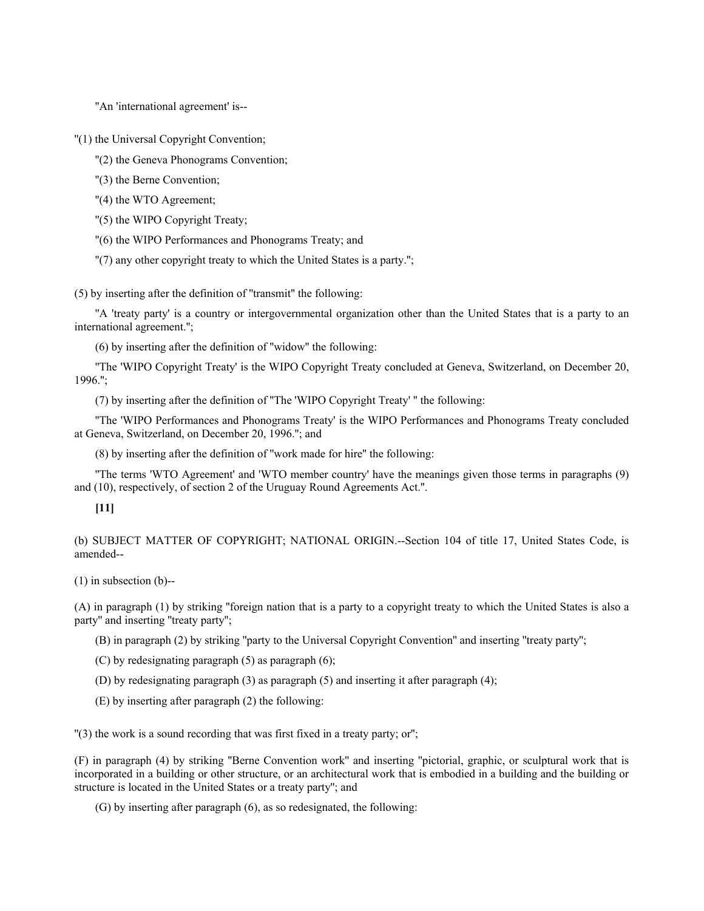"An 'international agreement' is--

"(1) the Universal Copyright Convention;

"(2) the Geneva Phonograms Convention;

"(3) the Berne Convention;

"(4) the WTO Agreement;

"(5) the WIPO Copyright Treaty;

"(6) the WIPO Performances and Phonograms Treaty; and

"(7) any other copyright treaty to which the United States is a party.";

(5) by inserting after the definition of "transmit" the following:

"A 'treaty party' is a country or intergovernmental organization other than the United States that is a party to an international agreement.";

(6) by inserting after the definition of "widow" the following:

"The 'WIPO Copyright Treaty' is the WIPO Copyright Treaty concluded at Geneva, Switzerland, on December 20, 1996.";

(7) by inserting after the definition of "The 'WIPO Copyright Treaty' " the following:

"The 'WIPO Performances and Phonograms Treaty' is the WIPO Performances and Phonograms Treaty concluded at Geneva, Switzerland, on December 20, 1996."; and

(8) by inserting after the definition of "work made for hire" the following:

"The terms 'WTO Agreement' and 'WTO member country' have the meanings given those terms in paragraphs (9) and (10), respectively, of section 2 of the Uruguay Round Agreements Act.".

**[11]**

(b) SUBJECT MATTER OF COPYRIGHT; NATIONAL ORIGIN.--Section 104 of title 17, United States Code, is amended--

(1) in subsection (b)--

(A) in paragraph (1) by striking "foreign nation that is a party to a copyright treaty to which the United States is also a party" and inserting "treaty party";

(B) in paragraph (2) by striking "party to the Universal Copyright Convention" and inserting "treaty party";

(C) by redesignating paragraph (5) as paragraph (6);

(D) by redesignating paragraph (3) as paragraph (5) and inserting it after paragraph (4);

(E) by inserting after paragraph (2) the following:

"(3) the work is a sound recording that was first fixed in a treaty party; or";

(F) in paragraph (4) by striking "Berne Convention work" and inserting "pictorial, graphic, or sculptural work that is incorporated in a building or other structure, or an architectural work that is embodied in a building and the building or structure is located in the United States or a treaty party"; and

(G) by inserting after paragraph (6), as so redesignated, the following: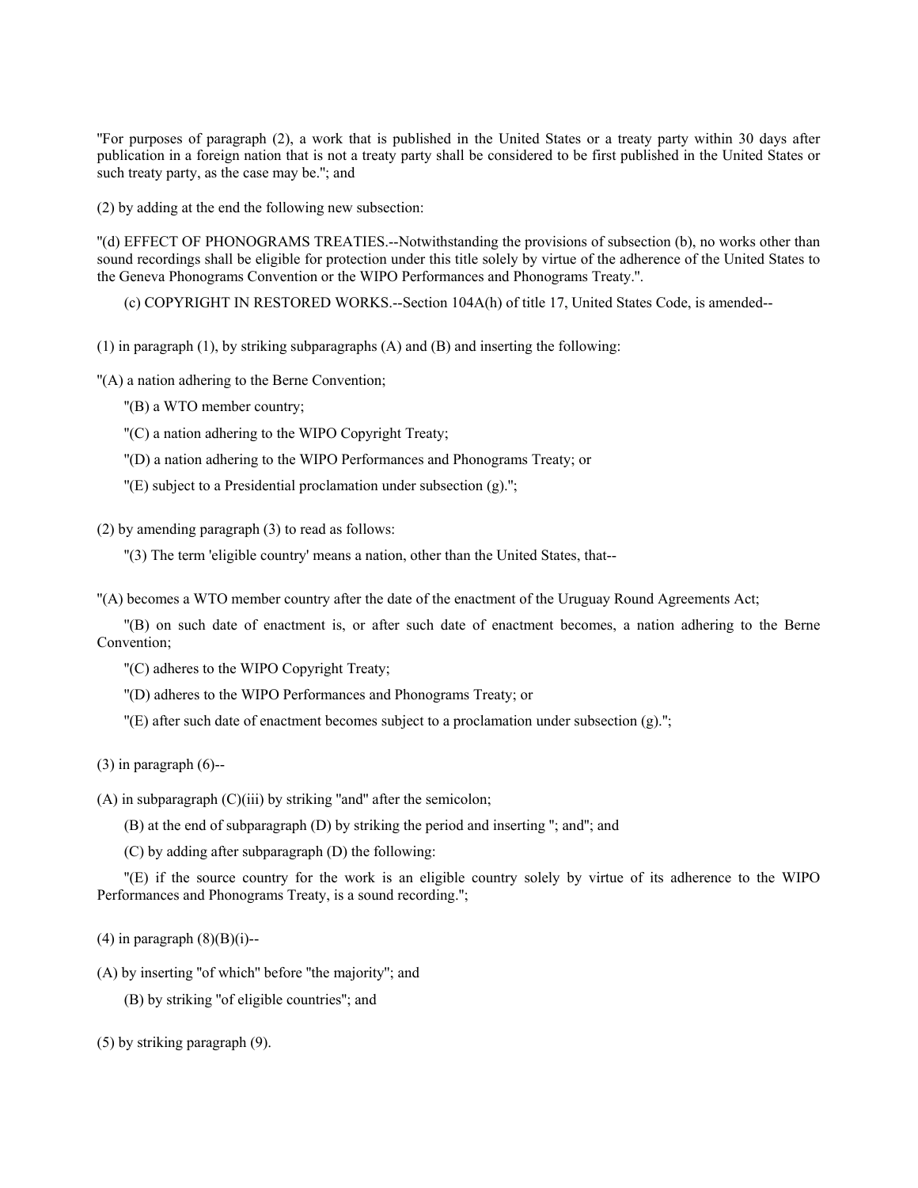"For purposes of paragraph (2), a work that is published in the United States or a treaty party within 30 days after publication in a foreign nation that is not a treaty party shall be considered to be first published in the United States or such treaty party, as the case may be."; and

(2) by adding at the end the following new subsection:

"(d) EFFECT OF PHONOGRAMS TREATIES.--Notwithstanding the provisions of subsection (b), no works other than sound recordings shall be eligible for protection under this title solely by virtue of the adherence of the United States to the Geneva Phonograms Convention or the WIPO Performances and Phonograms Treaty.".

(c) COPYRIGHT IN RESTORED WORKS.--Section 104A(h) of title 17, United States Code, is amended--

(1) in paragraph (1), by striking subparagraphs (A) and (B) and inserting the following:

"(A) a nation adhering to the Berne Convention;

"(B) a WTO member country;

"(C) a nation adhering to the WIPO Copyright Treaty;

"(D) a nation adhering to the WIPO Performances and Phonograms Treaty; or

"(E) subject to a Presidential proclamation under subsection (g).";

(2) by amending paragraph (3) to read as follows:

"(3) The term 'eligible country' means a nation, other than the United States, that--

"(A) becomes a WTO member country after the date of the enactment of the Uruguay Round Agreements Act;

"(B) on such date of enactment is, or after such date of enactment becomes, a nation adhering to the Berne Convention;

"(C) adheres to the WIPO Copyright Treaty;

"(D) adheres to the WIPO Performances and Phonograms Treaty; or

"(E) after such date of enactment becomes subject to a proclamation under subsection (g).";

(3) in paragraph (6)--

(A) in subparagraph (C)(iii) by striking "and" after the semicolon;

(B) at the end of subparagraph (D) by striking the period and inserting "; and"; and

(C) by adding after subparagraph (D) the following:

"(E) if the source country for the work is an eligible country solely by virtue of its adherence to the WIPO Performances and Phonograms Treaty, is a sound recording.";

(4) in paragraph (8)(B)(i)--

(A) by inserting "of which" before "the majority"; and

(B) by striking "of eligible countries"; and

(5) by striking paragraph (9).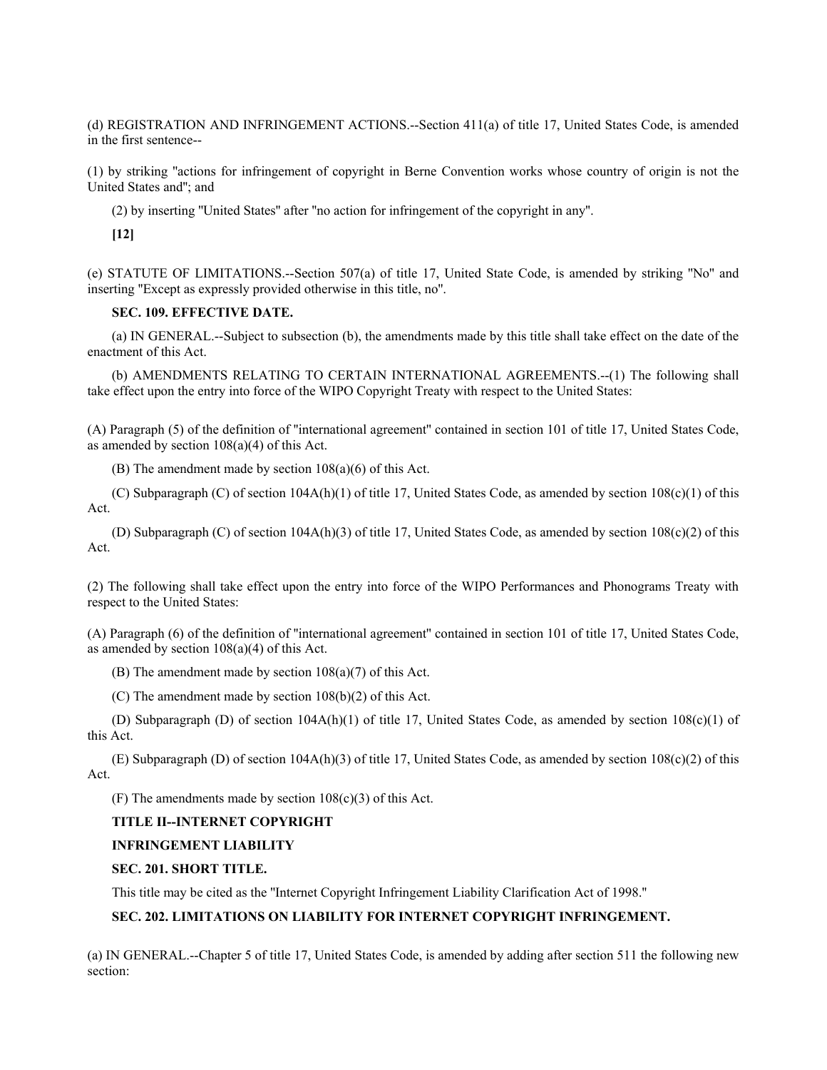(d) REGISTRATION AND INFRINGEMENT ACTIONS.--Section 411(a) of title 17, United States Code, is amended in the first sentence--

(1) by striking "actions for infringement of copyright in Berne Convention works whose country of origin is not the United States and"; and

(2) by inserting "United States" after "no action for infringement of the copyright in any".

**[12]**

(e) STATUTE OF LIMITATIONS.--Section 507(a) of title 17, United State Code, is amended by striking "No" and inserting "Except as expressly provided otherwise in this title, no".

**SEC. 109. EFFECTIVE DATE.**

(a) IN GENERAL.--Subject to subsection (b), the amendments made by this title shall take effect on the date of the enactment of this Act.

(b) AMENDMENTS RELATING TO CERTAIN INTERNATIONAL AGREEMENTS.--(1) The following shall take effect upon the entry into force of the WIPO Copyright Treaty with respect to the United States:

(A) Paragraph (5) of the definition of "international agreement" contained in section 101 of title 17, United States Code, as amended by section 108(a)(4) of this Act.

(B) The amendment made by section 108(a)(6) of this Act.

(C) Subparagraph (C) of section 104A(h)(1) of title 17, United States Code, as amended by section 108(c)(1) of this Act.

(D) Subparagraph (C) of section 104A(h)(3) of title 17, United States Code, as amended by section 108(c)(2) of this Act.

(2) The following shall take effect upon the entry into force of the WIPO Performances and Phonograms Treaty with respect to the United States:

(A) Paragraph (6) of the definition of "international agreement" contained in section 101 of title 17, United States Code, as amended by section 108(a)(4) of this Act.

(B) The amendment made by section 108(a)(7) of this Act.

(C) The amendment made by section 108(b)(2) of this Act.

(D) Subparagraph (D) of section 104A(h)(1) of title 17, United States Code, as amended by section 108(c)(1) of this Act.

(E) Subparagraph (D) of section 104A(h)(3) of title 17, United States Code, as amended by section 108(c)(2) of this Act.

(F) The amendments made by section 108(c)(3) of this Act.

**TITLE II--INTERNET COPYRIGHT**

**INFRINGEMENT LIABILITY**

**SEC. 201. SHORT TITLE.**

This title may be cited as the "Internet Copyright Infringement Liability Clarification Act of 1998."

**SEC. 202. LIMITATIONS ON LIABILITY FOR INTERNET COPYRIGHT INFRINGEMENT.**

(a) IN GENERAL.--Chapter 5 of title 17, United States Code, is amended by adding after section 511 the following new section: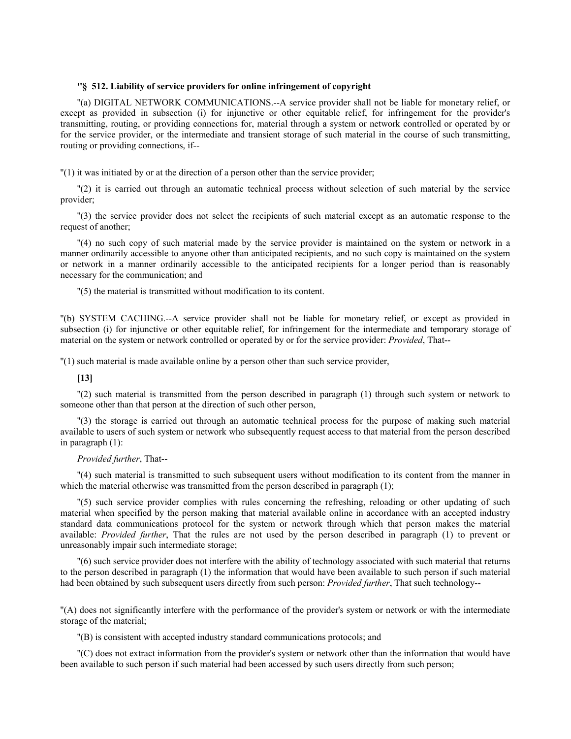**"§ 512. Liability of service providers for online infringement of copyright**

"(a) DIGITAL NETWORK COMMUNICATIONS.--A service provider shall not be liable for monetary relief, or except as provided in subsection (i) for injunctive or other equitable relief, for infringement for the provider's transmitting, routing, or providing connections for, material through a system or network controlled or operated by or for the service provider, or the intermediate and transient storage of such material in the course of such transmitting, routing or providing connections, if--

"(1) it was initiated by or at the direction of a person other than the service provider;

"(2) it is carried out through an automatic technical process without selection of such material by the service provider;

"(3) the service provider does not select the recipients of such material except as an automatic response to the request of another;

"(4) no such copy of such material made by the service provider is maintained on the system or network in a manner ordinarily accessible to anyone other than anticipated recipients, and no such copy is maintained on the system or network in a manner ordinarily accessible to the anticipated recipients for a longer period than is reasonably necessary for the communication; and

"(5) the material is transmitted without modification to its content.

"(b) SYSTEM CACHING.--A service provider shall not be liable for monetary relief, or except as provided in subsection (i) for injunctive or other equitable relief, for infringement for the intermediate and temporary storage of material on the system or network controlled or operated by or for the service provider: *Provided*, That--

"(1) such material is made available online by a person other than such service provider,

**[13]**

"(2) such material is transmitted from the person described in paragraph (1) through such system or network to someone other than that person at the direction of such other person,

"(3) the storage is carried out through an automatic technical process for the purpose of making such material available to users of such system or network who subsequently request access to that material from the person described in paragraph (1):

*Provided further*, That--

"(4) such material is transmitted to such subsequent users without modification to its content from the manner in which the material otherwise was transmitted from the person described in paragraph (1);

"(5) such service provider complies with rules concerning the refreshing, reloading or other updating of such material when specified by the person making that material available online in accordance with an accepted industry standard data communications protocol for the system or network through which that person makes the material available: *Provided further*, That the rules are not used by the person described in paragraph (1) to prevent or unreasonably impair such intermediate storage;

"(6) such service provider does not interfere with the ability of technology associated with such material that returns to the person described in paragraph (1) the information that would have been available to such person if such material had been obtained by such subsequent users directly from such person: *Provided further*, That such technology--

"(A) does not significantly interfere with the performance of the provider's system or network or with the intermediate storage of the material;

"(B) is consistent with accepted industry standard communications protocols; and

"(C) does not extract information from the provider's system or network other than the information that would have been available to such person if such material had been accessed by such users directly from such person;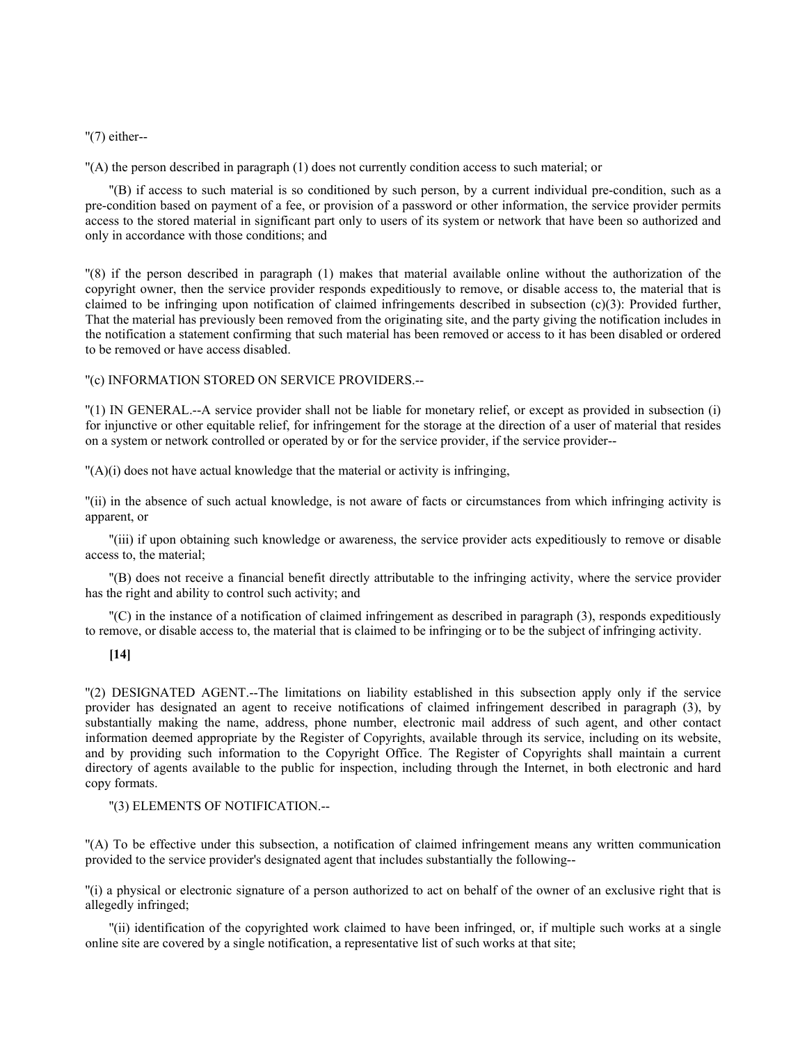"(7) either--

"(A) the person described in paragraph (1) does not currently condition access to such material; or

"(B) if access to such material is so conditioned by such person, by a current individual pre-condition, such as a pre-condition based on payment of a fee, or provision of a password or other information, the service provider permits access to the stored material in significant part only to users of its system or network that have been so authorized and only in accordance with those conditions; and

"(8) if the person described in paragraph (1) makes that material available online without the authorization of the copyright owner, then the service provider responds expeditiously to remove, or disable access to, the material that is claimed to be infringing upon notification of claimed infringements described in subsection (c)(3): Provided further, That the material has previously been removed from the originating site, and the party giving the notification includes in the notification a statement confirming that such material has been removed or access to it has been disabled or ordered to be removed or have access disabled.

"(c) INFORMATION STORED ON SERVICE PROVIDERS.--

"(1) IN GENERAL.--A service provider shall not be liable for monetary relief, or except as provided in subsection (i) for injunctive or other equitable relief, for infringement for the storage at the direction of a user of material that resides on a system or network controlled or operated by or for the service provider, if the service provider--

"(A)(i) does not have actual knowledge that the material or activity is infringing,

"(ii) in the absence of such actual knowledge, is not aware of facts or circumstances from which infringing activity is apparent, or

"(iii) if upon obtaining such knowledge or awareness, the service provider acts expeditiously to remove or disable access to, the material;

"(B) does not receive a financial benefit directly attributable to the infringing activity, where the service provider has the right and ability to control such activity; and

"(C) in the instance of a notification of claimed infringement as described in paragraph (3), responds expeditiously to remove, or disable access to, the material that is claimed to be infringing or to be the subject of infringing activity.

**[14]**

"(2) DESIGNATED AGENT.--The limitations on liability established in this subsection apply only if the service provider has designated an agent to receive notifications of claimed infringement described in paragraph (3), by substantially making the name, address, phone number, electronic mail address of such agent, and other contact information deemed appropriate by the Register of Copyrights, available through its service, including on its website, and by providing such information to the Copyright Office. The Register of Copyrights shall maintain a current directory of agents available to the public for inspection, including through the Internet, in both electronic and hard copy formats.

"(3) ELEMENTS OF NOTIFICATION.--

"(A) To be effective under this subsection, a notification of claimed infringement means any written communication provided to the service provider's designated agent that includes substantially the following--

"(i) a physical or electronic signature of a person authorized to act on behalf of the owner of an exclusive right that is allegedly infringed;

"(ii) identification of the copyrighted work claimed to have been infringed, or, if multiple such works at a single online site are covered by a single notification, a representative list of such works at that site;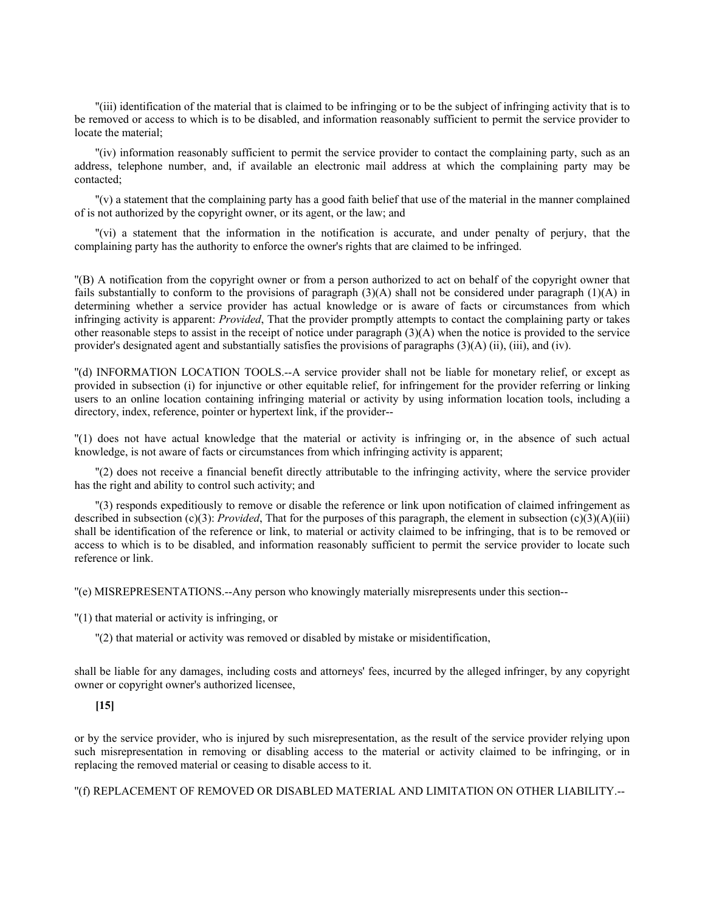"(iii) identification of the material that is claimed to be infringing or to be the subject of infringing activity that is to be removed or access to which is to be disabled, and information reasonably sufficient to permit the service provider to locate the material;

"(iv) information reasonably sufficient to permit the service provider to contact the complaining party, such as an address, telephone number, and, if available an electronic mail address at which the complaining party may be contacted;

"(v) a statement that the complaining party has a good faith belief that use of the material in the manner complained of is not authorized by the copyright owner, or its agent, or the law; and

"(vi) a statement that the information in the notification is accurate, and under penalty of perjury, that the complaining party has the authority to enforce the owner's rights that are claimed to be infringed.

"(B) A notification from the copyright owner or from a person authorized to act on behalf of the copyright owner that fails substantially to conform to the provisions of paragraph (3)(A) shall not be considered under paragraph (1)(A) in determining whether a service provider has actual knowledge or is aware of facts or circumstances from which infringing activity is apparent: *Provided*, That the provider promptly attempts to contact the complaining party or takes other reasonable steps to assist in the receipt of notice under paragraph (3)(A) when the notice is provided to the service provider's designated agent and substantially satisfies the provisions of paragraphs (3)(A) (ii), (iii), and (iv).

"(d) INFORMATION LOCATION TOOLS.--A service provider shall not be liable for monetary relief, or except as provided in subsection (i) for injunctive or other equitable relief, for infringement for the provider referring or linking users to an online location containing infringing material or activity by using information location tools, including a directory, index, reference, pointer or hypertext link, if the provider--

"(1) does not have actual knowledge that the material or activity is infringing or, in the absence of such actual knowledge, is not aware of facts or circumstances from which infringing activity is apparent;

"(2) does not receive a financial benefit directly attributable to the infringing activity, where the service provider has the right and ability to control such activity; and

"(3) responds expeditiously to remove or disable the reference or link upon notification of claimed infringement as described in subsection (c)(3): *Provided*, That for the purposes of this paragraph, the element in subsection (c)(3)(A)(iii) shall be identification of the reference or link, to material or activity claimed to be infringing, that is to be removed or access to which is to be disabled, and information reasonably sufficient to permit the service provider to locate such reference or link.

"(e) MISREPRESENTATIONS.--Any person who knowingly materially misrepresents under this section--

"(1) that material or activity is infringing, or

"(2) that material or activity was removed or disabled by mistake or misidentification,

shall be liable for any damages, including costs and attorneys' fees, incurred by the alleged infringer, by any copyright owner or copyright owner's authorized licensee,

**[15]**

or by the service provider, who is injured by such misrepresentation, as the result of the service provider relying upon such misrepresentation in removing or disabling access to the material or activity claimed to be infringing, or in replacing the removed material or ceasing to disable access to it.

"(f) REPLACEMENT OF REMOVED OR DISABLED MATERIAL AND LIMITATION ON OTHER LIABILITY.--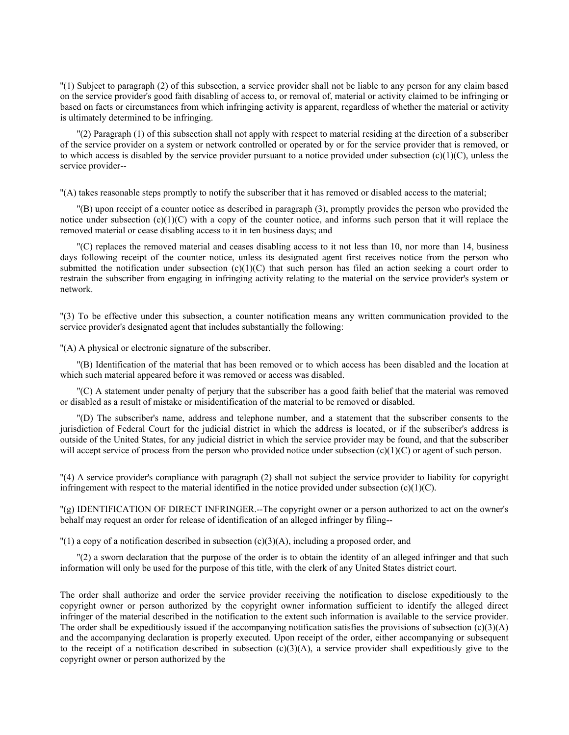"(1) Subject to paragraph (2) of this subsection, a service provider shall not be liable to any person for any claim based on the service provider's good faith disabling of access to, or removal of, material or activity claimed to be infringing or based on facts or circumstances from which infringing activity is apparent, regardless of whether the material or activity is ultimately determined to be infringing.

"(2) Paragraph (1) of this subsection shall not apply with respect to material residing at the direction of a subscriber of the service provider on a system or network controlled or operated by or for the service provider that is removed, or to which access is disabled by the service provider pursuant to a notice provided under subsection (c)(1)(C), unless the service provider--

"(A) takes reasonable steps promptly to notify the subscriber that it has removed or disabled access to the material;

"(B) upon receipt of a counter notice as described in paragraph (3), promptly provides the person who provided the notice under subsection (c)(1)(C) with a copy of the counter notice, and informs such person that it will replace the removed material or cease disabling access to it in ten business days; and

"(C) replaces the removed material and ceases disabling access to it not less than 10, nor more than 14, business days following receipt of the counter notice, unless its designated agent first receives notice from the person who submitted the notification under subsection (c)(1)(C) that such person has filed an action seeking a court order to restrain the subscriber from engaging in infringing activity relating to the material on the service provider's system or network.

"(3) To be effective under this subsection, a counter notification means any written communication provided to the service provider's designated agent that includes substantially the following:

"(A) A physical or electronic signature of the subscriber.

"(B) Identification of the material that has been removed or to which access has been disabled and the location at which such material appeared before it was removed or access was disabled.

"(C) A statement under penalty of perjury that the subscriber has a good faith belief that the material was removed or disabled as a result of mistake or misidentification of the material to be removed or disabled.

"(D) The subscriber's name, address and telephone number, and a statement that the subscriber consents to the jurisdiction of Federal Court for the judicial district in which the address is located, or if the subscriber's address is outside of the United States, for any judicial district in which the service provider may be found, and that the subscriber will accept service of process from the person who provided notice under subsection (c)(1)(C) or agent of such person.

"(4) A service provider's compliance with paragraph (2) shall not subject the service provider to liability for copyright infringement with respect to the material identified in the notice provided under subsection (c)(1)(C).

"(g) IDENTIFICATION OF DIRECT INFRINGER.--The copyright owner or a person authorized to act on the owner's behalf may request an order for release of identification of an alleged infringer by filing--

"(1) a copy of a notification described in subsection (c)(3)(A), including a proposed order, and

"(2) a sworn declaration that the purpose of the order is to obtain the identity of an alleged infringer and that such information will only be used for the purpose of this title, with the clerk of any United States district court.

The order shall authorize and order the service provider receiving the notification to disclose expeditiously to the copyright owner or person authorized by the copyright owner information sufficient to identify the alleged direct infringer of the material described in the notification to the extent such information is available to the service provider. The order shall be expeditiously issued if the accompanying notification satisfies the provisions of subsection (c)(3)(A) and the accompanying declaration is properly executed. Upon receipt of the order, either accompanying or subsequent to the receipt of a notification described in subsection (c)(3)(A), a service provider shall expeditiously give to the copyright owner or person authorized by the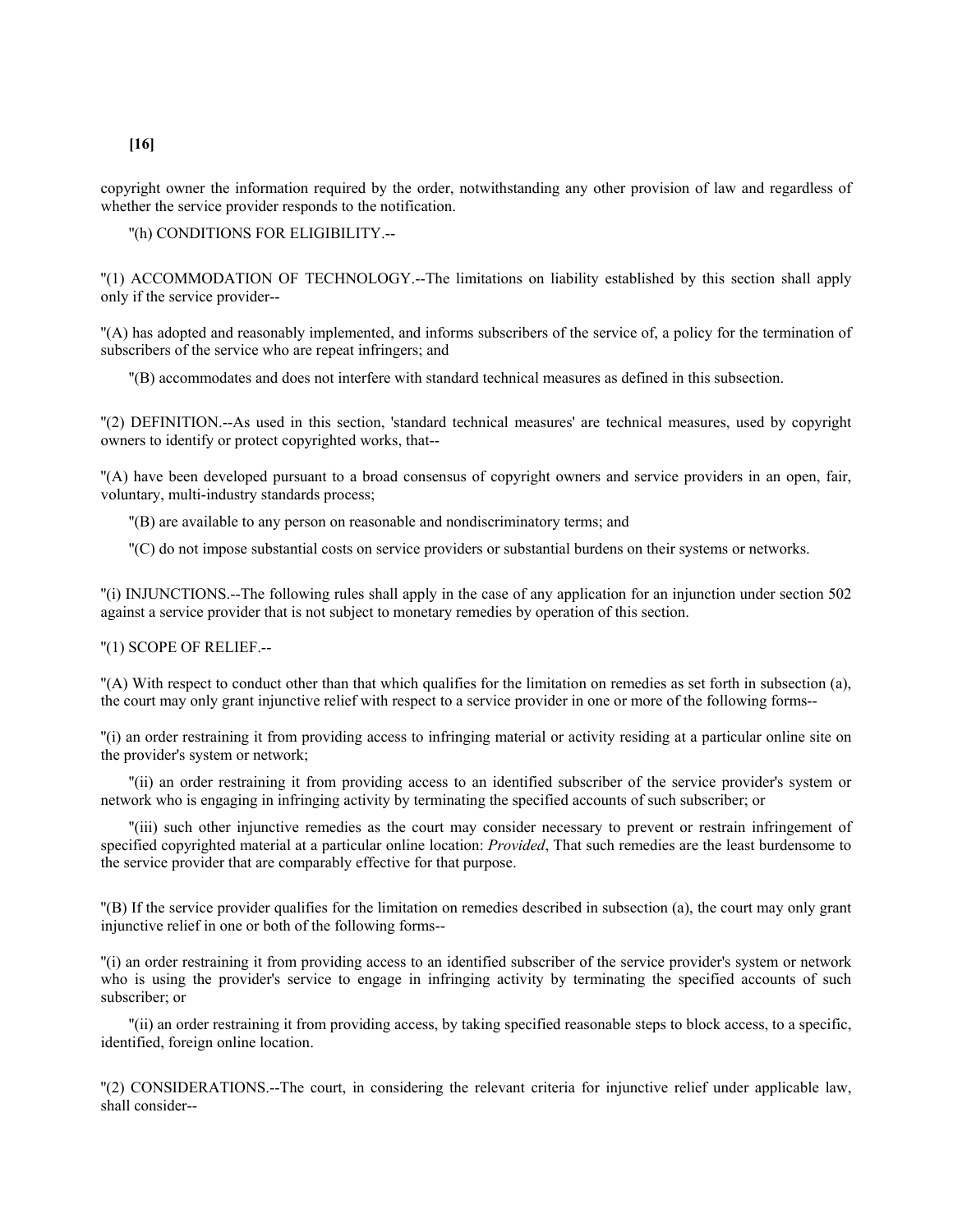copyright owner the information required by the order, notwithstanding any other provision of law and regardless of whether the service provider responds to the notification.

"(h) CONDITIONS FOR ELIGIBILITY.--

"(1) ACCOMMODATION OF TECHNOLOGY.--The limitations on liability established by this section shall apply only if the service provider--

"(A) has adopted and reasonably implemented, and informs subscribers of the service of, a policy for the termination of subscribers of the service who are repeat infringers; and

"(B) accommodates and does not interfere with standard technical measures as defined in this subsection.

"(2) DEFINITION.--As used in this section, 'standard technical measures' are technical measures, used by copyright owners to identify or protect copyrighted works, that--

"(A) have been developed pursuant to a broad consensus of copyright owners and service providers in an open, fair, voluntary, multi-industry standards process;

"(B) are available to any person on reasonable and nondiscriminatory terms; and

"(C) do not impose substantial costs on service providers or substantial burdens on their systems or networks.

"(i) INJUNCTIONS.--The following rules shall apply in the case of any application for an injunction under section 502 against a service provider that is not subject to monetary remedies by operation of this section.

"(1) SCOPE OF RELIEF.--

"(A) With respect to conduct other than that which qualifies for the limitation on remedies as set forth in subsection (a), the court may only grant injunctive relief with respect to a service provider in one or more of the following forms--

"(i) an order restraining it from providing access to infringing material or activity residing at a particular online site on the provider's system or network;

"(ii) an order restraining it from providing access to an identified subscriber of the service provider's system or network who is engaging in infringing activity by terminating the specified accounts of such subscriber; or

"(iii) such other injunctive remedies as the court may consider necessary to prevent or restrain infringement of specified copyrighted material at a particular online location: *Provided*, That such remedies are the least burdensome to the service provider that are comparably effective for that purpose.

"(B) If the service provider qualifies for the limitation on remedies described in subsection (a), the court may only grant injunctive relief in one or both of the following forms--

"(i) an order restraining it from providing access to an identified subscriber of the service provider's system or network who is using the provider's service to engage in infringing activity by terminating the specified accounts of such subscriber; or

"(ii) an order restraining it from providing access, by taking specified reasonable steps to block access, to a specific, identified, foreign online location.

"(2) CONSIDERATIONS.--The court, in considering the relevant criteria for injunctive relief under applicable law, shall consider--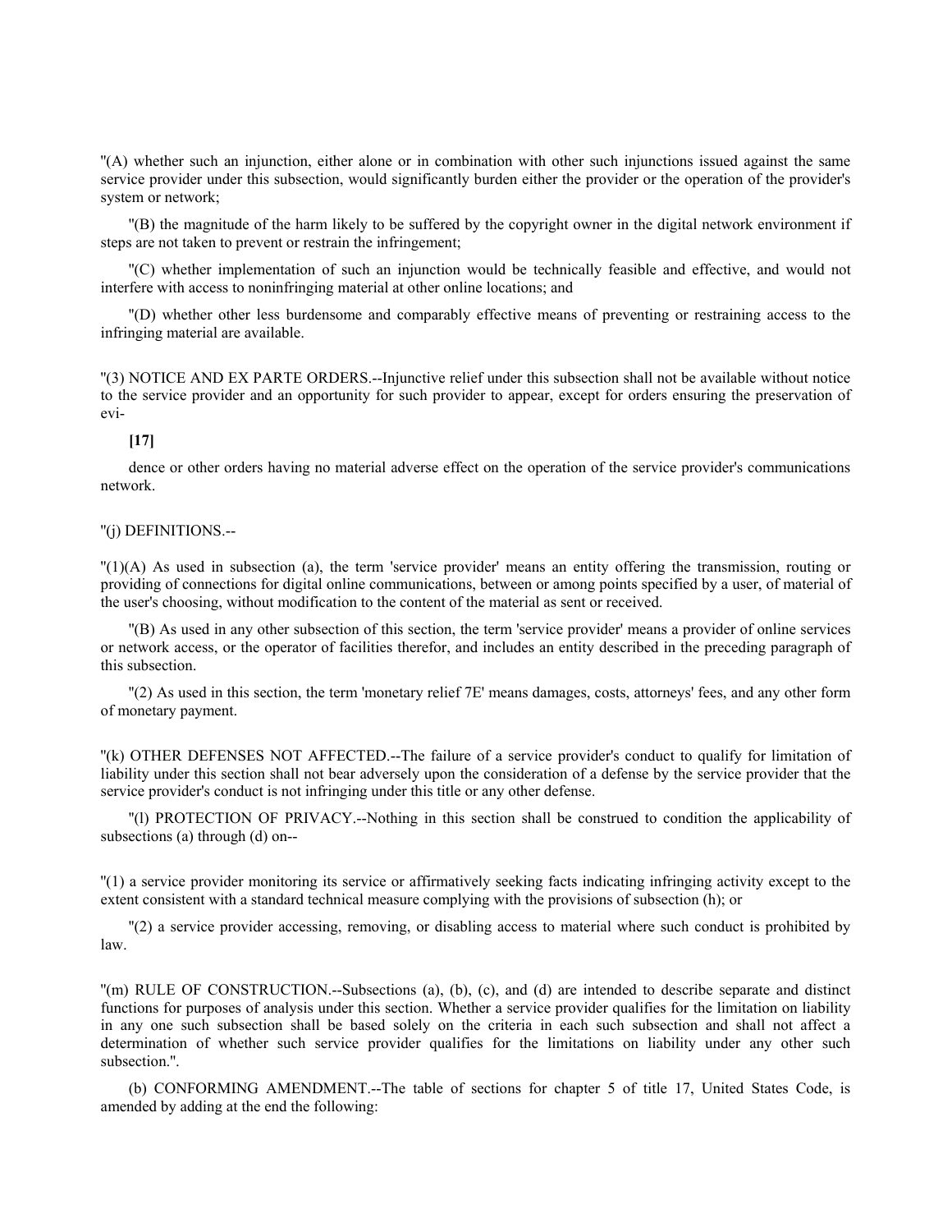"(A) whether such an injunction, either alone or in combination with other such injunctions issued against the same service provider under this subsection, would significantly burden either the provider or the operation of the provider's system or network;

"(B) the magnitude of the harm likely to be suffered by the copyright owner in the digital network environment if steps are not taken to prevent or restrain the infringement;

"(C) whether implementation of such an injunction would be technically feasible and effective, and would not interfere with access to noninfringing material at other online locations; and

"(D) whether other less burdensome and comparably effective means of preventing or restraining access to the infringing material are available.

"(3) NOTICE AND EX PARTE ORDERS.--Injunctive relief under this subsection shall not be available without notice to the service provider and an opportunity for such provider to appear, except for orders ensuring the preservation of evi-

**[17]**

dence or other orders having no material adverse effect on the operation of the service provider's communications network.

"(j) DEFINITIONS.--

"(1)(A) As used in subsection (a), the term 'service provider' means an entity offering the transmission, routing or providing of connections for digital online communications, between or among points specified by a user, of material of the user's choosing, without modification to the content of the material as sent or received.

"(B) As used in any other subsection of this section, the term 'service provider' means a provider of online services or network access, or the operator of facilities therefor, and includes an entity described in the preceding paragraph of this subsection.

"(2) As used in this section, the term 'monetary relief 7E' means damages, costs, attorneys' fees, and any other form of monetary payment.

"(k) OTHER DEFENSES NOT AFFECTED.--The failure of a service provider's conduct to qualify for limitation of liability under this section shall not bear adversely upon the consideration of a defense by the service provider that the service provider's conduct is not infringing under this title or any other defense.

"(l) PROTECTION OF PRIVACY.--Nothing in this section shall be construed to condition the applicability of subsections (a) through (d) on--

"(1) a service provider monitoring its service or affirmatively seeking facts indicating infringing activity except to the extent consistent with a standard technical measure complying with the provisions of subsection (h); or

"(2) a service provider accessing, removing, or disabling access to material where such conduct is prohibited by law.

"(m) RULE OF CONSTRUCTION.--Subsections (a), (b), (c), and (d) are intended to describe separate and distinct functions for purposes of analysis under this section. Whether a service provider qualifies for the limitation on liability in any one such subsection shall be based solely on the criteria in each such subsection and shall not affect a determination of whether such service provider qualifies for the limitations on liability under any other such subsection.".

(b) CONFORMING AMENDMENT.--The table of sections for chapter 5 of title 17, United States Code, is amended by adding at the end the following: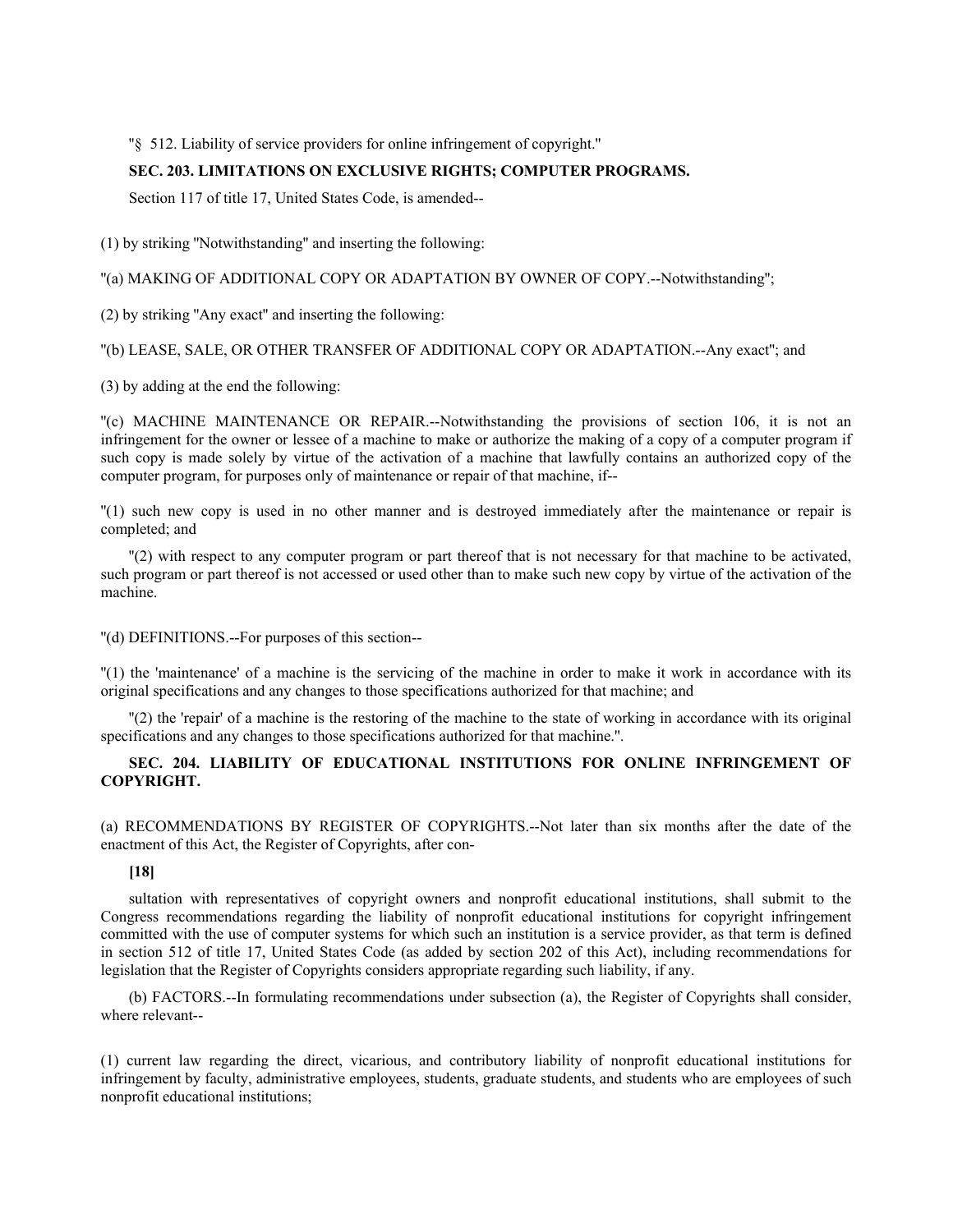"§ 512. Liability of service providers for online infringement of copyright."

**SEC. 203. LIMITATIONS ON EXCLUSIVE RIGHTS; COMPUTER PROGRAMS.**

Section 117 of title 17, United States Code, is amended--

(1) by striking "Notwithstanding" and inserting the following:

"(a) MAKING OF ADDITIONAL COPY OR ADAPTATION BY OWNER OF COPY.--Notwithstanding";

(2) by striking "Any exact" and inserting the following:

"(b) LEASE, SALE, OR OTHER TRANSFER OF ADDITIONAL COPY OR ADAPTATION.--Any exact"; and

(3) by adding at the end the following:

"(c) MACHINE MAINTENANCE OR REPAIR.--Notwithstanding the provisions of section 106, it is not an infringement for the owner or lessee of a machine to make or authorize the making of a copy of a computer program if such copy is made solely by virtue of the activation of a machine that lawfully contains an authorized copy of the computer program, for purposes only of maintenance or repair of that machine, if--

"(1) such new copy is used in no other manner and is destroyed immediately after the maintenance or repair is completed; and

"(2) with respect to any computer program or part thereof that is not necessary for that machine to be activated, such program or part thereof is not accessed or used other than to make such new copy by virtue of the activation of the machine.

"(d) DEFINITIONS.--For purposes of this section--

"(1) the 'maintenance' of a machine is the servicing of the machine in order to make it work in accordance with its original specifications and any changes to those specifications authorized for that machine; and

"(2) the 'repair' of a machine is the restoring of the machine to the state of working in accordance with its original specifications and any changes to those specifications authorized for that machine.".

**SEC. 204. LIABILITY OF EDUCATIONAL INSTITUTIONS FOR ONLINE INFRINGEMENT OF COPYRIGHT.**

(a) RECOMMENDATIONS BY REGISTER OF COPYRIGHTS.--Not later than six months after the date of the enactment of this Act, the Register of Copyrights, after con-

**[18]**

sultation with representatives of copyright owners and nonprofit educational institutions, shall submit to the Congress recommendations regarding the liability of nonprofit educational institutions for copyright infringement committed with the use of computer systems for which such an institution is a service provider, as that term is defined in section 512 of title 17, United States Code (as added by section 202 of this Act), including recommendations for legislation that the Register of Copyrights considers appropriate regarding such liability, if any.

(b) FACTORS.--In formulating recommendations under subsection (a), the Register of Copyrights shall consider, where relevant--

(1) current law regarding the direct, vicarious, and contributory liability of nonprofit educational institutions for infringement by faculty, administrative employees, students, graduate students, and students who are employees of such nonprofit educational institutions;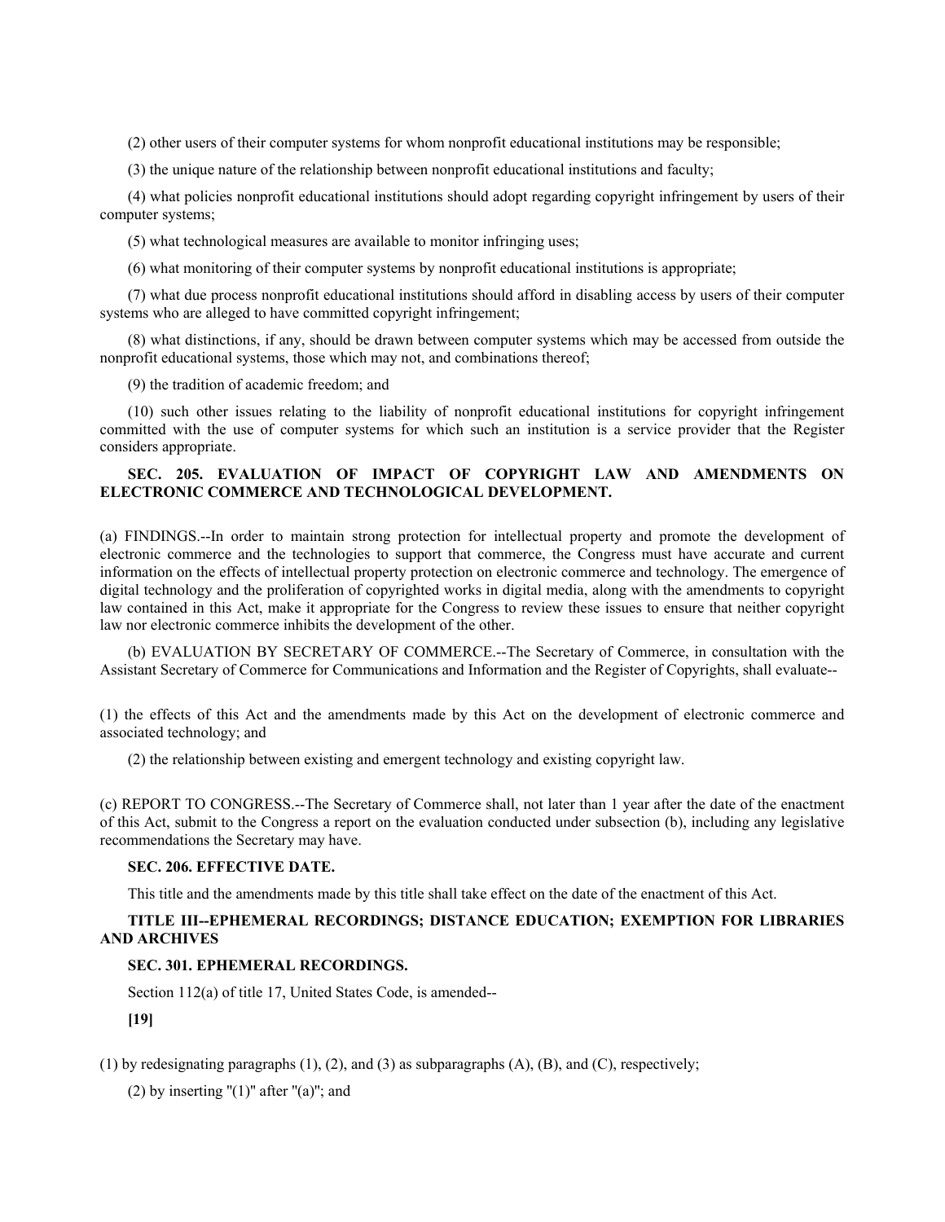(2) other users of their computer systems for whom nonprofit educational institutions may be responsible;

(3) the unique nature of the relationship between nonprofit educational institutions and faculty;

(4) what policies nonprofit educational institutions should adopt regarding copyright infringement by users of their computer systems;

(5) what technological measures are available to monitor infringing uses;

(6) what monitoring of their computer systems by nonprofit educational institutions is appropriate;

(7) what due process nonprofit educational institutions should afford in disabling access by users of their computer systems who are alleged to have committed copyright infringement;

(8) what distinctions, if any, should be drawn between computer systems which may be accessed from outside the nonprofit educational systems, those which may not, and combinations thereof;

(9) the tradition of academic freedom; and

(10) such other issues relating to the liability of nonprofit educational institutions for copyright infringement committed with the use of computer systems for which such an institution is a service provider that the Register considers appropriate.

**SEC. 205. EVALUATION OF IMPACT OF COPYRIGHT LAW AND AMENDMENTS ON ELECTRONIC COMMERCE AND TECHNOLOGICAL DEVELOPMENT.**

(a) FINDINGS.--In order to maintain strong protection for intellectual property and promote the development of electronic commerce and the technologies to support that commerce, the Congress must have accurate and current information on the effects of intellectual property protection on electronic commerce and technology. The emergence of digital technology and the proliferation of copyrighted works in digital media, along with the amendments to copyright law contained in this Act, make it appropriate for the Congress to review these issues to ensure that neither copyright law nor electronic commerce inhibits the development of the other.

(b) EVALUATION BY SECRETARY OF COMMERCE.--The Secretary of Commerce, in consultation with the Assistant Secretary of Commerce for Communications and Information and the Register of Copyrights, shall evaluate--

(1) the effects of this Act and the amendments made by this Act on the development of electronic commerce and associated technology; and

(2) the relationship between existing and emergent technology and existing copyright law.

(c) REPORT TO CONGRESS.--The Secretary of Commerce shall, not later than 1 year after the date of the enactment of this Act, submit to the Congress a report on the evaluation conducted under subsection (b), including any legislative recommendations the Secretary may have.

**SEC. 206. EFFECTIVE DATE.**

This title and the amendments made by this title shall take effect on the date of the enactment of this Act.

**TITLE III--EPHEMERAL RECORDINGS; DISTANCE EDUCATION; EXEMPTION FOR LIBRARIES AND ARCHIVES**

**SEC. 301. EPHEMERAL RECORDINGS.**

Section 112(a) of title 17, United States Code, is amended--

**[19]**

(1) by redesignating paragraphs (1), (2), and (3) as subparagraphs (A), (B), and (C), respectively;

(2) by inserting "(1)" after "(a)"; and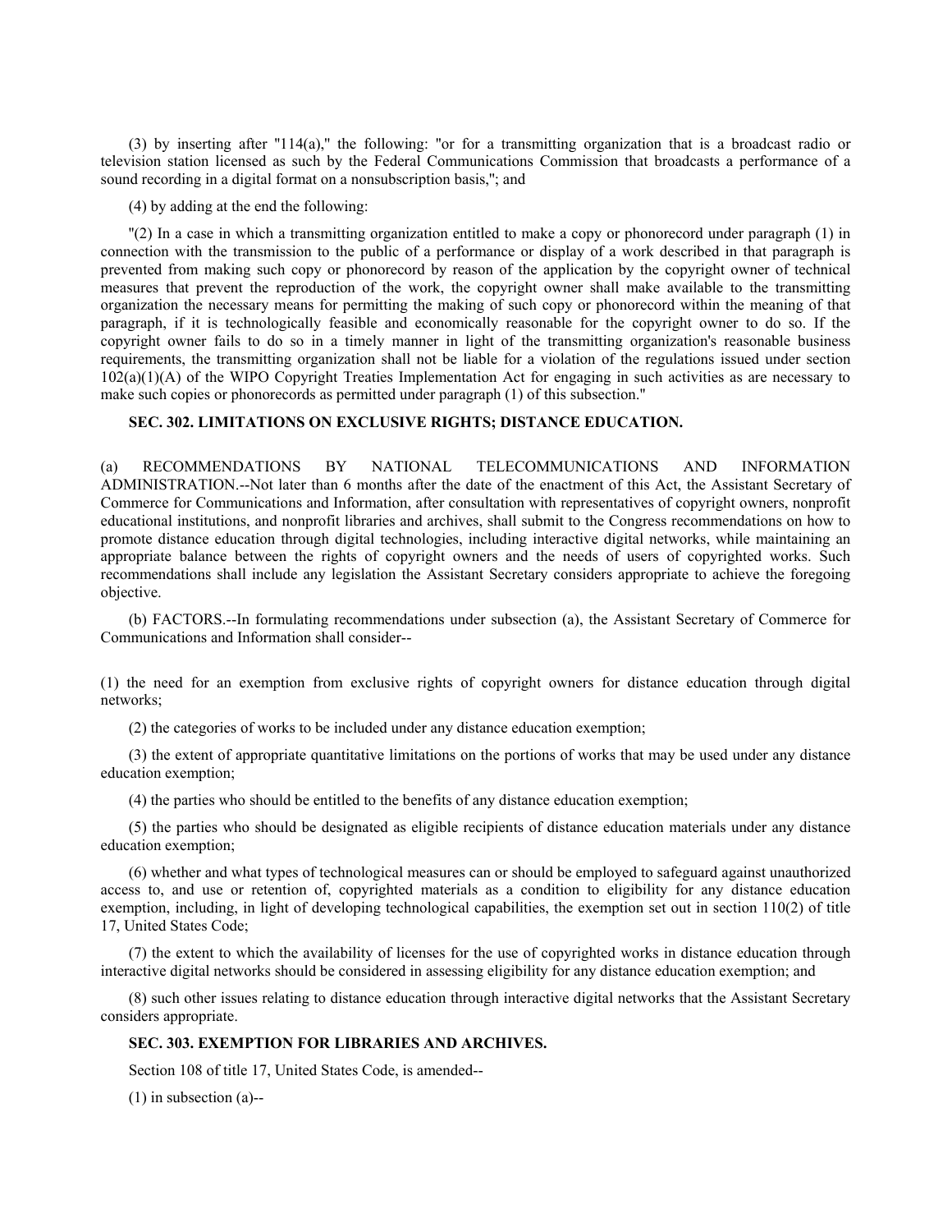(3) by inserting after "114(a)," the following: "or for a transmitting organization that is a broadcast radio or television station licensed as such by the Federal Communications Commission that broadcasts a performance of a sound recording in a digital format on a nonsubscription basis,"; and

(4) by adding at the end the following:

"(2) In a case in which a transmitting organization entitled to make a copy or phonorecord under paragraph (1) in connection with the transmission to the public of a performance or display of a work described in that paragraph is prevented from making such copy or phonorecord by reason of the application by the copyright owner of technical measures that prevent the reproduction of the work, the copyright owner shall make available to the transmitting organization the necessary means for permitting the making of such copy or phonorecord within the meaning of that paragraph, if it is technologically feasible and economically reasonable for the copyright owner to do so. If the copyright owner fails to do so in a timely manner in light of the transmitting organization's reasonable business requirements, the transmitting organization shall not be liable for a violation of the regulations issued under section 102(a)(1)(A) of the WIPO Copyright Treaties Implementation Act for engaging in such activities as are necessary to make such copies or phonorecords as permitted under paragraph (1) of this subsection."

**SEC. 302. LIMITATIONS ON EXCLUSIVE RIGHTS; DISTANCE EDUCATION.**

(a) RECOMMENDATIONS BY NATIONAL TELECOMMUNICATIONS AND INFORMATION ADMINISTRATION.--Not later than 6 months after the date of the enactment of this Act, the Assistant Secretary of Commerce for Communications and Information, after consultation with representatives of copyright owners, nonprofit educational institutions, and nonprofit libraries and archives, shall submit to the Congress recommendations on how to promote distance education through digital technologies, including interactive digital networks, while maintaining an appropriate balance between the rights of copyright owners and the needs of users of copyrighted works. Such recommendations shall include any legislation the Assistant Secretary considers appropriate to achieve the foregoing objective.

(b) FACTORS.--In formulating recommendations under subsection (a), the Assistant Secretary of Commerce for Communications and Information shall consider--

(1) the need for an exemption from exclusive rights of copyright owners for distance education through digital networks;

(2) the categories of works to be included under any distance education exemption;

(3) the extent of appropriate quantitative limitations on the portions of works that may be used under any distance education exemption;

(4) the parties who should be entitled to the benefits of any distance education exemption;

(5) the parties who should be designated as eligible recipients of distance education materials under any distance education exemption;

(6) whether and what types of technological measures can or should be employed to safeguard against unauthorized access to, and use or retention of, copyrighted materials as a condition to eligibility for any distance education exemption, including, in light of developing technological capabilities, the exemption set out in section 110(2) of title 17, United States Code;

(7) the extent to which the availability of licenses for the use of copyrighted works in distance education through interactive digital networks should be considered in assessing eligibility for any distance education exemption; and

(8) such other issues relating to distance education through interactive digital networks that the Assistant Secretary considers appropriate.

**SEC. 303. EXEMPTION FOR LIBRARIES AND ARCHIVES.**

Section 108 of title 17, United States Code, is amended--

(1) in subsection (a)--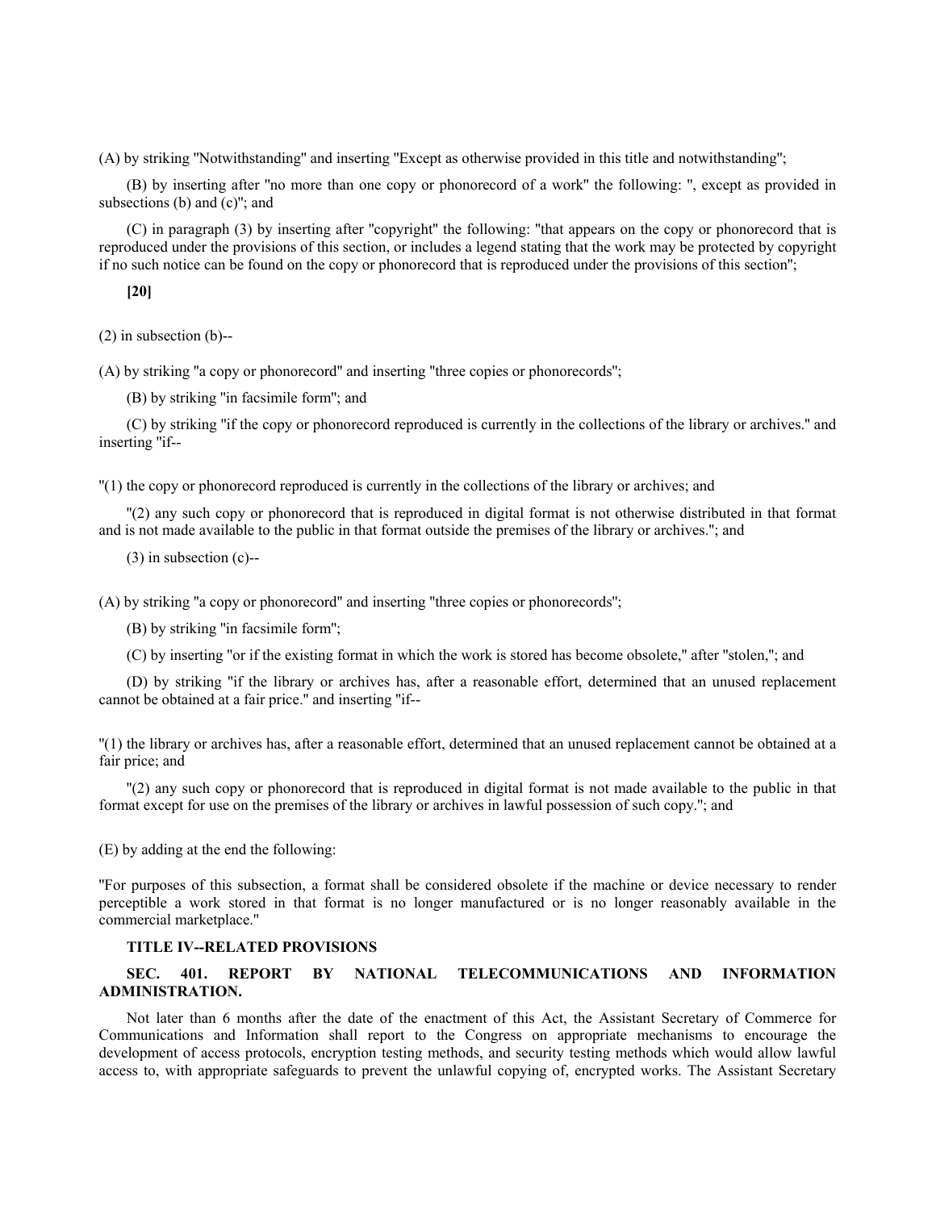(A) by striking "Notwithstanding" and inserting "Except as otherwise provided in this title and notwithstanding";

(B) by inserting after "no more than one copy or phonorecord of a work" the following: ", except as provided in subsections (b) and (c)"; and

(C) in paragraph (3) by inserting after "copyright" the following: "that appears on the copy or phonorecord that is reproduced under the provisions of this section, or includes a legend stating that the work may be protected by copyright if no such notice can be found on the copy or phonorecord that is reproduced under the provisions of this section";

**[20]**

(2) in subsection (b)--

(A) by striking "a copy or phonorecord" and inserting "three copies or phonorecords";

(B) by striking "in facsimile form"; and

(C) by striking "if the copy or phonorecord reproduced is currently in the collections of the library or archives." and inserting "if--

"(1) the copy or phonorecord reproduced is currently in the collections of the library or archives; and

"(2) any such copy or phonorecord that is reproduced in digital format is not otherwise distributed in that format and is not made available to the public in that format outside the premises of the library or archives."; and

(3) in subsection (c)--

(A) by striking "a copy or phonorecord" and inserting "three copies or phonorecords";

(B) by striking "in facsimile form";

(C) by inserting "or if the existing format in which the work is stored has become obsolete," after "stolen,"; and

(D) by striking "if the library or archives has, after a reasonable effort, determined that an unused replacement cannot be obtained at a fair price." and inserting "if--

"(1) the library or archives has, after a reasonable effort, determined that an unused replacement cannot be obtained at a fair price; and

"(2) any such copy or phonorecord that is reproduced in digital format is not made available to the public in that format except for use on the premises of the library or archives in lawful possession of such copy."; and

(E) by adding at the end the following:

"For purposes of this subsection, a format shall be considered obsolete if the machine or device necessary to render perceptible a work stored in that format is no longer manufactured or is no longer reasonably available in the commercial marketplace."

## TITLE IV--RELATED PROVISIONS

### SEC. 401. REPORT BY NATIONAL TELECOMMUNICATIONS AND INFORMATION ADMINISTRATION.

Not later than 6 months after the date of the enactment of this Act, the Assistant Secretary of Commerce for Communications and Information shall report to the Congress on appropriate mechanisms to encourage the development of access protocols, encryption testing methods, and security testing methods which would allow lawful access to, with appropriate safeguards to prevent the unlawful copying of, encrypted works. The Assistant Secretary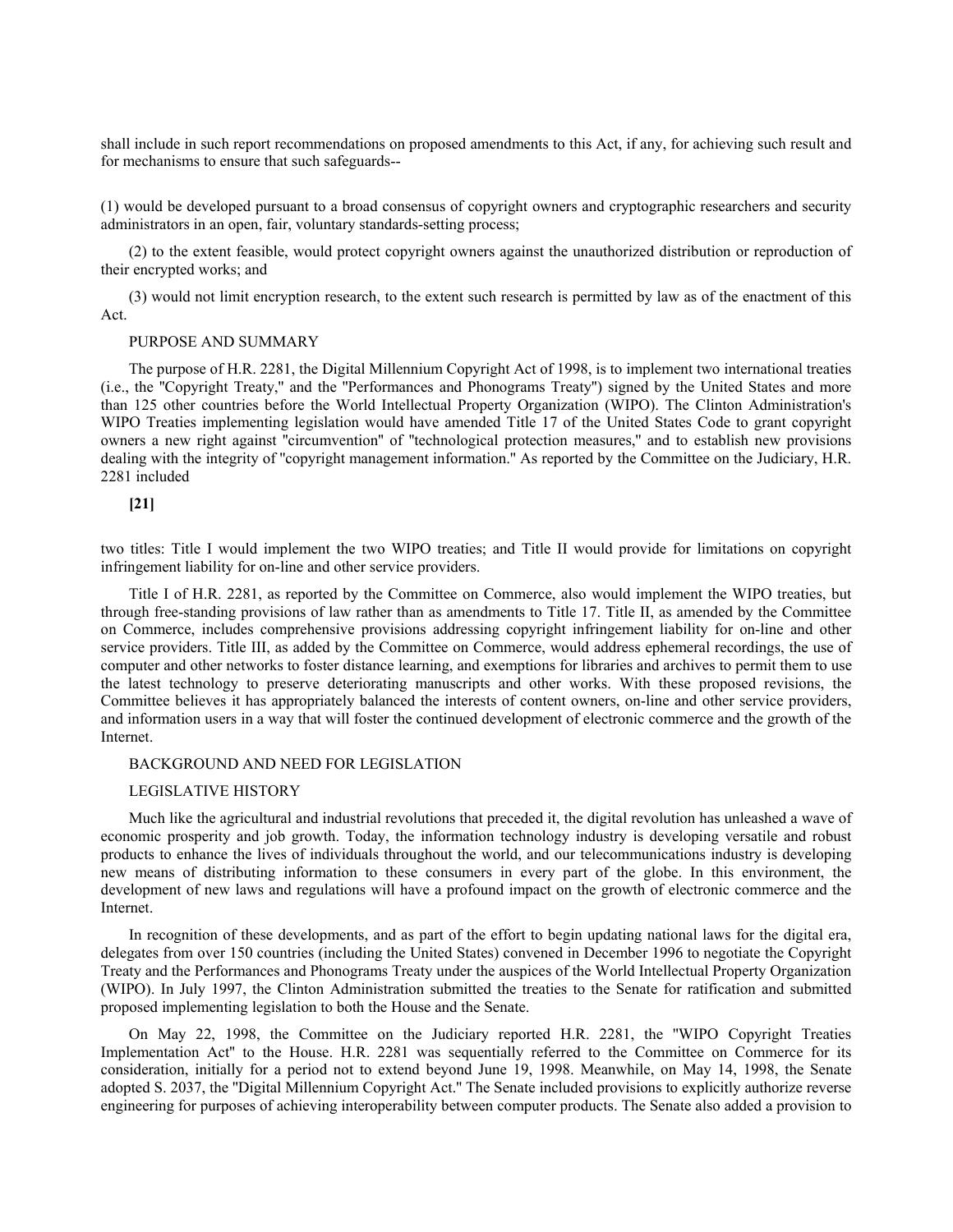shall include in such report recommendations on proposed amendments to this Act, if any, for achieving such result and for mechanisms to ensure that such safeguards--

(1) would be developed pursuant to a broad consensus of copyright owners and cryptographic researchers and security administrators in an open, fair, voluntary standards-setting process;

(2) to the extent feasible, would protect copyright owners against the unauthorized distribution or reproduction of their encrypted works; and

(3) would not limit encryption research, to the extent such research is permitted by law as of the enactment of this Act.

PURPOSE AND SUMMARY

The purpose of H.R. 2281, the Digital Millennium Copyright Act of 1998, is to implement two international treaties (i.e., the "Copyright Treaty," and the "Performances and Phonograms Treaty") signed by the United States and more than 125 other countries before the World Intellectual Property Organization (WIPO). The Clinton Administration's WIPO Treaties implementing legislation would have amended Title 17 of the United States Code to grant copyright owners a new right against "circumvention" of "technological protection measures," and to establish new provisions dealing with the integrity of "copyright management information." As reported by the Committee on the Judiciary, H.R. 2281 included

**[21]**

two titles: Title I would implement the two WIPO treaties; and Title II would provide for limitations on copyright infringement liability for on-line and other service providers.

Title I of H.R. 2281, as reported by the Committee on Commerce, also would implement the WIPO treaties, but through free-standing provisions of law rather than as amendments to Title 17. Title II, as amended by the Committee on Commerce, includes comprehensive provisions addressing copyright infringement liability for on-line and other service providers. Title III, as added by the Committee on Commerce, would address ephemeral recordings, the use of computer and other networks to foster distance learning, and exemptions for libraries and archives to permit them to use the latest technology to preserve deteriorating manuscripts and other works. With these proposed revisions, the Committee believes it has appropriately balanced the interests of content owners, on-line and other service providers, and information users in a way that will foster the continued development of electronic commerce and the growth of the Internet.

BACKGROUND AND NEED FOR LEGISLATION

LEGISLATIVE HISTORY

Much like the agricultural and industrial revolutions that preceded it, the digital revolution has unleashed a wave of economic prosperity and job growth. Today, the information technology industry is developing versatile and robust products to enhance the lives of individuals throughout the world, and our telecommunications industry is developing new means of distributing information to these consumers in every part of the globe. In this environment, the development of new laws and regulations will have a profound impact on the growth of electronic commerce and the Internet.

In recognition of these developments, and as part of the effort to begin updating national laws for the digital era, delegates from over 150 countries (including the United States) convened in December 1996 to negotiate the Copyright Treaty and the Performances and Phonograms Treaty under the auspices of the World Intellectual Property Organization (WIPO). In July 1997, the Clinton Administration submitted the treaties to the Senate for ratification and submitted proposed implementing legislation to both the House and the Senate.

On May 22, 1998, the Committee on the Judiciary reported H.R. 2281, the "WIPO Copyright Treaties Implementation Act" to the House. H.R. 2281 was sequentially referred to the Committee on Commerce for its consideration, initially for a period not to extend beyond June 19, 1998. Meanwhile, on May 14, 1998, the Senate adopted S. 2037, the "Digital Millennium Copyright Act." The Senate included provisions to explicitly authorize reverse engineering for purposes of achieving interoperability between computer products. The Senate also added a provision to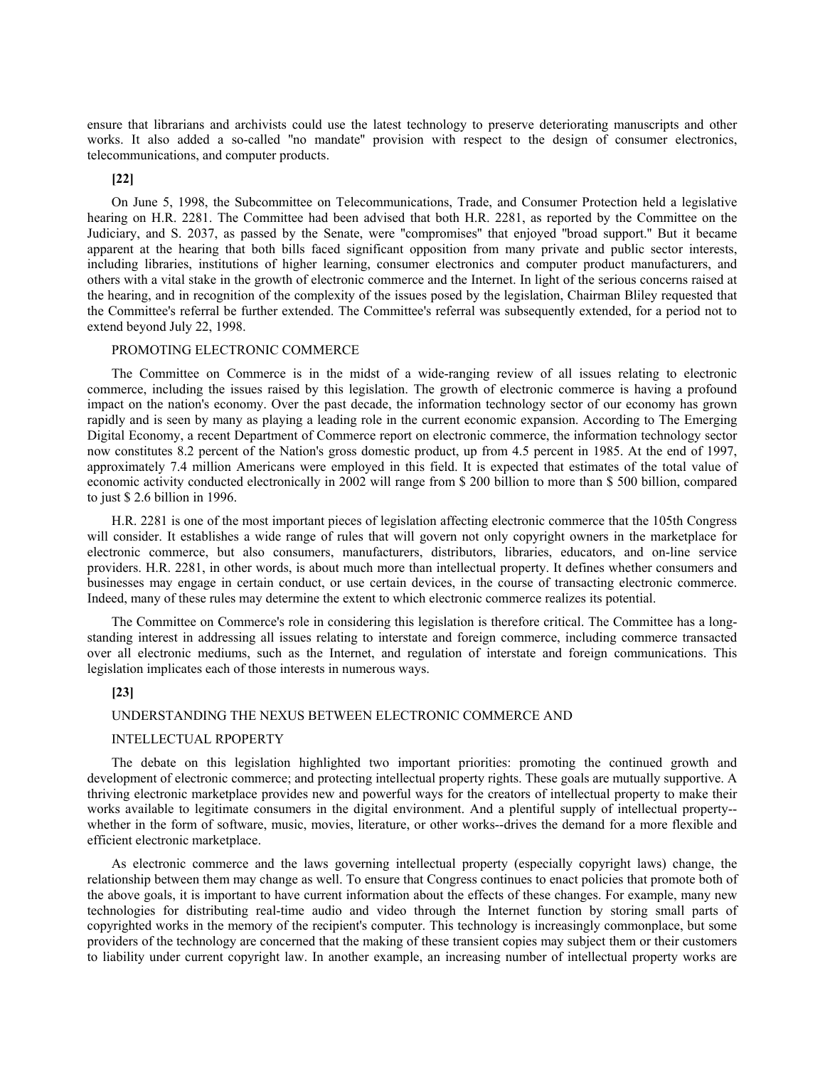ensure that librarians and archivists could use the latest technology to preserve deteriorating manuscripts and other works. It also added a so-called "no mandate" provision with respect to the design of consumer electronics, telecommunications, and computer products.

**[22]**

On June 5, 1998, the Subcommittee on Telecommunications, Trade, and Consumer Protection held a legislative hearing on H.R. 2281. The Committee had been advised that both H.R. 2281, as reported by the Committee on the Judiciary, and S. 2037, as passed by the Senate, were "compromises" that enjoyed "broad support." But it became apparent at the hearing that both bills faced significant opposition from many private and public sector interests, including libraries, institutions of higher learning, consumer electronics and computer product manufacturers, and others with a vital stake in the growth of electronic commerce and the Internet. In light of the serious concerns raised at the hearing, and in recognition of the complexity of the issues posed by the legislation, Chairman Bliley requested that the Committee's referral be further extended. The Committee's referral was subsequently extended, for a period not to extend beyond July 22, 1998.

PROMOTING ELECTRONIC COMMERCE

The Committee on Commerce is in the midst of a wide-ranging review of all issues relating to electronic commerce, including the issues raised by this legislation. The growth of electronic commerce is having a profound impact on the nation's economy. Over the past decade, the information technology sector of our economy has grown rapidly and is seen by many as playing a leading role in the current economic expansion. According to The Emerging Digital Economy, a recent Department of Commerce report on electronic commerce, the information technology sector now constitutes 8.2 percent of the Nation's gross domestic product, up from 4.5 percent in 1985. At the end of 1997, approximately 7.4 million Americans were employed in this field. It is expected that estimates of the total value of economic activity conducted electronically in 2002 will range from $ 200 billion to more than $ 500 billion, compared to just $ 2.6 billion in 1996.

H.R. 2281 is one of the most important pieces of legislation affecting electronic commerce that the 105th Congress will consider. It establishes a wide range of rules that will govern not only copyright owners in the marketplace for electronic commerce, but also consumers, manufacturers, distributors, libraries, educators, and on-line service providers. H.R. 2281, in other words, is about much more than intellectual property. It defines whether consumers and businesses may engage in certain conduct, or use certain devices, in the course of transacting electronic commerce. Indeed, many of these rules may determine the extent to which electronic commerce realizes its potential.

The Committee on Commerce's role in considering this legislation is therefore critical. The Committee has a long-standing interest in addressing all issues relating to interstate and foreign commerce, including commerce transacted over all electronic mediums, such as the Internet, and regulation of interstate and foreign communications. This legislation implicates each of those interests in numerous ways.

**[23]**

UNDERSTANDING THE NEXUS BETWEEN ELECTRONIC COMMERCE AND

INTELLECTUAL RPOPERTY

The debate on this legislation highlighted two important priorities: promoting the continued growth and development of electronic commerce; and protecting intellectual property rights. These goals are mutually supportive. A thriving electronic marketplace provides new and powerful ways for the creators of intellectual property to make their works available to legitimate consumers in the digital environment. And a plentiful supply of intellectual property--whether in the form of software, music, movies, literature, or other works--drives the demand for a more flexible and efficient electronic marketplace.

As electronic commerce and the laws governing intellectual property (especially copyright laws) change, the relationship between them may change as well. To ensure that Congress continues to enact policies that promote both of the above goals, it is important to have current information about the effects of these changes. For example, many new technologies for distributing real-time audio and video through the Internet function by storing small parts of copyrighted works in the memory of the recipient's computer. This technology is increasingly commonplace, but some providers of the technology are concerned that the making of these transient copies may subject them or their customers to liability under current copyright law. In another example, an increasing number of intellectual property works are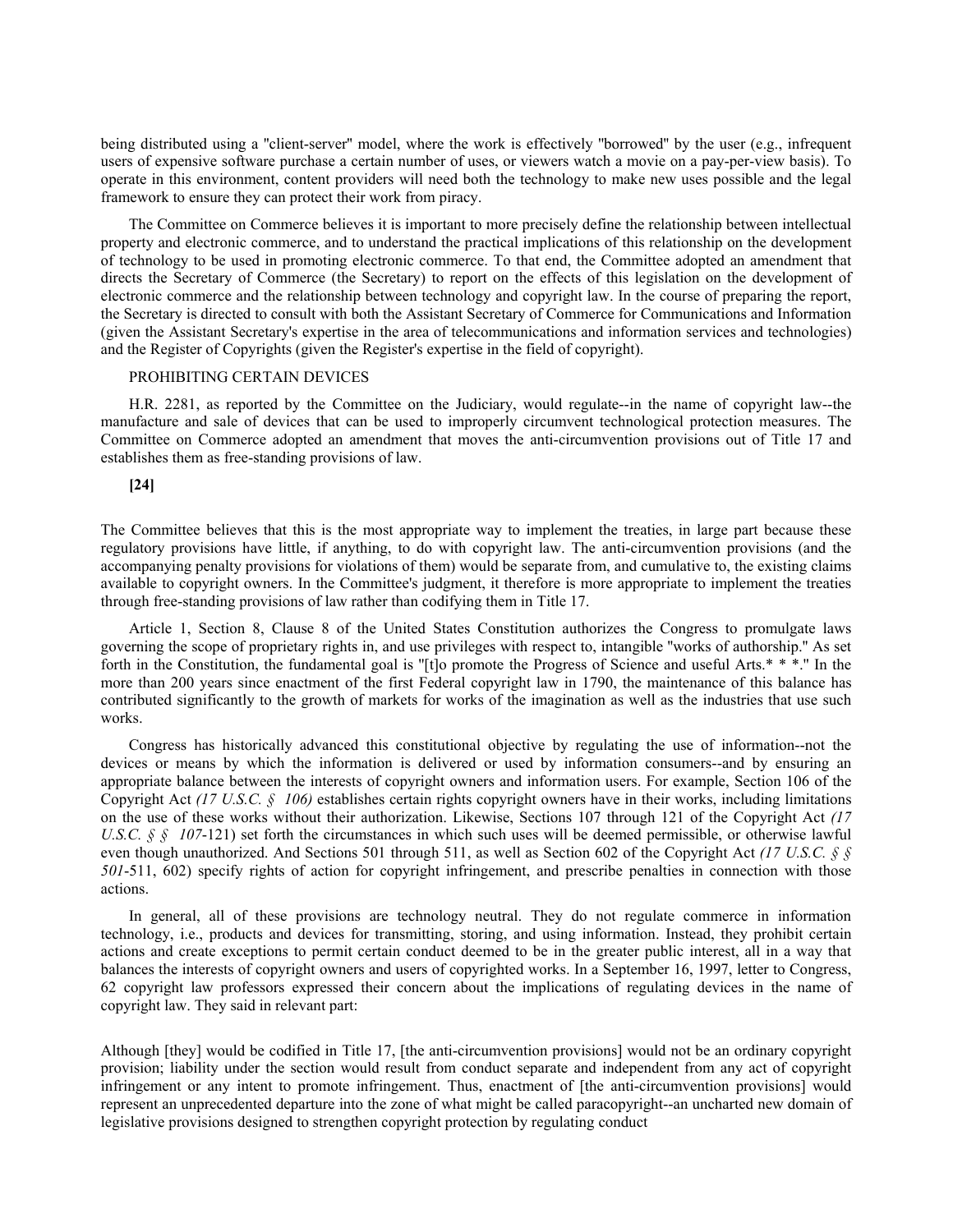being distributed using a "client-server" model, where the work is effectively "borrowed" by the user (e.g., infrequent users of expensive software purchase a certain number of uses, or viewers watch a movie on a pay-per-view basis). To operate in this environment, content providers will need both the technology to make new uses possible and the legal framework to ensure they can protect their work from piracy.

The Committee on Commerce believes it is important to more precisely define the relationship between intellectual property and electronic commerce, and to understand the practical implications of this relationship on the development of technology to be used in promoting electronic commerce. To that end, the Committee adopted an amendment that directs the Secretary of Commerce (the Secretary) to report on the effects of this legislation on the development of electronic commerce and the relationship between technology and copyright law. In the course of preparing the report, the Secretary is directed to consult with both the Assistant Secretary of Commerce for Communications and Information (given the Assistant Secretary's expertise in the area of telecommunications and information services and technologies) and the Register of Copyrights (given the Register's expertise in the field of copyright).

PROHIBITING CERTAIN DEVICES

H.R. 2281, as reported by the Committee on the Judiciary, would regulate--in the name of copyright law--the manufacture and sale of devices that can be used to improperly circumvent technological protection measures. The Committee on Commerce adopted an amendment that moves the anti-circumvention provisions out of Title 17 and establishes them as free-standing provisions of law.

**[24]**

The Committee believes that this is the most appropriate way to implement the treaties, in large part because these regulatory provisions have little, if anything, to do with copyright law. The anti-circumvention provisions (and the accompanying penalty provisions for violations of them) would be separate from, and cumulative to, the existing claims available to copyright owners. In the Committee's judgment, it therefore is more appropriate to implement the treaties through free-standing provisions of law rather than codifying them in Title 17.

Article 1, Section 8, Clause 8 of the United States Constitution authorizes the Congress to promulgate laws governing the scope of proprietary rights in, and use privileges with respect to, intangible "works of authorship." As set forth in the Constitution, the fundamental goal is "[t]o promote the Progress of Science and useful Arts.* * *." In the more than 200 years since enactment of the first Federal copyright law in 1790, the maintenance of this balance has contributed significantly to the growth of markets for works of the imagination as well as the industries that use such works.

Congress has historically advanced this constitutional objective by regulating the use of information--not the devices or means by which the information is delivered or used by information consumers--and by ensuring an appropriate balance between the interests of copyright owners and information users. For example, Section 106 of the Copyright Act *(17 U.S.C. § 106)* establishes certain rights copyright owners have in their works, including limitations on the use of these works without their authorization. Likewise, Sections 107 through 121 of the Copyright Act *(17 U.S.C. § § 107*-121) set forth the circumstances in which such uses will be deemed permissible, or otherwise lawful even though unauthorized. And Sections 501 through 511, as well as Section 602 of the Copyright Act *(17 U.S.C. § § 501*-511, 602) specify rights of action for copyright infringement, and prescribe penalties in connection with those actions.

In general, all of these provisions are technology neutral. They do not regulate commerce in information technology, i.e., products and devices for transmitting, storing, and using information. Instead, they prohibit certain actions and create exceptions to permit certain conduct deemed to be in the greater public interest, all in a way that balances the interests of copyright owners and users of copyrighted works. In a September 16, 1997, letter to Congress, 62 copyright law professors expressed their concern about the implications of regulating devices in the name of copyright law. They said in relevant part:

Although [they] would be codified in Title 17, [the anti-circumvention provisions] would not be an ordinary copyright provision; liability under the section would result from conduct separate and independent from any act of copyright infringement or any intent to promote infringement. Thus, enactment of [the anti-circumvention provisions] would represent an unprecedented departure into the zone of what might be called paracopyright--an uncharted new domain of legislative provisions designed to strengthen copyright protection by regulating conduct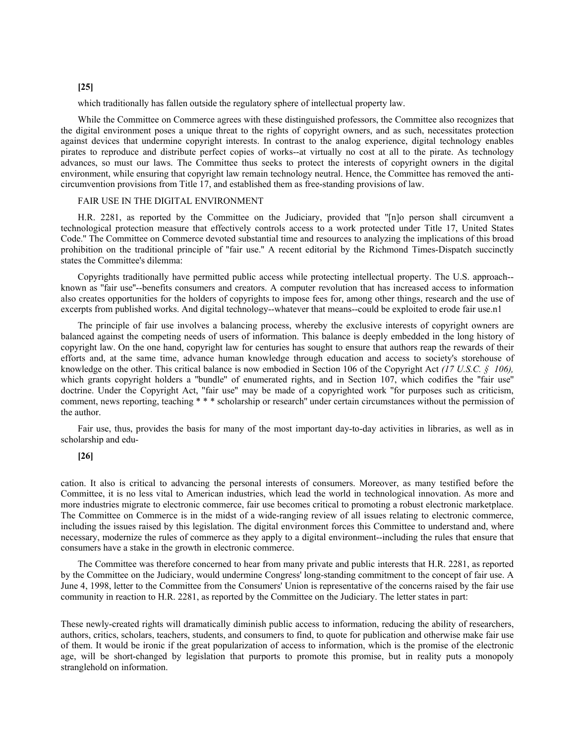**[25]**

which traditionally has fallen outside the regulatory sphere of intellectual property law.

While the Committee on Commerce agrees with these distinguished professors, the Committee also recognizes that the digital environment poses a unique threat to the rights of copyright owners, and as such, necessitates protection against devices that undermine copyright interests. In contrast to the analog experience, digital technology enables pirates to reproduce and distribute perfect copies of works--at virtually no cost at all to the pirate. As technology advances, so must our laws. The Committee thus seeks to protect the interests of copyright owners in the digital environment, while ensuring that copyright law remain technology neutral. Hence, the Committee has removed the anti-circumvention provisions from Title 17, and established them as free-standing provisions of law.

FAIR USE IN THE DIGITAL ENVIRONMENT

H.R. 2281, as reported by the Committee on the Judiciary, provided that "[n]o person shall circumvent a technological protection measure that effectively controls access to a work protected under Title 17, United States Code." The Committee on Commerce devoted substantial time and resources to analyzing the implications of this broad prohibition on the traditional principle of "fair use." A recent editorial by the Richmond Times-Dispatch succinctly states the Committee's dilemma:

Copyrights traditionally have permitted public access while protecting intellectual property. The U.S. approach--known as "fair use"--benefits consumers and creators. A computer revolution that has increased access to information also creates opportunities for the holders of copyrights to impose fees for, among other things, research and the use of excerpts from published works. And digital technology--whatever that means--could be exploited to erode fair use.n1

The principle of fair use involves a balancing process, whereby the exclusive interests of copyright owners are balanced against the competing needs of users of information. This balance is deeply embedded in the long history of copyright law. On the one hand, copyright law for centuries has sought to ensure that authors reap the rewards of their efforts and, at the same time, advance human knowledge through education and access to society's storehouse of knowledge on the other. This critical balance is now embodied in Section 106 of the Copyright Act *(17 U.S.C. § 106),* which grants copyright holders a "bundle" of enumerated rights, and in Section 107, which codifies the "fair use" doctrine. Under the Copyright Act, "fair use" may be made of a copyrighted work "for purposes such as criticism, comment, news reporting, teaching * * * scholarship or research" under certain circumstances without the permission of the author.

Fair use, thus, provides the basis for many of the most important day-to-day activities in libraries, as well as in scholarship and edu-

**[26]**

cation. It also is critical to advancing the personal interests of consumers. Moreover, as many testified before the Committee, it is no less vital to American industries, which lead the world in technological innovation. As more and more industries migrate to electronic commerce, fair use becomes critical to promoting a robust electronic marketplace. The Committee on Commerce is in the midst of a wide-ranging review of all issues relating to electronic commerce, including the issues raised by this legislation. The digital environment forces this Committee to understand and, where necessary, modernize the rules of commerce as they apply to a digital environment--including the rules that ensure that consumers have a stake in the growth in electronic commerce.

The Committee was therefore concerned to hear from many private and public interests that H.R. 2281, as reported by the Committee on the Judiciary, would undermine Congress' long-standing commitment to the concept of fair use. A June 4, 1998, letter to the Committee from the Consumers' Union is representative of the concerns raised by the fair use community in reaction to H.R. 2281, as reported by the Committee on the Judiciary. The letter states in part:

These newly-created rights will dramatically diminish public access to information, reducing the ability of researchers, authors, critics, scholars, teachers, students, and consumers to find, to quote for publication and otherwise make fair use of them. It would be ironic if the great popularization of access to information, which is the promise of the electronic age, will be short-changed by legislation that purports to promote this promise, but in reality puts a monopoly stranglehold on information.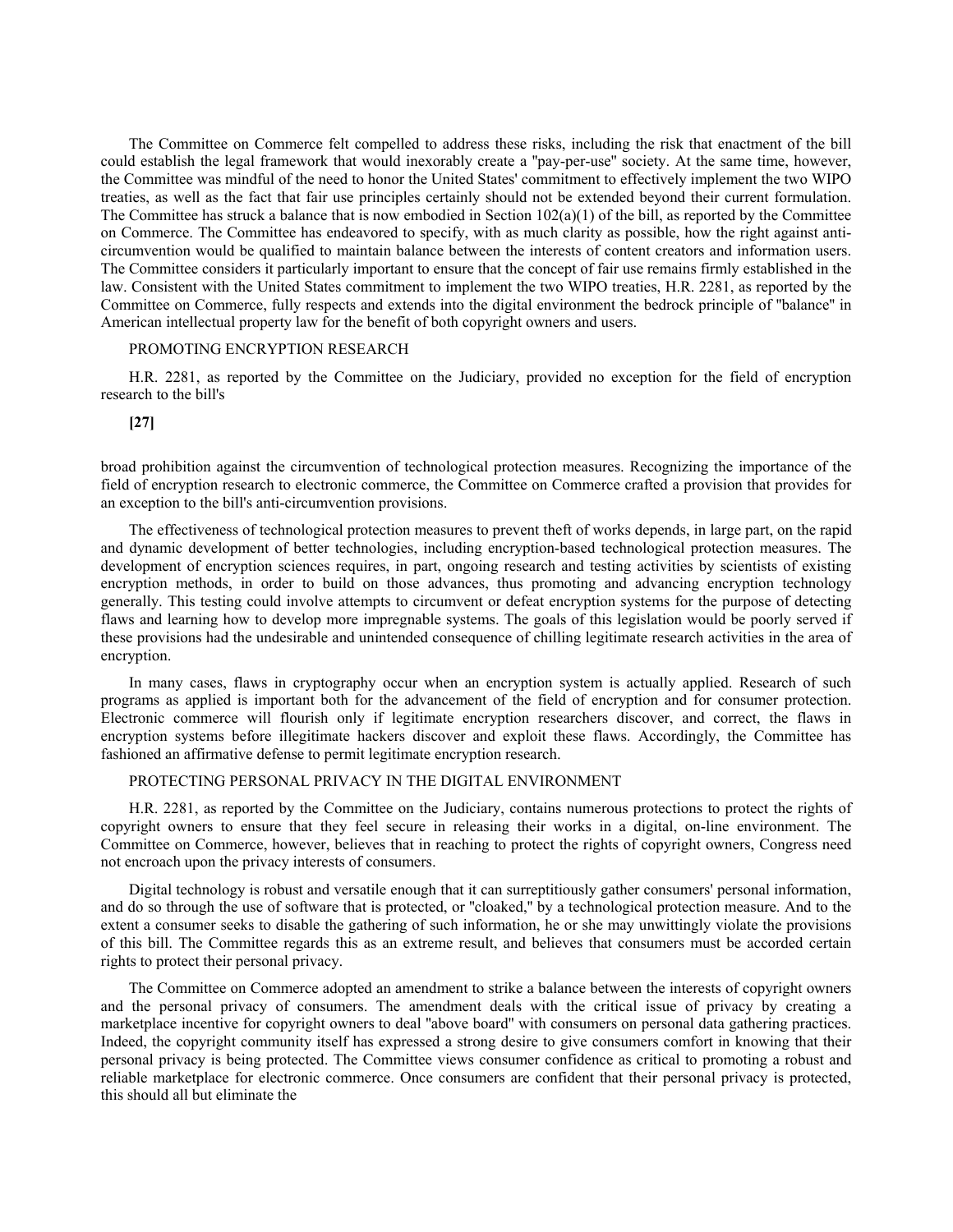The Committee on Commerce felt compelled to address these risks, including the risk that enactment of the bill could establish the legal framework that would inexorably create a "pay-per-use" society. At the same time, however, the Committee was mindful of the need to honor the United States' commitment to effectively implement the two WIPO treaties, as well as the fact that fair use principles certainly should not be extended beyond their current formulation. The Committee has struck a balance that is now embodied in Section 102(a)(1) of the bill, as reported by the Committee on Commerce. The Committee has endeavored to specify, with as much clarity as possible, how the right against anti-circumvention would be qualified to maintain balance between the interests of content creators and information users. The Committee considers it particularly important to ensure that the concept of fair use remains firmly established in the law. Consistent with the United States commitment to implement the two WIPO treaties, H.R. 2281, as reported by the Committee on Commerce, fully respects and extends into the digital environment the bedrock principle of "balance" in American intellectual property law for the benefit of both copyright owners and users.

PROMOTING ENCRYPTION RESEARCH

H.R. 2281, as reported by the Committee on the Judiciary, provided no exception for the field of encryption research to the bill's

**[27]**

broad prohibition against the circumvention of technological protection measures. Recognizing the importance of the field of encryption research to electronic commerce, the Committee on Commerce crafted a provision that provides for an exception to the bill's anti-circumvention provisions.

The effectiveness of technological protection measures to prevent theft of works depends, in large part, on the rapid and dynamic development of better technologies, including encryption-based technological protection measures. The development of encryption sciences requires, in part, ongoing research and testing activities by scientists of existing encryption methods, in order to build on those advances, thus promoting and advancing encryption technology generally. This testing could involve attempts to circumvent or defeat encryption systems for the purpose of detecting flaws and learning how to develop more impregnable systems. The goals of this legislation would be poorly served if these provisions had the undesirable and unintended consequence of chilling legitimate research activities in the area of encryption.

In many cases, flaws in cryptography occur when an encryption system is actually applied. Research of such programs as applied is important both for the advancement of the field of encryption and for consumer protection. Electronic commerce will flourish only if legitimate encryption researchers discover, and correct, the flaws in encryption systems before illegitimate hackers discover and exploit these flaws. Accordingly, the Committee has fashioned an affirmative defense to permit legitimate encryption research.

PROTECTING PERSONAL PRIVACY IN THE DIGITAL ENVIRONMENT

H.R. 2281, as reported by the Committee on the Judiciary, contains numerous protections to protect the rights of copyright owners to ensure that they feel secure in releasing their works in a digital, on-line environment. The Committee on Commerce, however, believes that in reaching to protect the rights of copyright owners, Congress need not encroach upon the privacy interests of consumers.

Digital technology is robust and versatile enough that it can surreptitiously gather consumers' personal information, and do so through the use of software that is protected, or "cloaked," by a technological protection measure. And to the extent a consumer seeks to disable the gathering of such information, he or she may unwittingly violate the provisions of this bill. The Committee regards this as an extreme result, and believes that consumers must be accorded certain rights to protect their personal privacy.

The Committee on Commerce adopted an amendment to strike a balance between the interests of copyright owners and the personal privacy of consumers. The amendment deals with the critical issue of privacy by creating a marketplace incentive for copyright owners to deal "above board" with consumers on personal data gathering practices. Indeed, the copyright community itself has expressed a strong desire to give consumers comfort in knowing that their personal privacy is being protected. The Committee views consumer confidence as critical to promoting a robust and reliable marketplace for electronic commerce. Once consumers are confident that their personal privacy is protected, this should all but eliminate the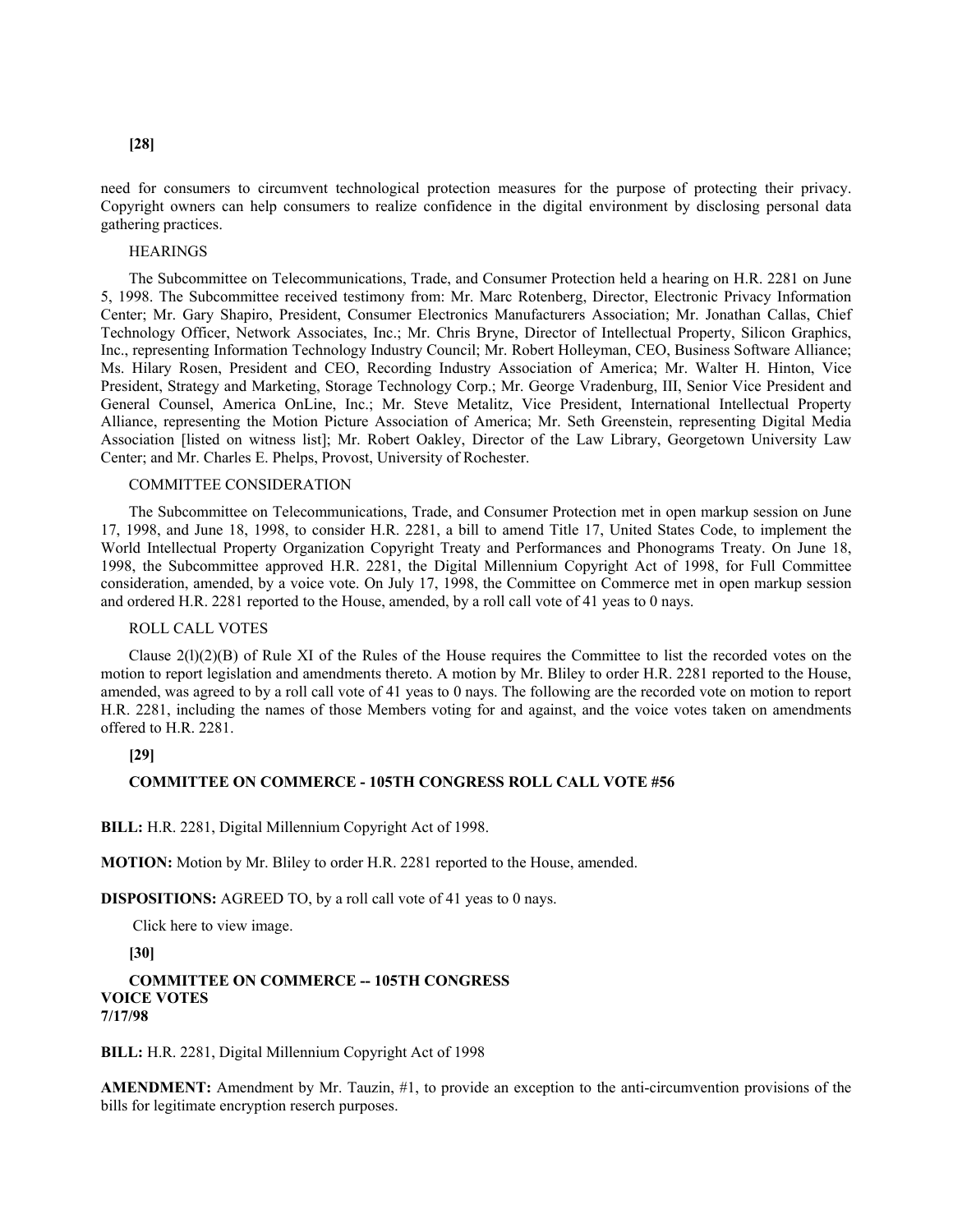**[28]**

need for consumers to circumvent technological protection measures for the purpose of protecting their privacy. Copyright owners can help consumers to realize confidence in the digital environment by disclosing personal data gathering practices.

HEARINGS

The Subcommittee on Telecommunications, Trade, and Consumer Protection held a hearing on H.R. 2281 on June 5, 1998. The Subcommittee received testimony from: Mr. Marc Rotenberg, Director, Electronic Privacy Information Center; Mr. Gary Shapiro, President, Consumer Electronics Manufacturers Association; Mr. Jonathan Callas, Chief Technology Officer, Network Associates, Inc.; Mr. Chris Bryne, Director of Intellectual Property, Silicon Graphics, Inc., representing Information Technology Industry Council; Mr. Robert Holleyman, CEO, Business Software Alliance; Ms. Hilary Rosen, President and CEO, Recording Industry Association of America; Mr. Walter H. Hinton, Vice President, Strategy and Marketing, Storage Technology Corp.; Mr. George Vradenburg, III, Senior Vice President and General Counsel, America OnLine, Inc.; Mr. Steve Metalitz, Vice President, International Intellectual Property Alliance, representing the Motion Picture Association of America; Mr. Seth Greenstein, representing Digital Media Association [listed on witness list]; Mr. Robert Oakley, Director of the Law Library, Georgetown University Law Center; and Mr. Charles E. Phelps, Provost, University of Rochester.

COMMITTEE CONSIDERATION

The Subcommittee on Telecommunications, Trade, and Consumer Protection met in open markup session on June 17, 1998, and June 18, 1998, to consider H.R. 2281, a bill to amend Title 17, United States Code, to implement the World Intellectual Property Organization Copyright Treaty and Performances and Phonograms Treaty. On June 18, 1998, the Subcommittee approved H.R. 2281, the Digital Millennium Copyright Act of 1998, for Full Committee consideration, amended, by a voice vote. On July 17, 1998, the Committee on Commerce met in open markup session and ordered H.R. 2281 reported to the House, amended, by a roll call vote of 41 yeas to 0 nays.

ROLL CALL VOTES

Clause 2(l)(2)(B) of Rule XI of the Rules of the House requires the Committee to list the recorded votes on the motion to report legislation and amendments thereto. A motion by Mr. Bliley to order H.R. 2281 reported to the House, amended, was agreed to by a roll call vote of 41 yeas to 0 nays. The following are the recorded vote on motion to report H.R. 2281, including the names of those Members voting for and against, and the voice votes taken on amendments offered to H.R. 2281.

**[29]**

**COMMITTEE ON COMMERCE - 105TH CONGRESS ROLL CALL VOTE #56**

**BILL:** H.R. 2281, Digital Millennium Copyright Act of 1998.

**MOTION:** Motion by Mr. Bliley to order H.R. 2281 reported to the House, amended.

**DISPOSITIONS:** AGREED TO, by a roll call vote of 41 yeas to 0 nays.

Click here to view image.

**[30]**

**COMMITTEE ON COMMERCE -- 105TH CONGRESS**
**VOICE VOTES**
**7/17/98**

**BILL:** H.R. 2281, Digital Millennium Copyright Act of 1998

**AMENDMENT:** Amendment by Mr. Tauzin, #1, to provide an exception to the anti-circumvention provisions of the bills for legitimate encryption reserch purposes.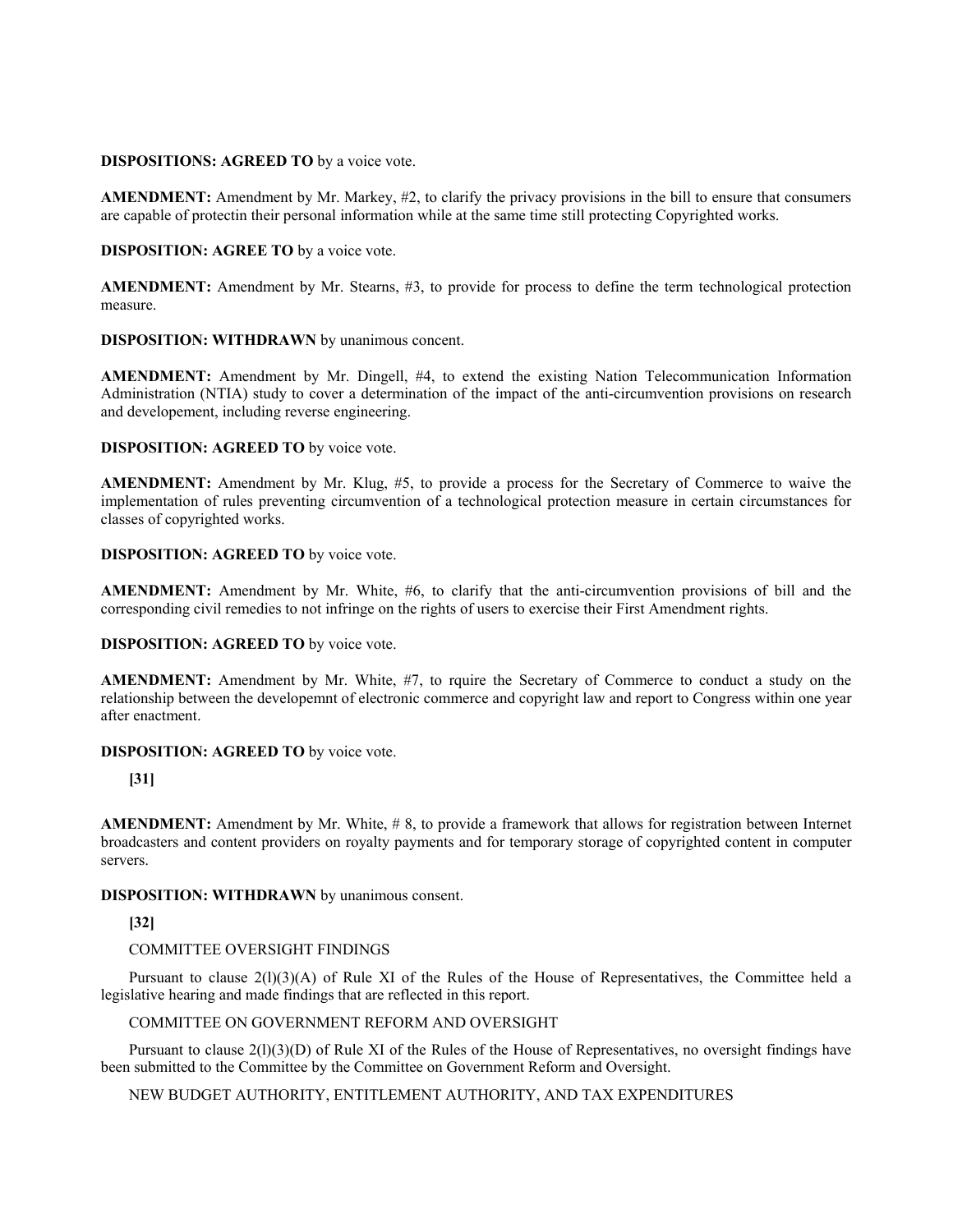**DISPOSITIONS: AGREED TO** by a voice vote.

**AMENDMENT:** Amendment by Mr. Markey, #2, to clarify the privacy provisions in the bill to ensure that consumers are capable of protectin their personal information while at the same time still protecting Copyrighted works.

**DISPOSITION: AGREE TO** by a voice vote.

**AMENDMENT:** Amendment by Mr. Stearns, #3, to provide for process to define the term technological protection measure.

**DISPOSITION: WITHDRAWN** by unanimous concent.

**AMENDMENT:** Amendment by Mr. Dingell, #4, to extend the existing Nation Telecommunication Information Administration (NTIA) study to cover a determination of the impact of the anti-circumvention provisions on research and developement, including reverse engineering.

**DISPOSITION: AGREED TO** by voice vote.

**AMENDMENT:** Amendment by Mr. Klug, #5, to provide a process for the Secretary of Commerce to waive the implementation of rules preventing circumvention of a technological protection measure in certain circumstances for classes of copyrighted works.

**DISPOSITION: AGREED TO** by voice vote.

**AMENDMENT:** Amendment by Mr. White, #6, to clarify that the anti-circumvention provisions of bill and the corresponding civil remedies to not infringe on the rights of users to exercise their First Amendment rights.

**DISPOSITION: AGREED TO** by voice vote.

**AMENDMENT:** Amendment by Mr. White, #7, to rquire the Secretary of Commerce to conduct a study on the relationship between the developemnt of electronic commerce and copyright law and report to Congress within one year after enactment.

**DISPOSITION: AGREED TO** by voice vote.

**[31]**

**AMENDMENT:** Amendment by Mr. White, # 8, to provide a framework that allows for registration between Internet broadcasters and content providers on royalty payments and for temporary storage of copyrighted content in computer servers.

**DISPOSITION: WITHDRAWN** by unanimous consent.

**[32]**

COMMITTEE OVERSIGHT FINDINGS

Pursuant to clause 2(l)(3)(A) of Rule XI of the Rules of the House of Representatives, the Committee held a legislative hearing and made findings that are reflected in this report.

COMMITTEE ON GOVERNMENT REFORM AND OVERSIGHT

Pursuant to clause 2(l)(3)(D) of Rule XI of the Rules of the House of Representatives, no oversight findings have been submitted to the Committee by the Committee on Government Reform and Oversight.

NEW BUDGET AUTHORITY, ENTITLEMENT AUTHORITY, AND TAX EXPENDITURES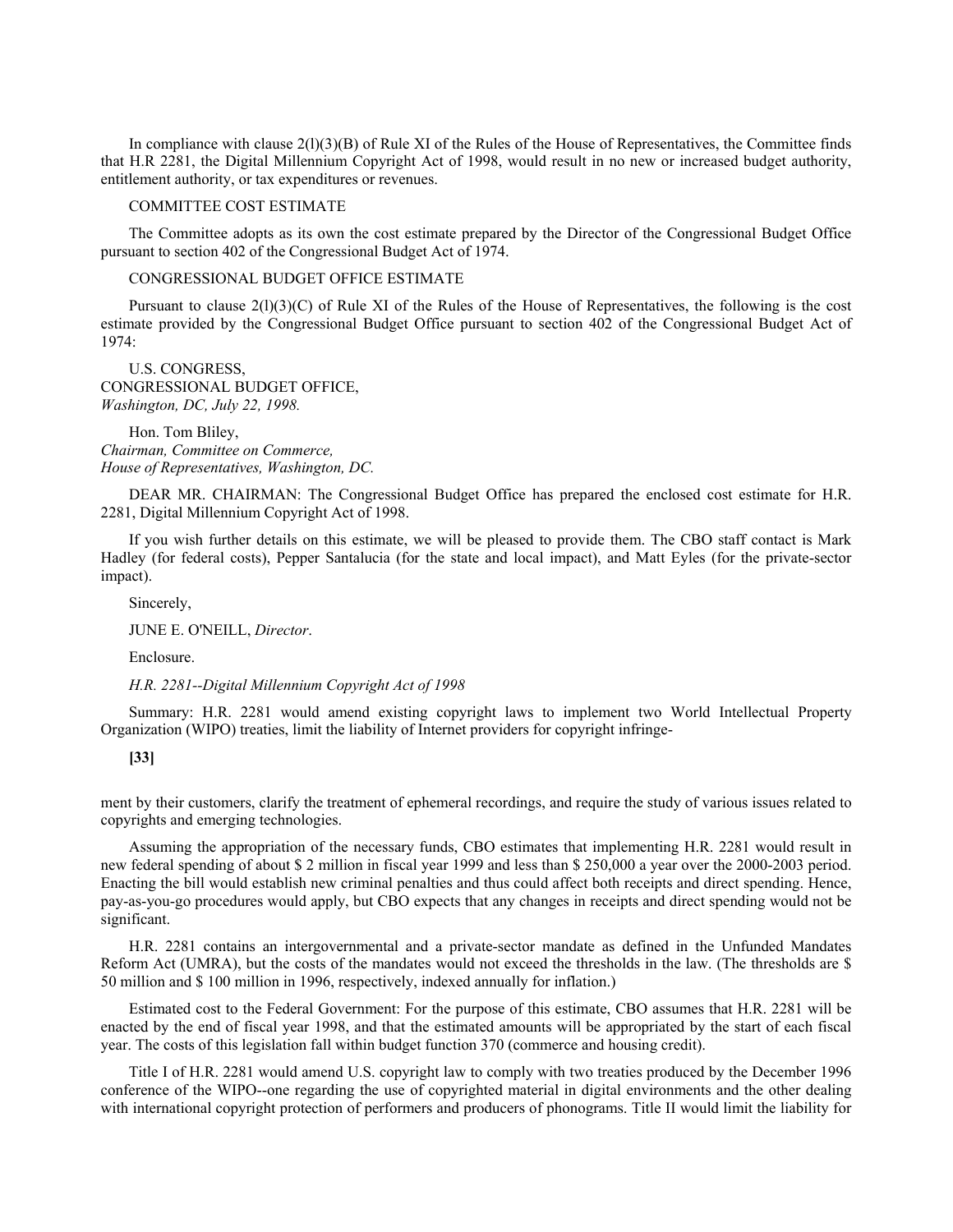In compliance with clause 2(l)(3)(B) of Rule XI of the Rules of the House of Representatives, the Committee finds that H.R 2281, the Digital Millennium Copyright Act of 1998, would result in no new or increased budget authority, entitlement authority, or tax expenditures or revenues.

COMMITTEE COST ESTIMATE

The Committee adopts as its own the cost estimate prepared by the Director of the Congressional Budget Office pursuant to section 402 of the Congressional Budget Act of 1974.

CONGRESSIONAL BUDGET OFFICE ESTIMATE

Pursuant to clause 2(l)(3)(C) of Rule XI of the Rules of the House of Representatives, the following is the cost estimate provided by the Congressional Budget Office pursuant to section 402 of the Congressional Budget Act of 1974:

U.S. CONGRESS,
CONGRESSIONAL BUDGET OFFICE,
*Washington, DC, July 22, 1998.*

Hon. Tom Bliley,
*Chairman, Committee on Commerce,*
*House of Representatives, Washington, DC.*

DEAR MR. CHAIRMAN: The Congressional Budget Office has prepared the enclosed cost estimate for H.R. 2281, Digital Millennium Copyright Act of 1998.

If you wish further details on this estimate, we will be pleased to provide them. The CBO staff contact is Mark Hadley (for federal costs), Pepper Santalucia (for the state and local impact), and Matt Eyles (for the private-sector impact).

Sincerely,

JUNE E. O'NEILL, *Director*.

Enclosure.

*H.R. 2281--Digital Millennium Copyright Act of 1998*

Summary: H.R. 2281 would amend existing copyright laws to implement two World Intellectual Property Organization (WIPO) treaties, limit the liability of Internet providers for copyright infringe-

**[33]**

ment by their customers, clarify the treatment of ephemeral recordings, and require the study of various issues related to copyrights and emerging technologies.

Assuming the appropriation of the necessary funds, CBO estimates that implementing H.R. 2281 would result in new federal spending of about $ 2 million in fiscal year 1999 and less than $ 250,000 a year over the 2000-2003 period. Enacting the bill would establish new criminal penalties and thus could affect both receipts and direct spending. Hence, pay-as-you-go procedures would apply, but CBO expects that any changes in receipts and direct spending would not be significant.

H.R. 2281 contains an intergovernmental and a private-sector mandate as defined in the Unfunded Mandates Reform Act (UMRA), but the costs of the mandates would not exceed the thresholds in the law. (The thresholds are $ 50 million and $ 100 million in 1996, respectively, indexed annually for inflation.)

Estimated cost to the Federal Government: For the purpose of this estimate, CBO assumes that H.R. 2281 will be enacted by the end of fiscal year 1998, and that the estimated amounts will be appropriated by the start of each fiscal year. The costs of this legislation fall within budget function 370 (commerce and housing credit).

Title I of H.R. 2281 would amend U.S. copyright law to comply with two treaties produced by the December 1996 conference of the WIPO--one regarding the use of copyrighted material in digital environments and the other dealing with international copyright protection of performers and producers of phonograms. Title II would limit the liability for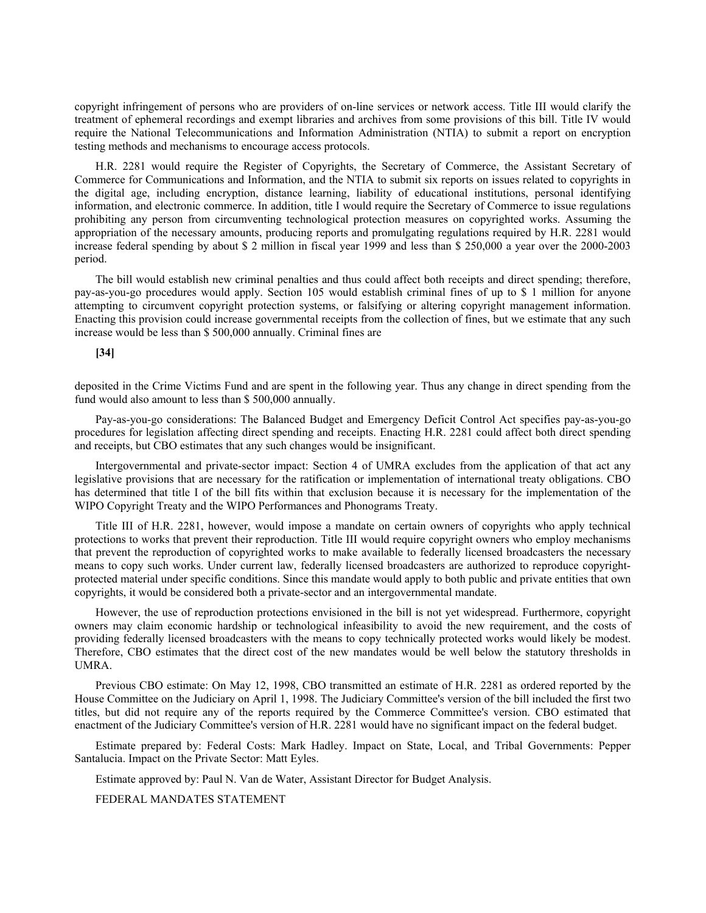copyright infringement of persons who are providers of on-line services or network access. Title III would clarify the treatment of ephemeral recordings and exempt libraries and archives from some provisions of this bill. Title IV would require the National Telecommunications and Information Administration (NTIA) to submit a report on encryption testing methods and mechanisms to encourage access protocols.

H.R. 2281 would require the Register of Copyrights, the Secretary of Commerce, the Assistant Secretary of Commerce for Communications and Information, and the NTIA to submit six reports on issues related to copyrights in the digital age, including encryption, distance learning, liability of educational institutions, personal identifying information, and electronic commerce. In addition, title I would require the Secretary of Commerce to issue regulations prohibiting any person from circumventing technological protection measures on copyrighted works. Assuming the appropriation of the necessary amounts, producing reports and promulgating regulations required by H.R. 2281 would increase federal spending by about $ 2 million in fiscal year 1999 and less than $ 250,000 a year over the 2000-2003 period.

The bill would establish new criminal penalties and thus could affect both receipts and direct spending; therefore, pay-as-you-go procedures would apply. Section 105 would establish criminal fines of up to $ 1 million for anyone attempting to circumvent copyright protection systems, or falsifying or altering copyright management information. Enacting this provision could increase governmental receipts from the collection of fines, but we estimate that any such increase would be less than $ 500,000 annually. Criminal fines are

**[34]**

deposited in the Crime Victims Fund and are spent in the following year. Thus any change in direct spending from the fund would also amount to less than $ 500,000 annually.

Pay-as-you-go considerations: The Balanced Budget and Emergency Deficit Control Act specifies pay-as-you-go procedures for legislation affecting direct spending and receipts. Enacting H.R. 2281 could affect both direct spending and receipts, but CBO estimates that any such changes would be insignificant.

Intergovernmental and private-sector impact: Section 4 of UMRA excludes from the application of that act any legislative provisions that are necessary for the ratification or implementation of international treaty obligations. CBO has determined that title I of the bill fits within that exclusion because it is necessary for the implementation of the WIPO Copyright Treaty and the WIPO Performances and Phonograms Treaty.

Title III of H.R. 2281, however, would impose a mandate on certain owners of copyrights who apply technical protections to works that prevent their reproduction. Title III would require copyright owners who employ mechanisms that prevent the reproduction of copyrighted works to make available to federally licensed broadcasters the necessary means to copy such works. Under current law, federally licensed broadcasters are authorized to reproduce copyright-protected material under specific conditions. Since this mandate would apply to both public and private entities that own copyrights, it would be considered both a private-sector and an intergovernmental mandate.

However, the use of reproduction protections envisioned in the bill is not yet widespread. Furthermore, copyright owners may claim economic hardship or technological infeasibility to avoid the new requirement, and the costs of providing federally licensed broadcasters with the means to copy technically protected works would likely be modest. Therefore, CBO estimates that the direct cost of the new mandates would be well below the statutory thresholds in UMRA.

Previous CBO estimate: On May 12, 1998, CBO transmitted an estimate of H.R. 2281 as ordered reported by the House Committee on the Judiciary on April 1, 1998. The Judiciary Committee's version of the bill included the first two titles, but did not require any of the reports required by the Commerce Committee's version. CBO estimated that enactment of the Judiciary Committee's version of H.R. 2281 would have no significant impact on the federal budget.

Estimate prepared by: Federal Costs: Mark Hadley. Impact on State, Local, and Tribal Governments: Pepper Santalucia. Impact on the Private Sector: Matt Eyles.

Estimate approved by: Paul N. Van de Water, Assistant Director for Budget Analysis.

FEDERAL MANDATES STATEMENT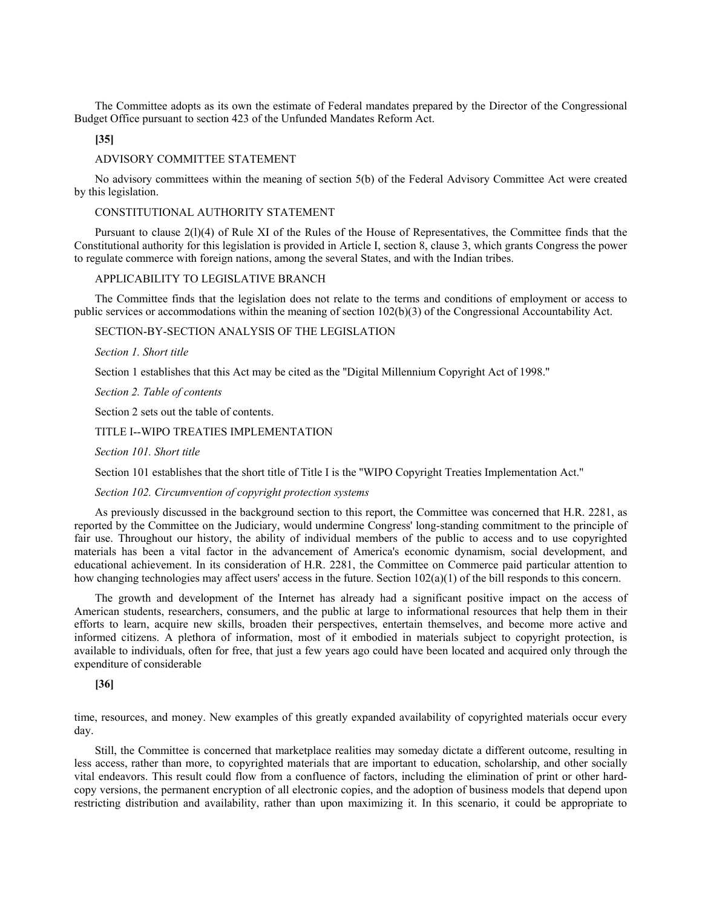The Committee adopts as its own the estimate of Federal mandates prepared by the Director of the Congressional Budget Office pursuant to section 423 of the Unfunded Mandates Reform Act.

**[35]**

## ADVISORY COMMITTEE STATEMENT

No advisory committees within the meaning of section 5(b) of the Federal Advisory Committee Act were created by this legislation.

## CONSTITUTIONAL AUTHORITY STATEMENT

Pursuant to clause 2(l)(4) of Rule XI of the Rules of the House of Representatives, the Committee finds that the Constitutional authority for this legislation is provided in Article I, section 8, clause 3, which grants Congress the power to regulate commerce with foreign nations, among the several States, and with the Indian tribes.

## APPLICABILITY TO LEGISLATIVE BRANCH

The Committee finds that the legislation does not relate to the terms and conditions of employment or access to public services or accommodations within the meaning of section 102(b)(3) of the Congressional Accountability Act.

## SECTION-BY-SECTION ANALYSIS OF THE LEGISLATION

*Section 1. Short title*

Section 1 establishes that this Act may be cited as the "Digital Millennium Copyright Act of 1998."

*Section 2. Table of contents*

Section 2 sets out the table of contents.

## TITLE I--WIPO TREATIES IMPLEMENTATION

*Section 101. Short title*

Section 101 establishes that the short title of Title I is the "WIPO Copyright Treaties Implementation Act."

*Section 102. Circumvention of copyright protection systems*

As previously discussed in the background section to this report, the Committee was concerned that H.R. 2281, as reported by the Committee on the Judiciary, would undermine Congress' long-standing commitment to the principle of fair use. Throughout our history, the ability of individual members of the public to access and to use copyrighted materials has been a vital factor in the advancement of America's economic dynamism, social development, and educational achievement. In its consideration of H.R. 2281, the Committee on Commerce paid particular attention to how changing technologies may affect users' access in the future. Section 102(a)(1) of the bill responds to this concern.

The growth and development of the Internet has already had a significant positive impact on the access of American students, researchers, consumers, and the public at large to informational resources that help them in their efforts to learn, acquire new skills, broaden their perspectives, entertain themselves, and become more active and informed citizens. A plethora of information, most of it embodied in materials subject to copyright protection, is available to individuals, often for free, that just a few years ago could have been located and acquired only through the expenditure of considerable

**[36]**

time, resources, and money. New examples of this greatly expanded availability of copyrighted materials occur every day.

Still, the Committee is concerned that marketplace realities may someday dictate a different outcome, resulting in less access, rather than more, to copyrighted materials that are important to education, scholarship, and other socially vital endeavors. This result could flow from a confluence of factors, including the elimination of print or other hard-copy versions, the permanent encryption of all electronic copies, and the adoption of business models that depend upon restricting distribution and availability, rather than upon maximizing it. In this scenario, it could be appropriate to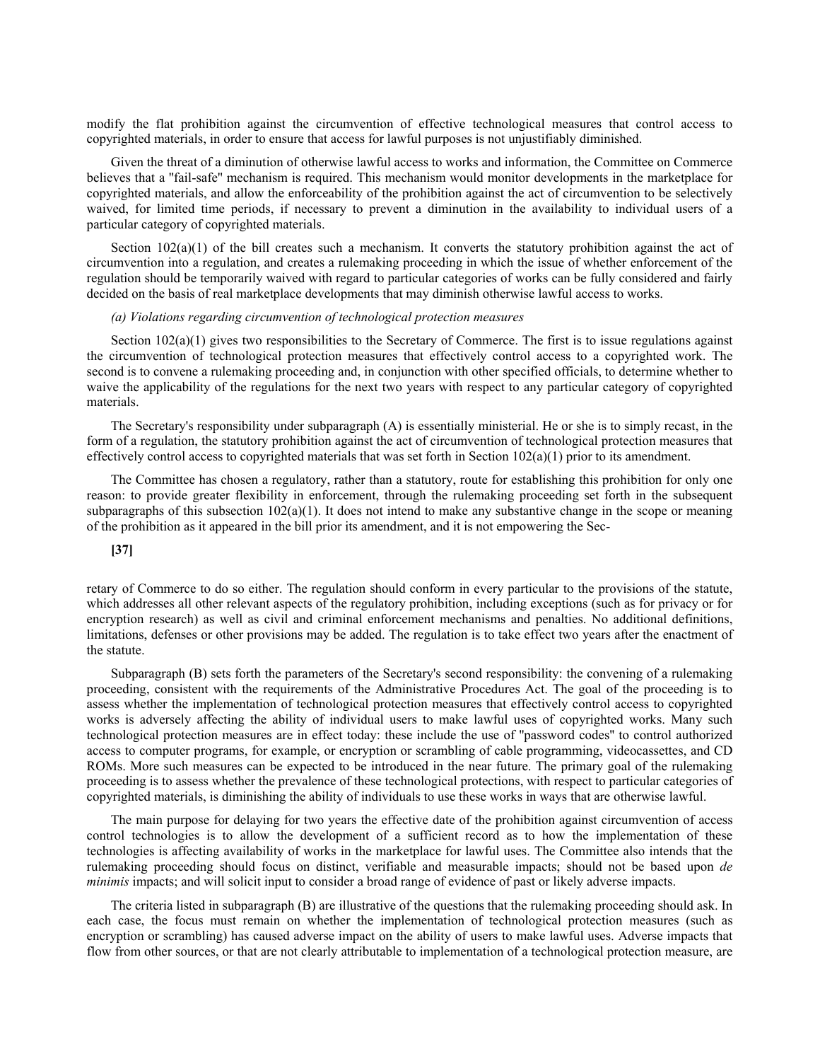modify the flat prohibition against the circumvention of effective technological measures that control access to copyrighted materials, in order to ensure that access for lawful purposes is not unjustifiably diminished.

Given the threat of a diminution of otherwise lawful access to works and information, the Committee on Commerce believes that a "fail-safe" mechanism is required. This mechanism would monitor developments in the marketplace for copyrighted materials, and allow the enforceability of the prohibition against the act of circumvention to be selectively waived, for limited time periods, if necessary to prevent a diminution in the availability to individual users of a particular category of copyrighted materials.

Section 102(a)(1) of the bill creates such a mechanism. It converts the statutory prohibition against the act of circumvention into a regulation, and creates a rulemaking proceeding in which the issue of whether enforcement of the regulation should be temporarily waived with regard to particular categories of works can be fully considered and fairly decided on the basis of real marketplace developments that may diminish otherwise lawful access to works.

*(a) Violations regarding circumvention of technological protection measures*

Section 102(a)(1) gives two responsibilities to the Secretary of Commerce. The first is to issue regulations against the circumvention of technological protection measures that effectively control access to a copyrighted work. The second is to convene a rulemaking proceeding and, in conjunction with other specified officials, to determine whether to waive the applicability of the regulations for the next two years with respect to any particular category of copyrighted materials.

The Secretary's responsibility under subparagraph (A) is essentially ministerial. He or she is to simply recast, in the form of a regulation, the statutory prohibition against the act of circumvention of technological protection measures that effectively control access to copyrighted materials that was set forth in Section 102(a)(1) prior to its amendment.

The Committee has chosen a regulatory, rather than a statutory, route for establishing this prohibition for only one reason: to provide greater flexibility in enforcement, through the rulemaking proceeding set forth in the subsequent subparagraphs of this subsection 102(a)(1). It does not intend to make any substantive change in the scope or meaning of the prohibition as it appeared in the bill prior its amendment, and it is not empowering the Sec-

**[37]**

retary of Commerce to do so either. The regulation should conform in every particular to the provisions of the statute, which addresses all other relevant aspects of the regulatory prohibition, including exceptions (such as for privacy or for encryption research) as well as civil and criminal enforcement mechanisms and penalties. No additional definitions, limitations, defenses or other provisions may be added. The regulation is to take effect two years after the enactment of the statute.

Subparagraph (B) sets forth the parameters of the Secretary's second responsibility: the convening of a rulemaking proceeding, consistent with the requirements of the Administrative Procedures Act. The goal of the proceeding is to assess whether the implementation of technological protection measures that effectively control access to copyrighted works is adversely affecting the ability of individual users to make lawful uses of copyrighted works. Many such technological protection measures are in effect today: these include the use of "password codes" to control authorized access to computer programs, for example, or encryption or scrambling of cable programming, videocassettes, and CD ROMs. More such measures can be expected to be introduced in the near future. The primary goal of the rulemaking proceeding is to assess whether the prevalence of these technological protections, with respect to particular categories of copyrighted materials, is diminishing the ability of individuals to use these works in ways that are otherwise lawful.

The main purpose for delaying for two years the effective date of the prohibition against circumvention of access control technologies is to allow the development of a sufficient record as to how the implementation of these technologies is affecting availability of works in the marketplace for lawful uses. The Committee also intends that the rulemaking proceeding should focus on distinct, verifiable and measurable impacts; should not be based upon *de minimis* impacts; and will solicit input to consider a broad range of evidence of past or likely adverse impacts.

The criteria listed in subparagraph (B) are illustrative of the questions that the rulemaking proceeding should ask. In each case, the focus must remain on whether the implementation of technological protection measures (such as encryption or scrambling) has caused adverse impact on the ability of users to make lawful uses. Adverse impacts that flow from other sources, or that are not clearly attributable to implementation of a technological protection measure, are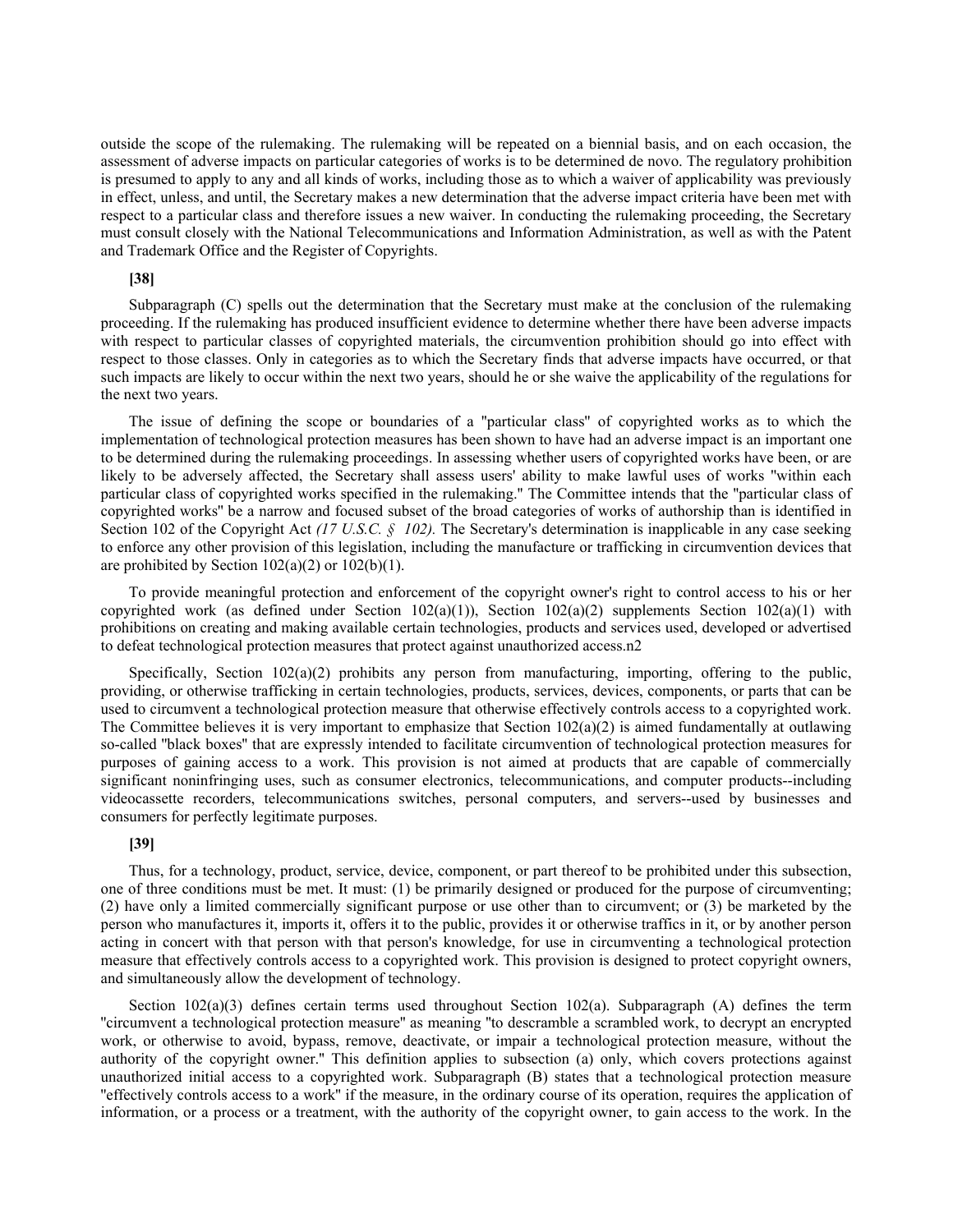outside the scope of the rulemaking. The rulemaking will be repeated on a biennial basis, and on each occasion, the assessment of adverse impacts on particular categories of works is to be determined de novo. The regulatory prohibition is presumed to apply to any and all kinds of works, including those as to which a waiver of applicability was previously in effect, unless, and until, the Secretary makes a new determination that the adverse impact criteria have been met with respect to a particular class and therefore issues a new waiver. In conducting the rulemaking proceeding, the Secretary must consult closely with the National Telecommunications and Information Administration, as well as with the Patent and Trademark Office and the Register of Copyrights.

**[38]**

Subparagraph (C) spells out the determination that the Secretary must make at the conclusion of the rulemaking proceeding. If the rulemaking has produced insufficient evidence to determine whether there have been adverse impacts with respect to particular classes of copyrighted materials, the circumvention prohibition should go into effect with respect to those classes. Only in categories as to which the Secretary finds that adverse impacts have occurred, or that such impacts are likely to occur within the next two years, should he or she waive the applicability of the regulations for the next two years.

The issue of defining the scope or boundaries of a "particular class" of copyrighted works as to which the implementation of technological protection measures has been shown to have had an adverse impact is an important one to be determined during the rulemaking proceedings. In assessing whether users of copyrighted works have been, or are likely to be adversely affected, the Secretary shall assess users' ability to make lawful uses of works "within each particular class of copyrighted works specified in the rulemaking." The Committee intends that the "particular class of copyrighted works" be a narrow and focused subset of the broad categories of works of authorship than is identified in Section 102 of the Copyright Act *(17 U.S.C. § 102).* The Secretary's determination is inapplicable in any case seeking to enforce any other provision of this legislation, including the manufacture or trafficking in circumvention devices that are prohibited by Section 102(a)(2) or 102(b)(1).

To provide meaningful protection and enforcement of the copyright owner's right to control access to his or her copyrighted work (as defined under Section 102(a)(1)), Section 102(a)(2) supplements Section 102(a)(1) with prohibitions on creating and making available certain technologies, products and services used, developed or advertised to defeat technological protection measures that protect against unauthorized access.n2

Specifically, Section 102(a)(2) prohibits any person from manufacturing, importing, offering to the public, providing, or otherwise trafficking in certain technologies, products, services, devices, components, or parts that can be used to circumvent a technological protection measure that otherwise effectively controls access to a copyrighted work. The Committee believes it is very important to emphasize that Section 102(a)(2) is aimed fundamentally at outlawing so-called "black boxes" that are expressly intended to facilitate circumvention of technological protection measures for purposes of gaining access to a work. This provision is not aimed at products that are capable of commercially significant noninfringing uses, such as consumer electronics, telecommunications, and computer products--including videocassette recorders, telecommunications switches, personal computers, and servers--used by businesses and consumers for perfectly legitimate purposes.

**[39]**

Thus, for a technology, product, service, device, component, or part thereof to be prohibited under this subsection, one of three conditions must be met. It must: (1) be primarily designed or produced for the purpose of circumventing; (2) have only a limited commercially significant purpose or use other than to circumvent; or (3) be marketed by the person who manufactures it, imports it, offers it to the public, provides it or otherwise traffics in it, or by another person acting in concert with that person with that person's knowledge, for use in circumventing a technological protection measure that effectively controls access to a copyrighted work. This provision is designed to protect copyright owners, and simultaneously allow the development of technology.

Section 102(a)(3) defines certain terms used throughout Section 102(a). Subparagraph (A) defines the term "circumvent a technological protection measure" as meaning "to descramble a scrambled work, to decrypt an encrypted work, or otherwise to avoid, bypass, remove, deactivate, or impair a technological protection measure, without the authority of the copyright owner." This definition applies to subsection (a) only, which covers protections against unauthorized initial access to a copyrighted work. Subparagraph (B) states that a technological protection measure "effectively controls access to a work" if the measure, in the ordinary course of its operation, requires the application of information, or a process or a treatment, with the authority of the copyright owner, to gain access to the work. In the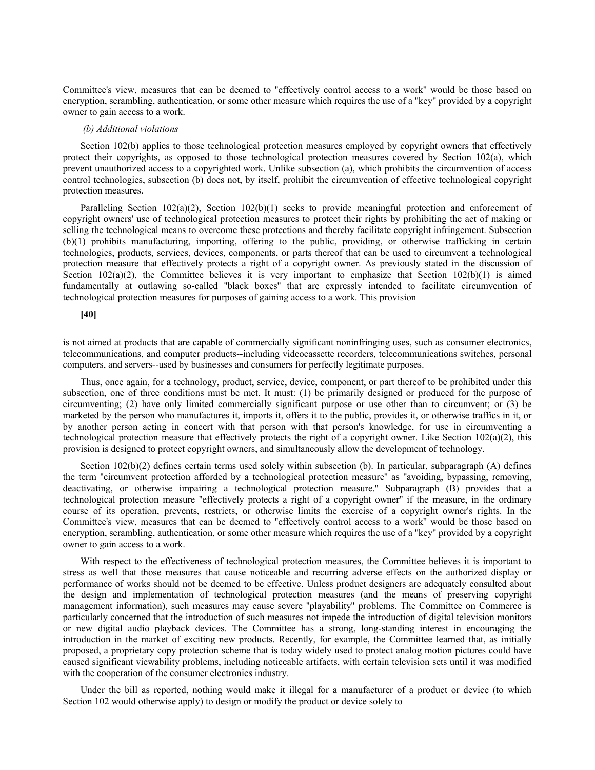Committee's view, measures that can be deemed to "effectively control access to a work" would be those based on encryption, scrambling, authentication, or some other measure which requires the use of a "key" provided by a copyright owner to gain access to a work.

*(b) Additional violations*

Section 102(b) applies to those technological protection measures employed by copyright owners that effectively protect their copyrights, as opposed to those technological protection measures covered by Section 102(a), which prevent unauthorized access to a copyrighted work. Unlike subsection (a), which prohibits the circumvention of access control technologies, subsection (b) does not, by itself, prohibit the circumvention of effective technological copyright protection measures.

Paralleling Section 102(a)(2), Section 102(b)(1) seeks to provide meaningful protection and enforcement of copyright owners' use of technological protection measures to protect their rights by prohibiting the act of making or selling the technological means to overcome these protections and thereby facilitate copyright infringement. Subsection (b)(1) prohibits manufacturing, importing, offering to the public, providing, or otherwise trafficking in certain technologies, products, services, devices, components, or parts thereof that can be used to circumvent a technological protection measure that effectively protects a right of a copyright owner. As previously stated in the discussion of Section 102(a)(2), the Committee believes it is very important to emphasize that Section 102(b)(1) is aimed fundamentally at outlawing so-called "black boxes" that are expressly intended to facilitate circumvention of technological protection measures for purposes of gaining access to a work. This provision

**[40]**

is not aimed at products that are capable of commercially significant noninfringing uses, such as consumer electronics, telecommunications, and computer products--including videocassette recorders, telecommunications switches, personal computers, and servers--used by businesses and consumers for perfectly legitimate purposes.

Thus, once again, for a technology, product, service, device, component, or part thereof to be prohibited under this subsection, one of three conditions must be met. It must: (1) be primarily designed or produced for the purpose of circumventing; (2) have only limited commercially significant purpose or use other than to circumvent; or (3) be marketed by the person who manufactures it, imports it, offers it to the public, provides it, or otherwise traffics in it, or by another person acting in concert with that person with that person's knowledge, for use in circumventing a technological protection measure that effectively protects the right of a copyright owner. Like Section 102(a)(2), this provision is designed to protect copyright owners, and simultaneously allow the development of technology.

Section 102(b)(2) defines certain terms used solely within subsection (b). In particular, subparagraph (A) defines the term "circumvent protection afforded by a technological protection measure" as "avoiding, bypassing, removing, deactivating, or otherwise impairing a technological protection measure." Subparagraph (B) provides that a technological protection measure "effectively protects a right of a copyright owner" if the measure, in the ordinary course of its operation, prevents, restricts, or otherwise limits the exercise of a copyright owner's rights. In the Committee's view, measures that can be deemed to "effectively control access to a work" would be those based on encryption, scrambling, authentication, or some other measure which requires the use of a "key" provided by a copyright owner to gain access to a work.

With respect to the effectiveness of technological protection measures, the Committee believes it is important to stress as well that those measures that cause noticeable and recurring adverse effects on the authorized display or performance of works should not be deemed to be effective. Unless product designers are adequately consulted about the design and implementation of technological protection measures (and the means of preserving copyright management information), such measures may cause severe "playability" problems. The Committee on Commerce is particularly concerned that the introduction of such measures not impede the introduction of digital television monitors or new digital audio playback devices. The Committee has a strong, long-standing interest in encouraging the introduction in the market of exciting new products. Recently, for example, the Committee learned that, as initially proposed, a proprietary copy protection scheme that is today widely used to protect analog motion pictures could have caused significant viewability problems, including noticeable artifacts, with certain television sets until it was modified with the cooperation of the consumer electronics industry.

Under the bill as reported, nothing would make it illegal for a manufacturer of a product or device (to which Section 102 would otherwise apply) to design or modify the product or device solely to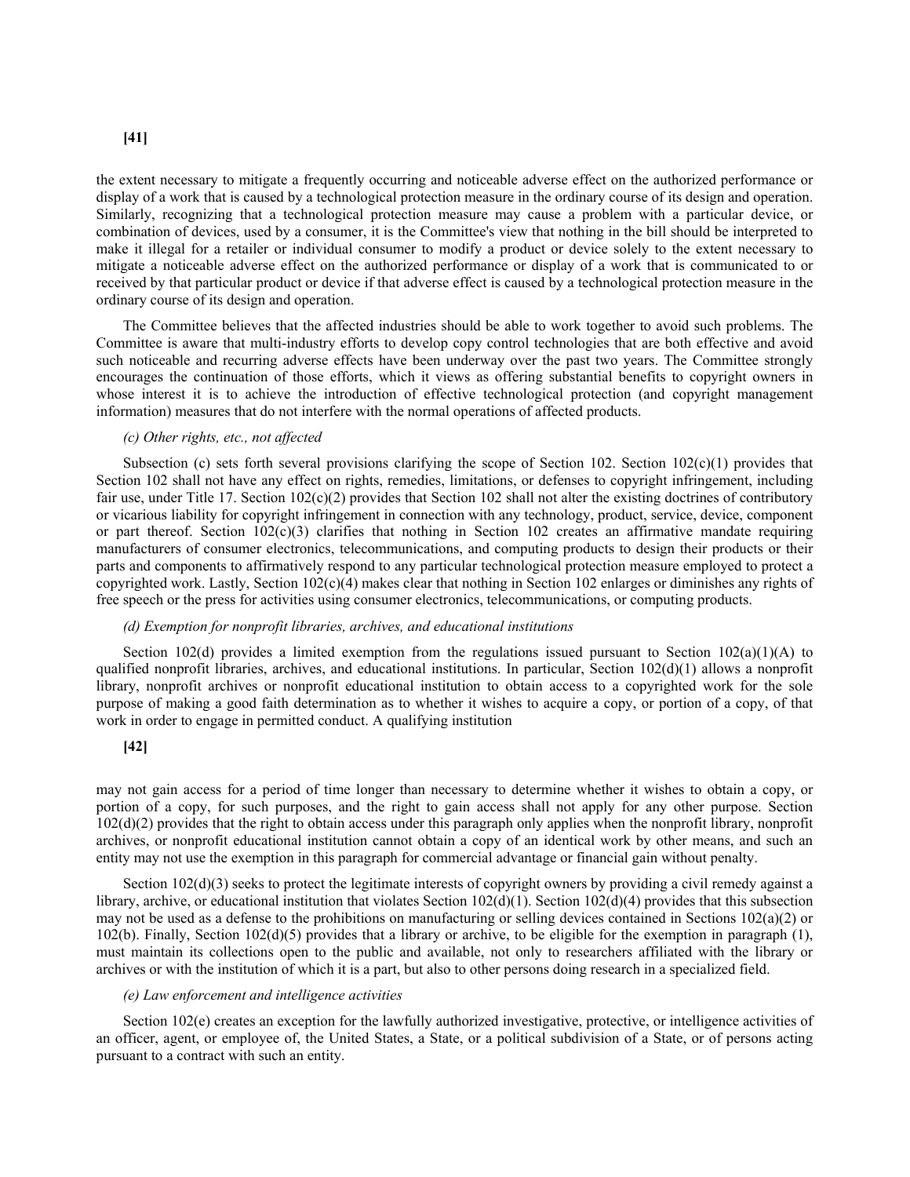**[41]**

the extent necessary to mitigate a frequently occurring and noticeable adverse effect on the authorized performance or display of a work that is caused by a technological protection measure in the ordinary course of its design and operation. Similarly, recognizing that a technological protection measure may cause a problem with a particular device, or combination of devices, used by a consumer, it is the Committee's view that nothing in the bill should be interpreted to make it illegal for a retailer or individual consumer to modify a product or device solely to the extent necessary to mitigate a noticeable adverse effect on the authorized performance or display of a work that is communicated to or received by that particular product or device if that adverse effect is caused by a technological protection measure in the ordinary course of its design and operation.

The Committee believes that the affected industries should be able to work together to avoid such problems. The Committee is aware that multi-industry efforts to develop copy control technologies that are both effective and avoid such noticeable and recurring adverse effects have been underway over the past two years. The Committee strongly encourages the continuation of those efforts, which it views as offering substantial benefits to copyright owners in whose interest it is to achieve the introduction of effective technological protection (and copyright management information) measures that do not interfere with the normal operations of affected products.

*(c) Other rights, etc., not affected*

Subsection (c) sets forth several provisions clarifying the scope of Section 102. Section 102(c)(1) provides that Section 102 shall not have any effect on rights, remedies, limitations, or defenses to copyright infringement, including fair use, under Title 17. Section 102(c)(2) provides that Section 102 shall not alter the existing doctrines of contributory or vicarious liability for copyright infringement in connection with any technology, product, service, device, component or part thereof. Section 102(c)(3) clarifies that nothing in Section 102 creates an affirmative mandate requiring manufacturers of consumer electronics, telecommunications, and computing products to design their products or their parts and components to affirmatively respond to any particular technological protection measure employed to protect a copyrighted work. Lastly, Section 102(c)(4) makes clear that nothing in Section 102 enlarges or diminishes any rights of free speech or the press for activities using consumer electronics, telecommunications, or computing products.

*(d) Exemption for nonprofit libraries, archives, and educational institutions*

Section 102(d) provides a limited exemption from the regulations issued pursuant to Section 102(a)(1)(A) to qualified nonprofit libraries, archives, and educational institutions. In particular, Section 102(d)(1) allows a nonprofit library, nonprofit archives or nonprofit educational institution to obtain access to a copyrighted work for the sole purpose of making a good faith determination as to whether it wishes to acquire a copy, or portion of a copy, of that work in order to engage in permitted conduct. A qualifying institution

**[42]**

may not gain access for a period of time longer than necessary to determine whether it wishes to obtain a copy, or portion of a copy, for such purposes, and the right to gain access shall not apply for any other purpose. Section 102(d)(2) provides that the right to obtain access under this paragraph only applies when the nonprofit library, nonprofit archives, or nonprofit educational institution cannot obtain a copy of an identical work by other means, and such an entity may not use the exemption in this paragraph for commercial advantage or financial gain without penalty.

Section 102(d)(3) seeks to protect the legitimate interests of copyright owners by providing a civil remedy against a library, archive, or educational institution that violates Section 102(d)(1). Section 102(d)(4) provides that this subsection may not be used as a defense to the prohibitions on manufacturing or selling devices contained in Sections 102(a)(2) or 102(b). Finally, Section 102(d)(5) provides that a library or archive, to be eligible for the exemption in paragraph (1), must maintain its collections open to the public and available, not only to researchers affiliated with the library or archives or with the institution of which it is a part, but also to other persons doing research in a specialized field.

*(e) Law enforcement and intelligence activities*

Section 102(e) creates an exception for the lawfully authorized investigative, protective, or intelligence activities of an officer, agent, or employee of, the United States, a State, or a political subdivision of a State, or of persons acting pursuant to a contract with such an entity.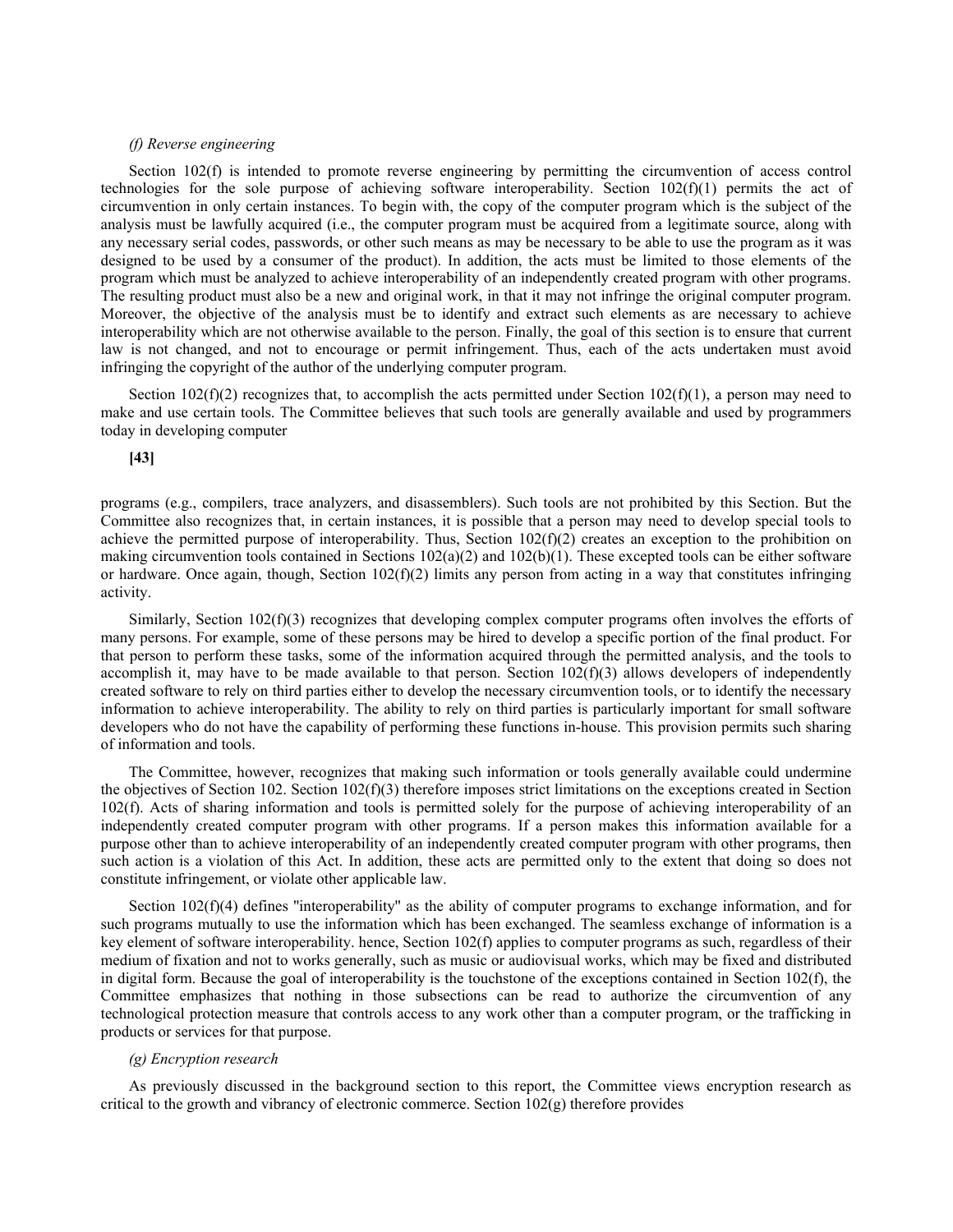*(f) Reverse engineering*

Section 102(f) is intended to promote reverse engineering by permitting the circumvention of access control technologies for the sole purpose of achieving software interoperability. Section 102(f)(1) permits the act of circumvention in only certain instances. To begin with, the copy of the computer program which is the subject of the analysis must be lawfully acquired (i.e., the computer program must be acquired from a legitimate source, along with any necessary serial codes, passwords, or other such means as may be necessary to be able to use the program as it was designed to be used by a consumer of the product). In addition, the acts must be limited to those elements of the program which must be analyzed to achieve interoperability of an independently created program with other programs. The resulting product must also be a new and original work, in that it may not infringe the original computer program. Moreover, the objective of the analysis must be to identify and extract such elements as are necessary to achieve interoperability which are not otherwise available to the person. Finally, the goal of this section is to ensure that current law is not changed, and not to encourage or permit infringement. Thus, each of the acts undertaken must avoid infringing the copyright of the author of the underlying computer program.

Section 102(f)(2) recognizes that, to accomplish the acts permitted under Section 102(f)(1), a person may need to make and use certain tools. The Committee believes that such tools are generally available and used by programmers today in developing computer

**[43]**

programs (e.g., compilers, trace analyzers, and disassemblers). Such tools are not prohibited by this Section. But the Committee also recognizes that, in certain instances, it is possible that a person may need to develop special tools to achieve the permitted purpose of interoperability. Thus, Section 102(f)(2) creates an exception to the prohibition on making circumvention tools contained in Sections 102(a)(2) and 102(b)(1). These excepted tools can be either software or hardware. Once again, though, Section 102(f)(2) limits any person from acting in a way that constitutes infringing activity.

Similarly, Section 102(f)(3) recognizes that developing complex computer programs often involves the efforts of many persons. For example, some of these persons may be hired to develop a specific portion of the final product. For that person to perform these tasks, some of the information acquired through the permitted analysis, and the tools to accomplish it, may have to be made available to that person. Section 102(f)(3) allows developers of independently created software to rely on third parties either to develop the necessary circumvention tools, or to identify the necessary information to achieve interoperability. The ability to rely on third parties is particularly important for small software developers who do not have the capability of performing these functions in-house. This provision permits such sharing of information and tools.

The Committee, however, recognizes that making such information or tools generally available could undermine the objectives of Section 102. Section 102(f)(3) therefore imposes strict limitations on the exceptions created in Section 102(f). Acts of sharing information and tools is permitted solely for the purpose of achieving interoperability of an independently created computer program with other programs. If a person makes this information available for a purpose other than to achieve interoperability of an independently created computer program with other programs, then such action is a violation of this Act. In addition, these acts are permitted only to the extent that doing so does not constitute infringement, or violate other applicable law.

Section 102(f)(4) defines "interoperability" as the ability of computer programs to exchange information, and for such programs mutually to use the information which has been exchanged. The seamless exchange of information is a key element of software interoperability. hence, Section 102(f) applies to computer programs as such, regardless of their medium of fixation and not to works generally, such as music or audiovisual works, which may be fixed and distributed in digital form. Because the goal of interoperability is the touchstone of the exceptions contained in Section 102(f), the Committee emphasizes that nothing in those subsections can be read to authorize the circumvention of any technological protection measure that controls access to any work other than a computer program, or the trafficking in products or services for that purpose.

*(g) Encryption research*

As previously discussed in the background section to this report, the Committee views encryption research as critical to the growth and vibrancy of electronic commerce. Section 102(g) therefore provides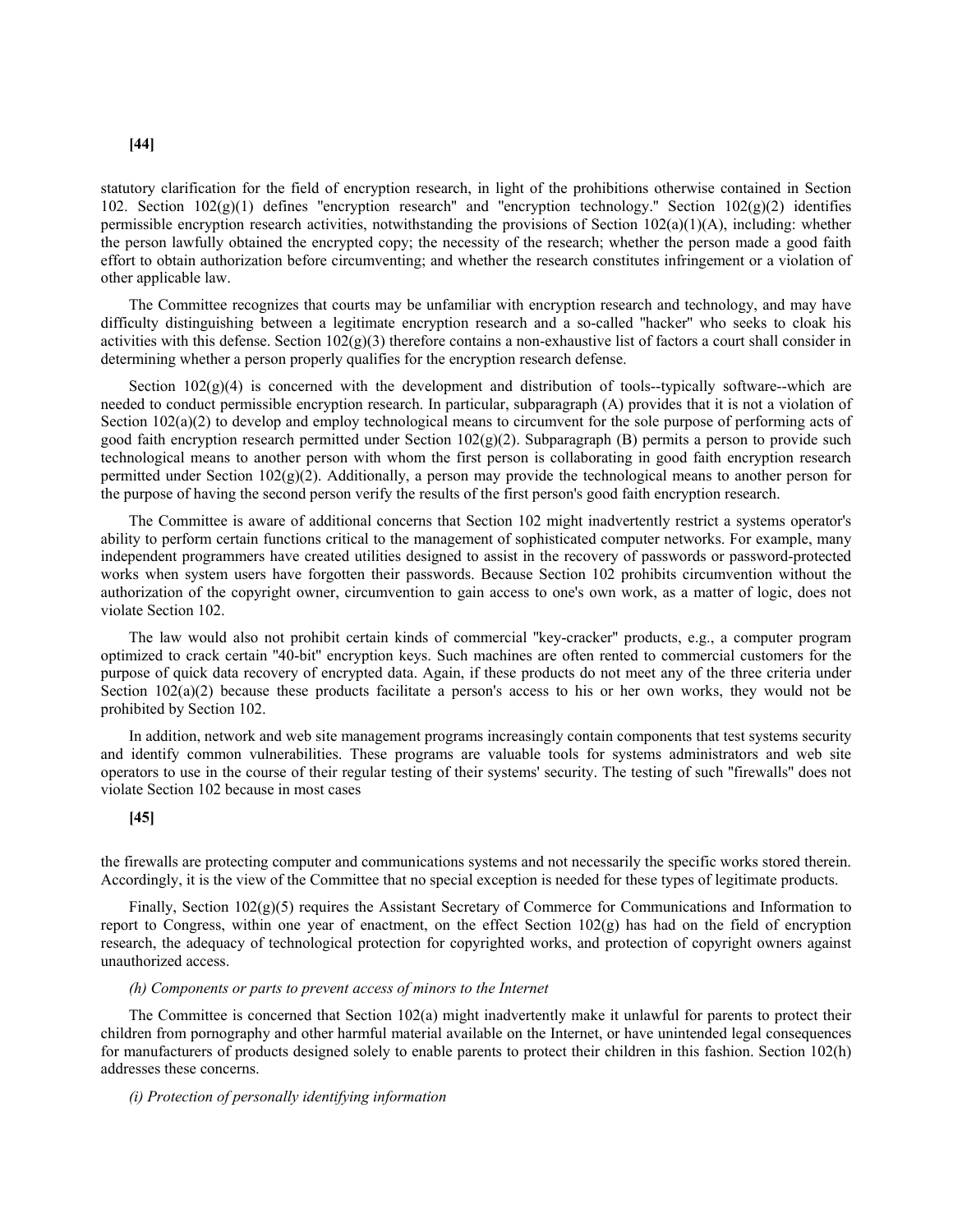**[44]**

statutory clarification for the field of encryption research, in light of the prohibitions otherwise contained in Section 102. Section 102(g)(1) defines "encryption research" and "encryption technology." Section 102(g)(2) identifies permissible encryption research activities, notwithstanding the provisions of Section 102(a)(1)(A), including: whether the person lawfully obtained the encrypted copy; the necessity of the research; whether the person made a good faith effort to obtain authorization before circumventing; and whether the research constitutes infringement or a violation of other applicable law.

The Committee recognizes that courts may be unfamiliar with encryption research and technology, and may have difficulty distinguishing between a legitimate encryption research and a so-called "hacker" who seeks to cloak his activities with this defense. Section 102(g)(3) therefore contains a non-exhaustive list of factors a court shall consider in determining whether a person properly qualifies for the encryption research defense.

Section 102(g)(4) is concerned with the development and distribution of tools--typically software--which are needed to conduct permissible encryption research. In particular, subparagraph (A) provides that it is not a violation of Section 102(a)(2) to develop and employ technological means to circumvent for the sole purpose of performing acts of good faith encryption research permitted under Section 102(g)(2). Subparagraph (B) permits a person to provide such technological means to another person with whom the first person is collaborating in good faith encryption research permitted under Section 102(g)(2). Additionally, a person may provide the technological means to another person for the purpose of having the second person verify the results of the first person's good faith encryption research.

The Committee is aware of additional concerns that Section 102 might inadvertently restrict a systems operator's ability to perform certain functions critical to the management of sophisticated computer networks. For example, many independent programmers have created utilities designed to assist in the recovery of passwords or password-protected works when system users have forgotten their passwords. Because Section 102 prohibits circumvention without the authorization of the copyright owner, circumvention to gain access to one's own work, as a matter of logic, does not violate Section 102.

The law would also not prohibit certain kinds of commercial "key-cracker" products, e.g., a computer program optimized to crack certain "40-bit" encryption keys. Such machines are often rented to commercial customers for the purpose of quick data recovery of encrypted data. Again, if these products do not meet any of the three criteria under Section 102(a)(2) because these products facilitate a person's access to his or her own works, they would not be prohibited by Section 102.

In addition, network and web site management programs increasingly contain components that test systems security and identify common vulnerabilities. These programs are valuable tools for systems administrators and web site operators to use in the course of their regular testing of their systems' security. The testing of such "firewalls" does not violate Section 102 because in most cases

**[45]**

the firewalls are protecting computer and communications systems and not necessarily the specific works stored therein. Accordingly, it is the view of the Committee that no special exception is needed for these types of legitimate products.

Finally, Section 102(g)(5) requires the Assistant Secretary of Commerce for Communications and Information to report to Congress, within one year of enactment, on the effect Section 102(g) has had on the field of encryption research, the adequacy of technological protection for copyrighted works, and protection of copyright owners against unauthorized access.

*(h) Components or parts to prevent access of minors to the Internet*

The Committee is concerned that Section 102(a) might inadvertently make it unlawful for parents to protect their children from pornography and other harmful material available on the Internet, or have unintended legal consequences for manufacturers of products designed solely to enable parents to protect their children in this fashion. Section 102(h) addresses these concerns.

*(i) Protection of personally identifying information*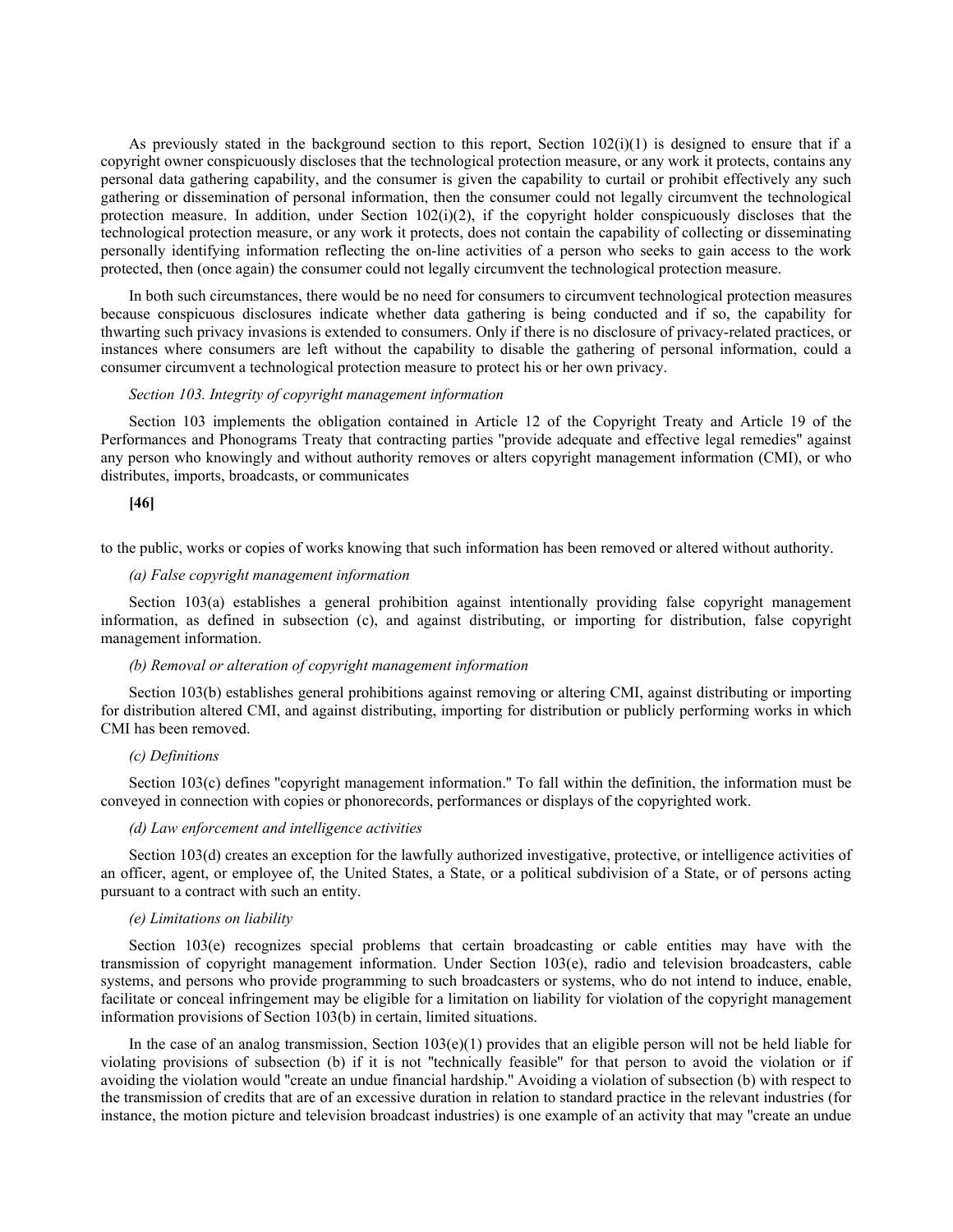As previously stated in the background section to this report, Section 102(i)(1) is designed to ensure that if a copyright owner conspicuously discloses that the technological protection measure, or any work it protects, contains any personal data gathering capability, and the consumer is given the capability to curtail or prohibit effectively any such gathering or dissemination of personal information, then the consumer could not legally circumvent the technological protection measure. In addition, under Section 102(i)(2), if the copyright holder conspicuously discloses that the technological protection measure, or any work it protects, does not contain the capability of collecting or disseminating personally identifying information reflecting the on-line activities of a person who seeks to gain access to the work protected, then (once again) the consumer could not legally circumvent the technological protection measure.

In both such circumstances, there would be no need for consumers to circumvent technological protection measures because conspicuous disclosures indicate whether data gathering is being conducted and if so, the capability for thwarting such privacy invasions is extended to consumers. Only if there is no disclosure of privacy-related practices, or instances where consumers are left without the capability to disable the gathering of personal information, could a consumer circumvent a technological protection measure to protect his or her own privacy.

*Section 103. Integrity of copyright management information*

Section 103 implements the obligation contained in Article 12 of the Copyright Treaty and Article 19 of the Performances and Phonograms Treaty that contracting parties "provide adequate and effective legal remedies" against any person who knowingly and without authority removes or alters copyright management information (CMI), or who distributes, imports, broadcasts, or communicates

**[46]**

to the public, works or copies of works knowing that such information has been removed or altered without authority.

*(a) False copyright management information*

Section 103(a) establishes a general prohibition against intentionally providing false copyright management information, as defined in subsection (c), and against distributing, or importing for distribution, false copyright management information.

*(b) Removal or alteration of copyright management information*

Section 103(b) establishes general prohibitions against removing or altering CMI, against distributing or importing for distribution altered CMI, and against distributing, importing for distribution or publicly performing works in which CMI has been removed.

*(c) Definitions*

Section 103(c) defines "copyright management information." To fall within the definition, the information must be conveyed in connection with copies or phonorecords, performances or displays of the copyrighted work.

*(d) Law enforcement and intelligence activities*

Section 103(d) creates an exception for the lawfully authorized investigative, protective, or intelligence activities of an officer, agent, or employee of, the United States, a State, or a political subdivision of a State, or of persons acting pursuant to a contract with such an entity.

*(e) Limitations on liability*

Section 103(e) recognizes special problems that certain broadcasting or cable entities may have with the transmission of copyright management information. Under Section 103(e), radio and television broadcasters, cable systems, and persons who provide programming to such broadcasters or systems, who do not intend to induce, enable, facilitate or conceal infringement may be eligible for a limitation on liability for violation of the copyright management information provisions of Section 103(b) in certain, limited situations.

In the case of an analog transmission, Section 103(e)(1) provides that an eligible person will not be held liable for violating provisions of subsection (b) if it is not "technically feasible" for that person to avoid the violation or if avoiding the violation would "create an undue financial hardship." Avoiding a violation of subsection (b) with respect to the transmission of credits that are of an excessive duration in relation to standard practice in the relevant industries (for instance, the motion picture and television broadcast industries) is one example of an activity that may "create an undue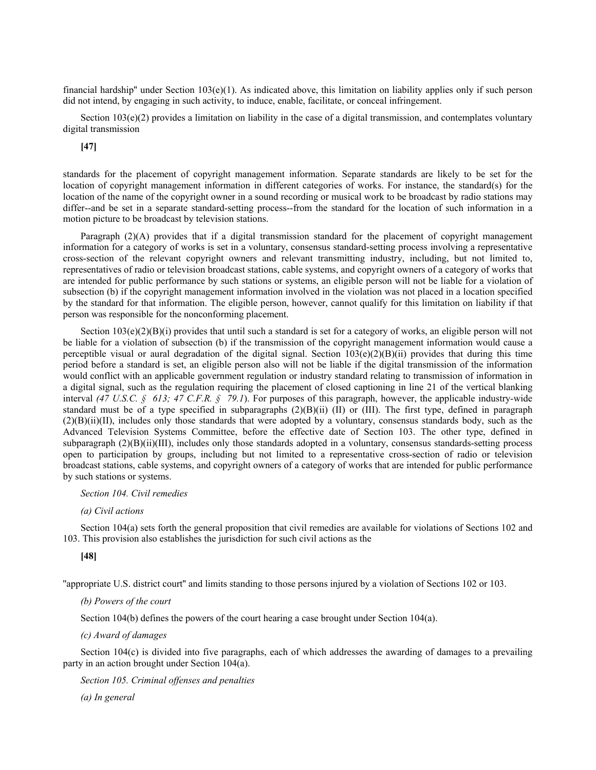financial hardship" under Section 103(e)(1). As indicated above, this limitation on liability applies only if such person did not intend, by engaging in such activity, to induce, enable, facilitate, or conceal infringement.

Section 103(e)(2) provides a limitation on liability in the case of a digital transmission, and contemplates voluntary digital transmission

**[47]**

standards for the placement of copyright management information. Separate standards are likely to be set for the location of copyright management information in different categories of works. For instance, the standard(s) for the location of the name of the copyright owner in a sound recording or musical work to be broadcast by radio stations may differ--and be set in a separate standard-setting process--from the standard for the location of such information in a motion picture to be broadcast by television stations.

Paragraph (2)(A) provides that if a digital transmission standard for the placement of copyright management information for a category of works is set in a voluntary, consensus standard-setting process involving a representative cross-section of the relevant copyright owners and relevant transmitting industry, including, but not limited to, representatives of radio or television broadcast stations, cable systems, and copyright owners of a category of works that are intended for public performance by such stations or systems, an eligible person will not be liable for a violation of subsection (b) if the copyright management information involved in the violation was not placed in a location specified by the standard for that information. The eligible person, however, cannot qualify for this limitation on liability if that person was responsible for the nonconforming placement.

Section 103(e)(2)(B)(i) provides that until such a standard is set for a category of works, an eligible person will not be liable for a violation of subsection (b) if the transmission of the copyright management information would cause a perceptible visual or aural degradation of the digital signal. Section 103(e)(2)(B)(ii) provides that during this time period before a standard is set, an eligible person also will not be liable if the digital transmission of the information would conflict with an applicable government regulation or industry standard relating to transmission of information in a digital signal, such as the regulation requiring the placement of closed captioning in line 21 of the vertical blanking interval *(47 U.S.C. § 613; 47 C.F.R. § 79.1)*. For purposes of this paragraph, however, the applicable industry-wide standard must be of a type specified in subparagraphs (2)(B)(ii) (II) or (III). The first type, defined in paragraph (2)(B)(ii)(II), includes only those standards that were adopted by a voluntary, consensus standards body, such as the Advanced Television Systems Committee, before the effective date of Section 103. The other type, defined in subparagraph (2)(B)(ii)(III), includes only those standards adopted in a voluntary, consensus standards-setting process open to participation by groups, including but not limited to a representative cross-section of radio or television broadcast stations, cable systems, and copyright owners of a category of works that are intended for public performance by such stations or systems.

*Section 104. Civil remedies*

*(a) Civil actions*

Section 104(a) sets forth the general proposition that civil remedies are available for violations of Sections 102 and 103. This provision also establishes the jurisdiction for such civil actions as the

**[48]**

"appropriate U.S. district court" and limits standing to those persons injured by a violation of Sections 102 or 103.

*(b) Powers of the court*

Section 104(b) defines the powers of the court hearing a case brought under Section 104(a).

*(c) Award of damages*

Section 104(c) is divided into five paragraphs, each of which addresses the awarding of damages to a prevailing party in an action brought under Section 104(a).

*Section 105. Criminal offenses and penalties*

*(a) In general*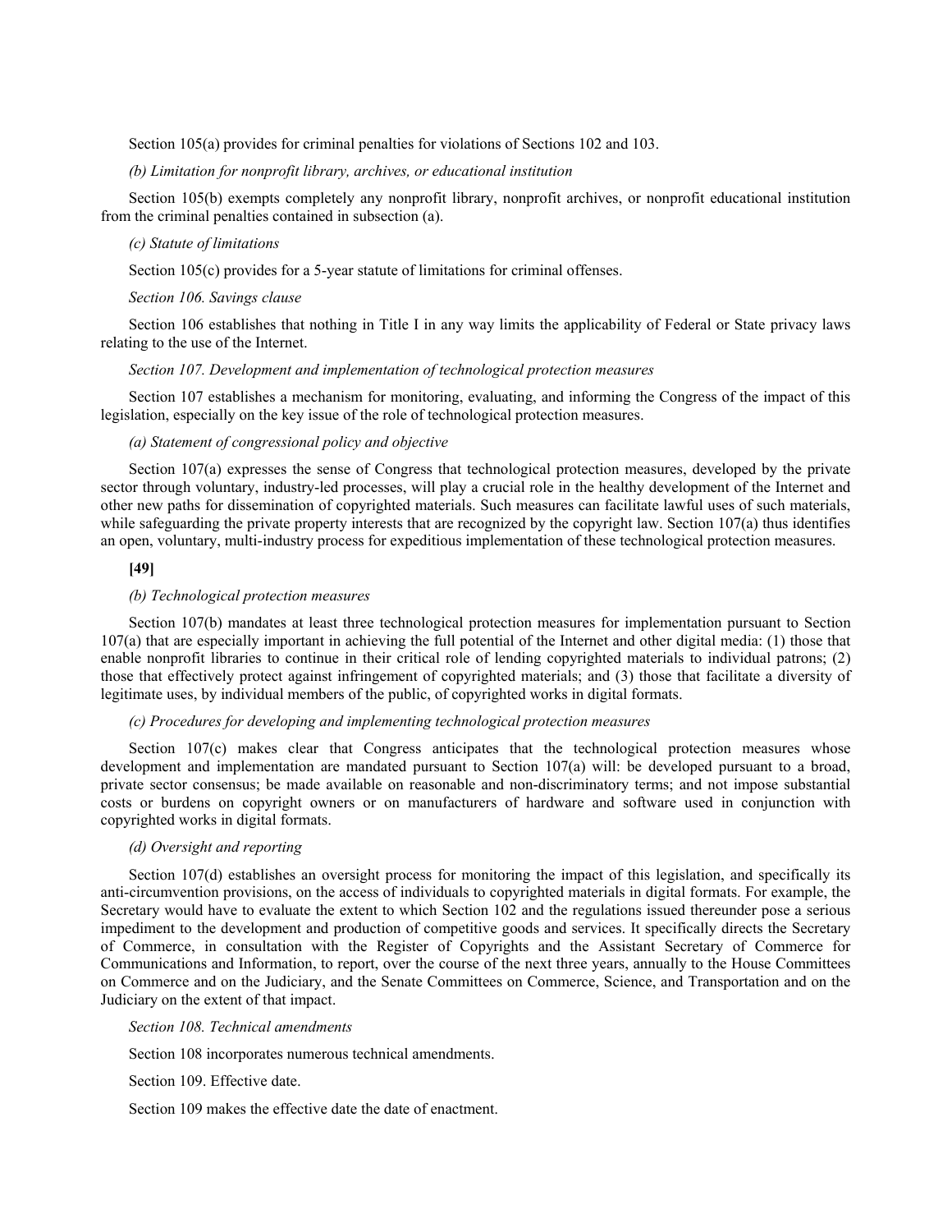Section 105(a) provides for criminal penalties for violations of Sections 102 and 103.

*(b) Limitation for nonprofit library, archives, or educational institution*

Section 105(b) exempts completely any nonprofit library, nonprofit archives, or nonprofit educational institution from the criminal penalties contained in subsection (a).

*(c) Statute of limitations*

Section 105(c) provides for a 5-year statute of limitations for criminal offenses.

*Section 106. Savings clause*

Section 106 establishes that nothing in Title I in any way limits the applicability of Federal or State privacy laws relating to the use of the Internet.

*Section 107. Development and implementation of technological protection measures*

Section 107 establishes a mechanism for monitoring, evaluating, and informing the Congress of the impact of this legislation, especially on the key issue of the role of technological protection measures.

*(a) Statement of congressional policy and objective*

Section 107(a) expresses the sense of Congress that technological protection measures, developed by the private sector through voluntary, industry-led processes, will play a crucial role in the healthy development of the Internet and other new paths for dissemination of copyrighted materials. Such measures can facilitate lawful uses of such materials, while safeguarding the private property interests that are recognized by the copyright law. Section 107(a) thus identifies an open, voluntary, multi-industry process for expeditious implementation of these technological protection measures.

**[49]**

*(b) Technological protection measures*

Section 107(b) mandates at least three technological protection measures for implementation pursuant to Section 107(a) that are especially important in achieving the full potential of the Internet and other digital media: (1) those that enable nonprofit libraries to continue in their critical role of lending copyrighted materials to individual patrons; (2) those that effectively protect against infringement of copyrighted materials; and (3) those that facilitate a diversity of legitimate uses, by individual members of the public, of copyrighted works in digital formats.

*(c) Procedures for developing and implementing technological protection measures*

Section 107(c) makes clear that Congress anticipates that the technological protection measures whose development and implementation are mandated pursuant to Section 107(a) will: be developed pursuant to a broad, private sector consensus; be made available on reasonable and non-discriminatory terms; and not impose substantial costs or burdens on copyright owners or on manufacturers of hardware and software used in conjunction with copyrighted works in digital formats.

*(d) Oversight and reporting*

Section 107(d) establishes an oversight process for monitoring the impact of this legislation, and specifically its anti-circumvention provisions, on the access of individuals to copyrighted materials in digital formats. For example, the Secretary would have to evaluate the extent to which Section 102 and the regulations issued thereunder pose a serious impediment to the development and production of competitive goods and services. It specifically directs the Secretary of Commerce, in consultation with the Register of Copyrights and the Assistant Secretary of Commerce for Communications and Information, to report, over the course of the next three years, annually to the House Committees on Commerce and on the Judiciary, and the Senate Committees on Commerce, Science, and Transportation and on the Judiciary on the extent of that impact.

*Section 108. Technical amendments*

Section 108 incorporates numerous technical amendments.

Section 109. Effective date.

Section 109 makes the effective date the date of enactment.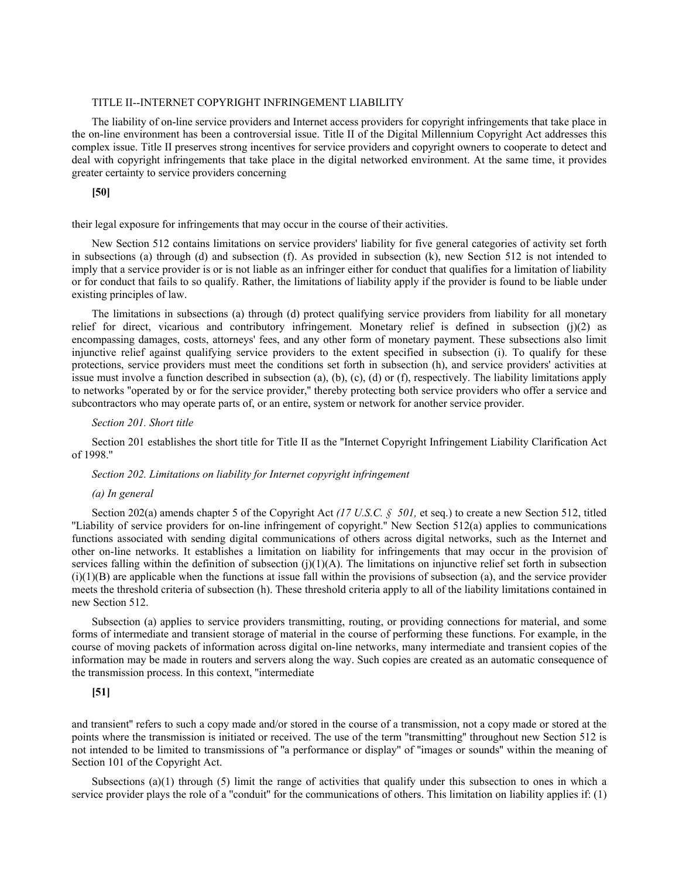TITLE II--INTERNET COPYRIGHT INFRINGEMENT LIABILITY

The liability of on-line service providers and Internet access providers for copyright infringements that take place in the on-line environment has been a controversial issue. Title II of the Digital Millennium Copyright Act addresses this complex issue. Title II preserves strong incentives for service providers and copyright owners to cooperate to detect and deal with copyright infringements that take place in the digital networked environment. At the same time, it provides greater certainty to service providers concerning

**[50]**

their legal exposure for infringements that may occur in the course of their activities.

New Section 512 contains limitations on service providers' liability for five general categories of activity set forth in subsections (a) through (d) and subsection (f). As provided in subsection (k), new Section 512 is not intended to imply that a service provider is or is not liable as an infringer either for conduct that qualifies for a limitation of liability or for conduct that fails to so qualify. Rather, the limitations of liability apply if the provider is found to be liable under existing principles of law.

The limitations in subsections (a) through (d) protect qualifying service providers from liability for all monetary relief for direct, vicarious and contributory infringement. Monetary relief is defined in subsection (j)(2) as encompassing damages, costs, attorneys' fees, and any other form of monetary payment. These subsections also limit injunctive relief against qualifying service providers to the extent specified in subsection (i). To qualify for these protections, service providers must meet the conditions set forth in subsection (h), and service providers' activities at issue must involve a function described in subsection (a), (b), (c), (d) or (f), respectively. The liability limitations apply to networks "operated by or for the service provider," thereby protecting both service providers who offer a service and subcontractors who may operate parts of, or an entire, system or network for another service provider.

*Section 201. Short title*

Section 201 establishes the short title for Title II as the "Internet Copyright Infringement Liability Clarification Act of 1998."

*Section 202. Limitations on liability for Internet copyright infringement*

*(a) In general*

Section 202(a) amends chapter 5 of the Copyright Act *(17 U.S.C. § 501,* et seq.) to create a new Section 512, titled "Liability of service providers for on-line infringement of copyright." New Section 512(a) applies to communications functions associated with sending digital communications of others across digital networks, such as the Internet and other on-line networks. It establishes a limitation on liability for infringements that may occur in the provision of services falling within the definition of subsection (j)(1)(A). The limitations on injunctive relief set forth in subsection (i)(1)(B) are applicable when the functions at issue fall within the provisions of subsection (a), and the service provider meets the threshold criteria of subsection (h). These threshold criteria apply to all of the liability limitations contained in new Section 512.

Subsection (a) applies to service providers transmitting, routing, or providing connections for material, and some forms of intermediate and transient storage of material in the course of performing these functions. For example, in the course of moving packets of information across digital on-line networks, many intermediate and transient copies of the information may be made in routers and servers along the way. Such copies are created as an automatic consequence of the transmission process. In this context, "intermediate

**[51]**

and transient" refers to such a copy made and/or stored in the course of a transmission, not a copy made or stored at the points where the transmission is initiated or received. The use of the term "transmitting" throughout new Section 512 is not intended to be limited to transmissions of "a performance or display" of "images or sounds" within the meaning of Section 101 of the Copyright Act.

Subsections (a)(1) through (5) limit the range of activities that qualify under this subsection to ones in which a service provider plays the role of a "conduit" for the communications of others. This limitation on liability applies if: (1)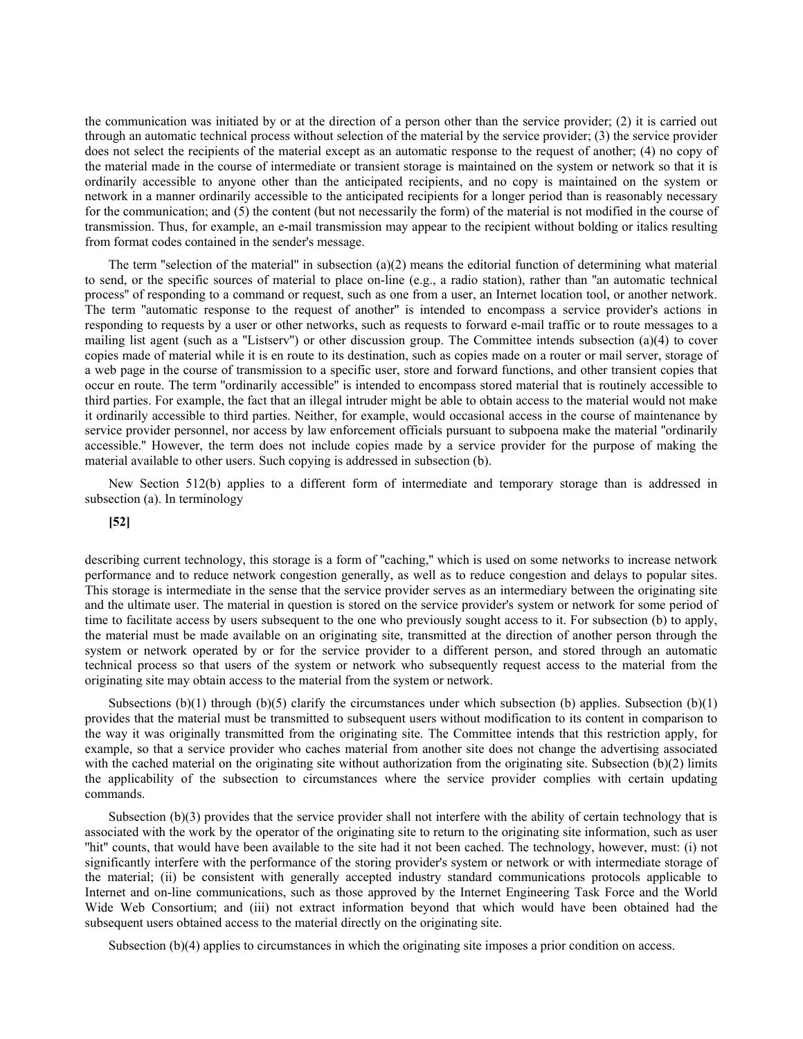the communication was initiated by or at the direction of a person other than the service provider; (2) it is carried out through an automatic technical process without selection of the material by the service provider; (3) the service provider does not select the recipients of the material except as an automatic response to the request of another; (4) no copy of the material made in the course of intermediate or transient storage is maintained on the system or network so that it is ordinarily accessible to anyone other than the anticipated recipients, and no copy is maintained on the system or network in a manner ordinarily accessible to the anticipated recipients for a longer period than is reasonably necessary for the communication; and (5) the content (but not necessarily the form) of the material is not modified in the course of transmission. Thus, for example, an e-mail transmission may appear to the recipient without bolding or italics resulting from format codes contained in the sender's message.

The term "selection of the material" in subsection (a)(2) means the editorial function of determining what material to send, or the specific sources of material to place on-line (e.g., a radio station), rather than "an automatic technical process" of responding to a command or request, such as one from a user, an Internet location tool, or another network. The term "automatic response to the request of another" is intended to encompass a service provider's actions in responding to requests by a user or other networks, such as requests to forward e-mail traffic or to route messages to a mailing list agent (such as a "Listserv") or other discussion group. The Committee intends subsection (a)(4) to cover copies made of material while it is en route to its destination, such as copies made on a router or mail server, storage of a web page in the course of transmission to a specific user, store and forward functions, and other transient copies that occur en route. The term "ordinarily accessible" is intended to encompass stored material that is routinely accessible to third parties. For example, the fact that an illegal intruder might be able to obtain access to the material would not make it ordinarily accessible to third parties. Neither, for example, would occasional access in the course of maintenance by service provider personnel, nor access by law enforcement officials pursuant to subpoena make the material "ordinarily accessible." However, the term does not include copies made by a service provider for the purpose of making the material available to other users. Such copying is addressed in subsection (b).

New Section 512(b) applies to a different form of intermediate and temporary storage than is addressed in subsection (a). In terminology

**[52]**

describing current technology, this storage is a form of "caching," which is used on some networks to increase network performance and to reduce network congestion generally, as well as to reduce congestion and delays to popular sites. This storage is intermediate in the sense that the service provider serves as an intermediary between the originating site and the ultimate user. The material in question is stored on the service provider's system or network for some period of time to facilitate access by users subsequent to the one who previously sought access to it. For subsection (b) to apply, the material must be made available on an originating site, transmitted at the direction of another person through the system or network operated by or for the service provider to a different person, and stored through an automatic technical process so that users of the system or network who subsequently request access to the material from the originating site may obtain access to the material from the system or network.

Subsections (b)(1) through (b)(5) clarify the circumstances under which subsection (b) applies. Subsection (b)(1) provides that the material must be transmitted to subsequent users without modification to its content in comparison to the way it was originally transmitted from the originating site. The Committee intends that this restriction apply, for example, so that a service provider who caches material from another site does not change the advertising associated with the cached material on the originating site without authorization from the originating site. Subsection (b)(2) limits the applicability of the subsection to circumstances where the service provider complies with certain updating commands.

Subsection (b)(3) provides that the service provider shall not interfere with the ability of certain technology that is associated with the work by the operator of the originating site to return to the originating site information, such as user "hit" counts, that would have been available to the site had it not been cached. The technology, however, must: (i) not significantly interfere with the performance of the storing provider's system or network or with intermediate storage of the material; (ii) be consistent with generally accepted industry standard communications protocols applicable to Internet and on-line communications, such as those approved by the Internet Engineering Task Force and the World Wide Web Consortium; and (iii) not extract information beyond that which would have been obtained had the subsequent users obtained access to the material directly on the originating site.

Subsection (b)(4) applies to circumstances in which the originating site imposes a prior condition on access.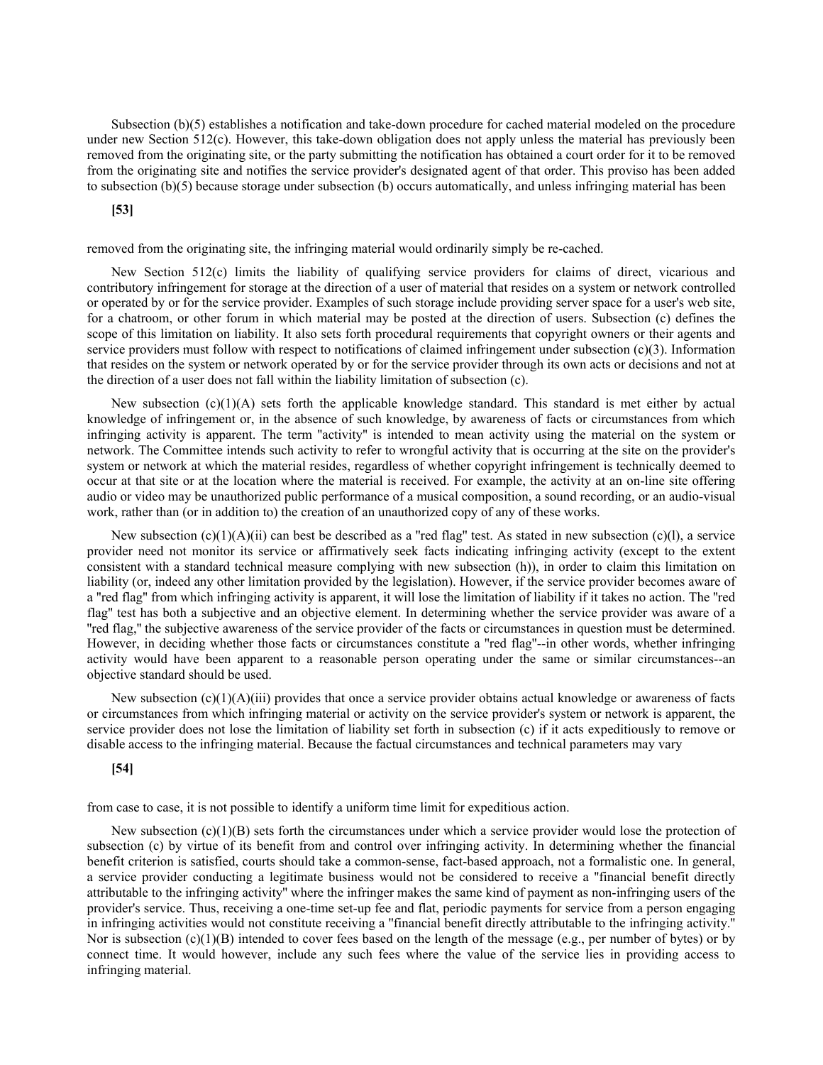Subsection (b)(5) establishes a notification and take-down procedure for cached material modeled on the procedure under new Section 512(c). However, this take-down obligation does not apply unless the material has previously been removed from the originating site, or the party submitting the notification has obtained a court order for it to be removed from the originating site and notifies the service provider's designated agent of that order. This proviso has been added to subsection (b)(5) because storage under subsection (b) occurs automatically, and unless infringing material has been

**[53]**

removed from the originating site, the infringing material would ordinarily simply be re-cached.

New Section 512(c) limits the liability of qualifying service providers for claims of direct, vicarious and contributory infringement for storage at the direction of a user of material that resides on a system or network controlled or operated by or for the service provider. Examples of such storage include providing server space for a user's web site, for a chatroom, or other forum in which material may be posted at the direction of users. Subsection (c) defines the scope of this limitation on liability. It also sets forth procedural requirements that copyright owners or their agents and service providers must follow with respect to notifications of claimed infringement under subsection (c)(3). Information that resides on the system or network operated by or for the service provider through its own acts or decisions and not at the direction of a user does not fall within the liability limitation of subsection (c).

New subsection (c)(1)(A) sets forth the applicable knowledge standard. This standard is met either by actual knowledge of infringement or, in the absence of such knowledge, by awareness of facts or circumstances from which infringing activity is apparent. The term "activity" is intended to mean activity using the material on the system or network. The Committee intends such activity to refer to wrongful activity that is occurring at the site on the provider's system or network at which the material resides, regardless of whether copyright infringement is technically deemed to occur at that site or at the location where the material is received. For example, the activity at an on-line site offering audio or video may be unauthorized public performance of a musical composition, a sound recording, or an audio-visual work, rather than (or in addition to) the creation of an unauthorized copy of any of these works.

New subsection (c)(1)(A)(ii) can best be described as a "red flag" test. As stated in new subsection (c)(l), a service provider need not monitor its service or affirmatively seek facts indicating infringing activity (except to the extent consistent with a standard technical measure complying with new subsection (h)), in order to claim this limitation on liability (or, indeed any other limitation provided by the legislation). However, if the service provider becomes aware of a "red flag" from which infringing activity is apparent, it will lose the limitation of liability if it takes no action. The "red flag" test has both a subjective and an objective element. In determining whether the service provider was aware of a "red flag," the subjective awareness of the service provider of the facts or circumstances in question must be determined. However, in deciding whether those facts or circumstances constitute a "red flag"--in other words, whether infringing activity would have been apparent to a reasonable person operating under the same or similar circumstances--an objective standard should be used.

New subsection (c)(1)(A)(iii) provides that once a service provider obtains actual knowledge or awareness of facts or circumstances from which infringing material or activity on the service provider's system or network is apparent, the service provider does not lose the limitation of liability set forth in subsection (c) if it acts expeditiously to remove or disable access to the infringing material. Because the factual circumstances and technical parameters may vary

**[54]**

from case to case, it is not possible to identify a uniform time limit for expeditious action.

New subsection (c)(1)(B) sets forth the circumstances under which a service provider would lose the protection of subsection (c) by virtue of its benefit from and control over infringing activity. In determining whether the financial benefit criterion is satisfied, courts should take a common-sense, fact-based approach, not a formalistic one. In general, a service provider conducting a legitimate business would not be considered to receive a "financial benefit directly attributable to the infringing activity" where the infringer makes the same kind of payment as non-infringing users of the provider's service. Thus, receiving a one-time set-up fee and flat, periodic payments for service from a person engaging in infringing activities would not constitute receiving a "financial benefit directly attributable to the infringing activity." Nor is subsection (c)(1)(B) intended to cover fees based on the length of the message (e.g., per number of bytes) or by connect time. It would however, include any such fees where the value of the service lies in providing access to infringing material.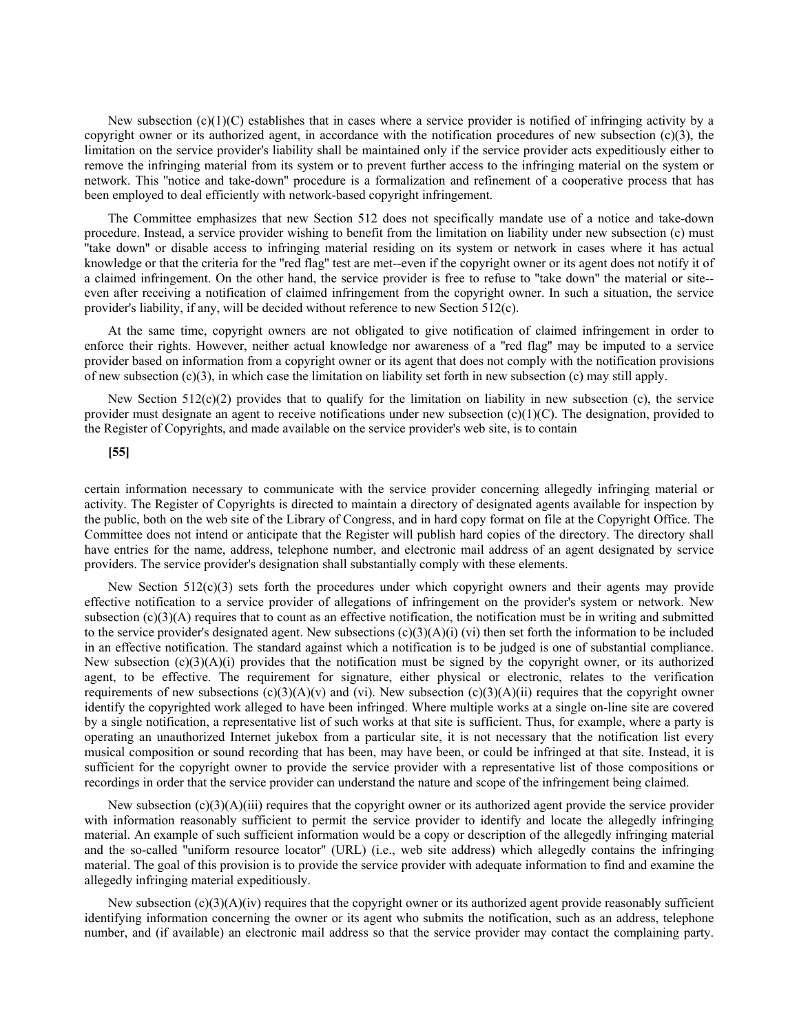New subsection (c)(1)(C) establishes that in cases where a service provider is notified of infringing activity by a copyright owner or its authorized agent, in accordance with the notification procedures of new subsection (c)(3), the limitation on the service provider's liability shall be maintained only if the service provider acts expeditiously either to remove the infringing material from its system or to prevent further access to the infringing material on the system or network. This "notice and take-down" procedure is a formalization and refinement of a cooperative process that has been employed to deal efficiently with network-based copyright infringement.

The Committee emphasizes that new Section 512 does not specifically mandate use of a notice and take-down procedure. Instead, a service provider wishing to benefit from the limitation on liability under new subsection (c) must "take down" or disable access to infringing material residing on its system or network in cases where it has actual knowledge or that the criteria for the "red flag" test are met--even if the copyright owner or its agent does not notify it of a claimed infringement. On the other hand, the service provider is free to refuse to "take down" the material or site--even after receiving a notification of claimed infringement from the copyright owner. In such a situation, the service provider's liability, if any, will be decided without reference to new Section 512(c).

At the same time, copyright owners are not obligated to give notification of claimed infringement in order to enforce their rights. However, neither actual knowledge nor awareness of a "red flag" may be imputed to a service provider based on information from a copyright owner or its agent that does not comply with the notification provisions of new subsection (c)(3), in which case the limitation on liability set forth in new subsection (c) may still apply.

New Section 512(c)(2) provides that to qualify for the limitation on liability in new subsection (c), the service provider must designate an agent to receive notifications under new subsection (c)(1)(C). The designation, provided to the Register of Copyrights, and made available on the service provider's web site, is to contain

**[55]**

certain information necessary to communicate with the service provider concerning allegedly infringing material or activity. The Register of Copyrights is directed to maintain a directory of designated agents available for inspection by the public, both on the web site of the Library of Congress, and in hard copy format on file at the Copyright Office. The Committee does not intend or anticipate that the Register will publish hard copies of the directory. The directory shall have entries for the name, address, telephone number, and electronic mail address of an agent designated by service providers. The service provider's designation shall substantially comply with these elements.

New Section 512(c)(3) sets forth the procedures under which copyright owners and their agents may provide effective notification to a service provider of allegations of infringement on the provider's system or network. New subsection (c)(3)(A) requires that to count as an effective notification, the notification must be in writing and submitted to the service provider's designated agent. New subsections (c)(3)(A)(i) (vi) then set forth the information to be included in an effective notification. The standard against which a notification is to be judged is one of substantial compliance. New subsection (c)(3)(A)(i) provides that the notification must be signed by the copyright owner, or its authorized agent, to be effective. The requirement for signature, either physical or electronic, relates to the verification requirements of new subsections (c)(3)(A)(v) and (vi). New subsection (c)(3)(A)(ii) requires that the copyright owner identify the copyrighted work alleged to have been infringed. Where multiple works at a single on-line site are covered by a single notification, a representative list of such works at that site is sufficient. Thus, for example, where a party is operating an unauthorized Internet jukebox from a particular site, it is not necessary that the notification list every musical composition or sound recording that has been, may have been, or could be infringed at that site. Instead, it is sufficient for the copyright owner to provide the service provider with a representative list of those compositions or recordings in order that the service provider can understand the nature and scope of the infringement being claimed.

New subsection (c)(3)(A)(iii) requires that the copyright owner or its authorized agent provide the service provider with information reasonably sufficient to permit the service provider to identify and locate the allegedly infringing material. An example of such sufficient information would be a copy or description of the allegedly infringing material and the so-called "uniform resource locator" (URL) (i.e., web site address) which allegedly contains the infringing material. The goal of this provision is to provide the service provider with adequate information to find and examine the allegedly infringing material expeditiously.

New subsection (c)(3)(A)(iv) requires that the copyright owner or its authorized agent provide reasonably sufficient identifying information concerning the owner or its agent who submits the notification, such as an address, telephone number, and (if available) an electronic mail address so that the service provider may contact the complaining party.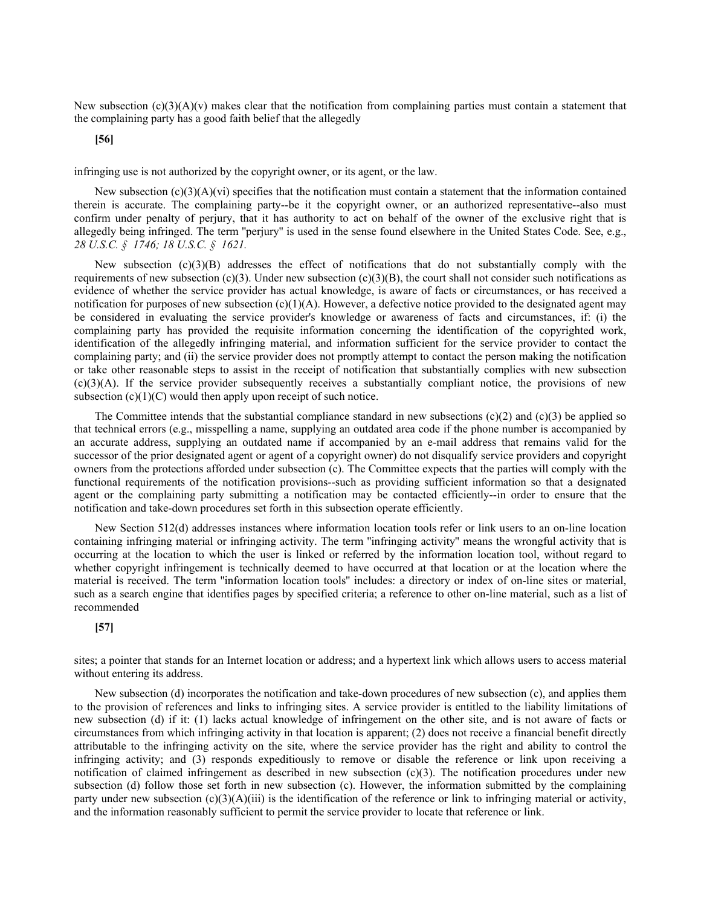New subsection (c)(3)(A)(v) makes clear that the notification from complaining parties must contain a statement that the complaining party has a good faith belief that the allegedly

**[56]**

infringing use is not authorized by the copyright owner, or its agent, or the law.

New subsection (c)(3)(A)(vi) specifies that the notification must contain a statement that the information contained therein is accurate. The complaining party--be it the copyright owner, or an authorized representative--also must confirm under penalty of perjury, that it has authority to act on behalf of the owner of the exclusive right that is allegedly being infringed. The term "perjury" is used in the sense found elsewhere in the United States Code. See, e.g., *28 U.S.C. § 1746; 18 U.S.C. § 1621.*

New subsection (c)(3)(B) addresses the effect of notifications that do not substantially comply with the requirements of new subsection (c)(3). Under new subsection (c)(3)(B), the court shall not consider such notifications as evidence of whether the service provider has actual knowledge, is aware of facts or circumstances, or has received a notification for purposes of new subsection (c)(1)(A). However, a defective notice provided to the designated agent may be considered in evaluating the service provider's knowledge or awareness of facts and circumstances, if: (i) the complaining party has provided the requisite information concerning the identification of the copyrighted work, identification of the allegedly infringing material, and information sufficient for the service provider to contact the complaining party; and (ii) the service provider does not promptly attempt to contact the person making the notification or take other reasonable steps to assist in the receipt of notification that substantially complies with new subsection (c)(3)(A). If the service provider subsequently receives a substantially compliant notice, the provisions of new subsection (c)(1)(C) would then apply upon receipt of such notice.

The Committee intends that the substantial compliance standard in new subsections (c)(2) and (c)(3) be applied so that technical errors (e.g., misspelling a name, supplying an outdated area code if the phone number is accompanied by an accurate address, supplying an outdated name if accompanied by an e-mail address that remains valid for the successor of the prior designated agent or agent of a copyright owner) do not disqualify service providers and copyright owners from the protections afforded under subsection (c). The Committee expects that the parties will comply with the functional requirements of the notification provisions--such as providing sufficient information so that a designated agent or the complaining party submitting a notification may be contacted efficiently--in order to ensure that the notification and take-down procedures set forth in this subsection operate efficiently.

New Section 512(d) addresses instances where information location tools refer or link users to an on-line location containing infringing material or infringing activity. The term "infringing activity" means the wrongful activity that is occurring at the location to which the user is linked or referred by the information location tool, without regard to whether copyright infringement is technically deemed to have occurred at that location or at the location where the material is received. The term "information location tools" includes: a directory or index of on-line sites or material, such as a search engine that identifies pages by specified criteria; a reference to other on-line material, such as a list of recommended

**[57]**

sites; a pointer that stands for an Internet location or address; and a hypertext link which allows users to access material without entering its address.

New subsection (d) incorporates the notification and take-down procedures of new subsection (c), and applies them to the provision of references and links to infringing sites. A service provider is entitled to the liability limitations of new subsection (d) if it: (1) lacks actual knowledge of infringement on the other site, and is not aware of facts or circumstances from which infringing activity in that location is apparent; (2) does not receive a financial benefit directly attributable to the infringing activity on the site, where the service provider has the right and ability to control the infringing activity; and (3) responds expeditiously to remove or disable the reference or link upon receiving a notification of claimed infringement as described in new subsection (c)(3). The notification procedures under new subsection (d) follow those set forth in new subsection (c). However, the information submitted by the complaining party under new subsection (c)(3)(A)(iii) is the identification of the reference or link to infringing material or activity, and the information reasonably sufficient to permit the service provider to locate that reference or link.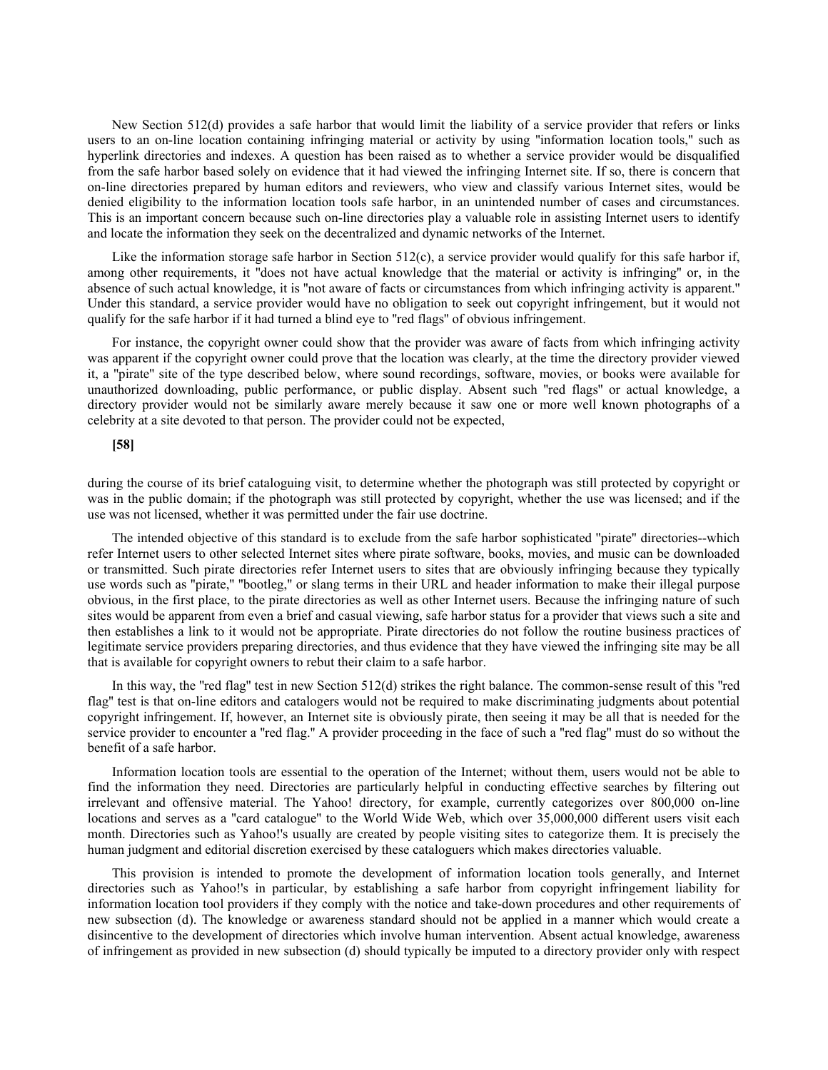New Section 512(d) provides a safe harbor that would limit the liability of a service provider that refers or links users to an on-line location containing infringing material or activity by using "information location tools," such as hyperlink directories and indexes. A question has been raised as to whether a service provider would be disqualified from the safe harbor based solely on evidence that it had viewed the infringing Internet site. If so, there is concern that on-line directories prepared by human editors and reviewers, who view and classify various Internet sites, would be denied eligibility to the information location tools safe harbor, in an unintended number of cases and circumstances. This is an important concern because such on-line directories play a valuable role in assisting Internet users to identify and locate the information they seek on the decentralized and dynamic networks of the Internet.

Like the information storage safe harbor in Section 512(c), a service provider would qualify for this safe harbor if, among other requirements, it "does not have actual knowledge that the material or activity is infringing" or, in the absence of such actual knowledge, it is "not aware of facts or circumstances from which infringing activity is apparent." Under this standard, a service provider would have no obligation to seek out copyright infringement, but it would not qualify for the safe harbor if it had turned a blind eye to "red flags" of obvious infringement.

For instance, the copyright owner could show that the provider was aware of facts from which infringing activity was apparent if the copyright owner could prove that the location was clearly, at the time the directory provider viewed it, a "pirate" site of the type described below, where sound recordings, software, movies, or books were available for unauthorized downloading, public performance, or public display. Absent such "red flags" or actual knowledge, a directory provider would not be similarly aware merely because it saw one or more well known photographs of a celebrity at a site devoted to that person. The provider could not be expected,

**[58]**

during the course of its brief cataloguing visit, to determine whether the photograph was still protected by copyright or was in the public domain; if the photograph was still protected by copyright, whether the use was licensed; and if the use was not licensed, whether it was permitted under the fair use doctrine.

The intended objective of this standard is to exclude from the safe harbor sophisticated "pirate" directories--which refer Internet users to other selected Internet sites where pirate software, books, movies, and music can be downloaded or transmitted. Such pirate directories refer Internet users to sites that are obviously infringing because they typically use words such as "pirate," "bootleg," or slang terms in their URL and header information to make their illegal purpose obvious, in the first place, to the pirate directories as well as other Internet users. Because the infringing nature of such sites would be apparent from even a brief and casual viewing, safe harbor status for a provider that views such a site and then establishes a link to it would not be appropriate. Pirate directories do not follow the routine business practices of legitimate service providers preparing directories, and thus evidence that they have viewed the infringing site may be all that is available for copyright owners to rebut their claim to a safe harbor.

In this way, the "red flag" test in new Section 512(d) strikes the right balance. The common-sense result of this "red flag" test is that on-line editors and catalogers would not be required to make discriminating judgments about potential copyright infringement. If, however, an Internet site is obviously pirate, then seeing it may be all that is needed for the service provider to encounter a "red flag." A provider proceeding in the face of such a "red flag" must do so without the benefit of a safe harbor.

Information location tools are essential to the operation of the Internet; without them, users would not be able to find the information they need. Directories are particularly helpful in conducting effective searches by filtering out irrelevant and offensive material. The Yahoo! directory, for example, currently categorizes over 800,000 on-line locations and serves as a "card catalogue" to the World Wide Web, which over 35,000,000 different users visit each month. Directories such as Yahoo!'s usually are created by people visiting sites to categorize them. It is precisely the human judgment and editorial discretion exercised by these cataloguers which makes directories valuable.

This provision is intended to promote the development of information location tools generally, and Internet directories such as Yahoo!'s in particular, by establishing a safe harbor from copyright infringement liability for information location tool providers if they comply with the notice and take-down procedures and other requirements of new subsection (d). The knowledge or awareness standard should not be applied in a manner which would create a disincentive to the development of directories which involve human intervention. Absent actual knowledge, awareness of infringement as provided in new subsection (d) should typically be imputed to a directory provider only with respect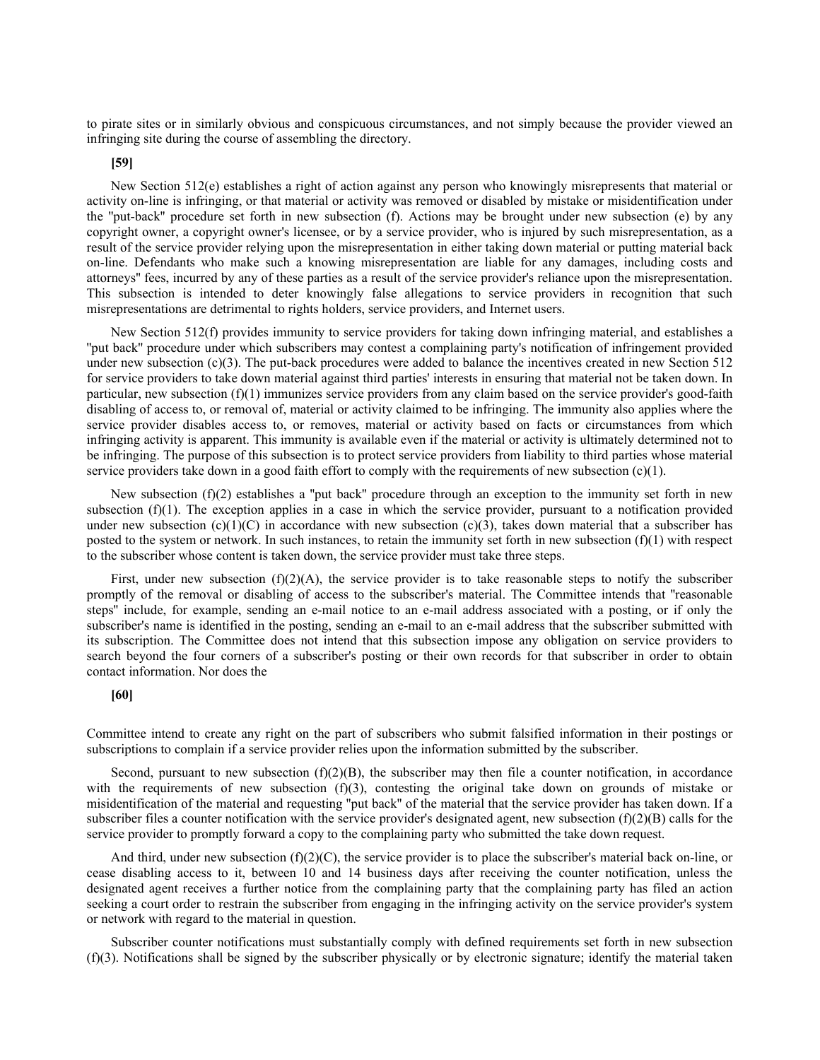to pirate sites or in similarly obvious and conspicuous circumstances, and not simply because the provider viewed an infringing site during the course of assembling the directory.

**[59]**

New Section 512(e) establishes a right of action against any person who knowingly misrepresents that material or activity on-line is infringing, or that material or activity was removed or disabled by mistake or misidentification under the "put-back" procedure set forth in new subsection (f). Actions may be brought under new subsection (e) by any copyright owner, a copyright owner's licensee, or by a service provider, who is injured by such misrepresentation, as a result of the service provider relying upon the misrepresentation in either taking down material or putting material back on-line. Defendants who make such a knowing misrepresentation are liable for any damages, including costs and attorneys'' fees, incurred by any of these parties as a result of the service provider's reliance upon the misrepresentation. This subsection is intended to deter knowingly false allegations to service providers in recognition that such misrepresentations are detrimental to rights holders, service providers, and Internet users.

New Section 512(f) provides immunity to service providers for taking down infringing material, and establishes a "put back" procedure under which subscribers may contest a complaining party's notification of infringement provided under new subsection (c)(3). The put-back procedures were added to balance the incentives created in new Section 512 for service providers to take down material against third parties' interests in ensuring that material not be taken down. In particular, new subsection (f)(1) immunizes service providers from any claim based on the service provider's good-faith disabling of access to, or removal of, material or activity claimed to be infringing. The immunity also applies where the service provider disables access to, or removes, material or activity based on facts or circumstances from which infringing activity is apparent. This immunity is available even if the material or activity is ultimately determined not to be infringing. The purpose of this subsection is to protect service providers from liability to third parties whose material service providers take down in a good faith effort to comply with the requirements of new subsection (c)(1).

New subsection (f)(2) establishes a "put back" procedure through an exception to the immunity set forth in new subsection (f)(1). The exception applies in a case in which the service provider, pursuant to a notification provided under new subsection (c)(1)(C) in accordance with new subsection (c)(3), takes down material that a subscriber has posted to the system or network. In such instances, to retain the immunity set forth in new subsection (f)(1) with respect to the subscriber whose content is taken down, the service provider must take three steps.

First, under new subsection (f)(2)(A), the service provider is to take reasonable steps to notify the subscriber promptly of the removal or disabling of access to the subscriber's material. The Committee intends that "reasonable steps" include, for example, sending an e-mail notice to an e-mail address associated with a posting, or if only the subscriber's name is identified in the posting, sending an e-mail to an e-mail address that the subscriber submitted with its subscription. The Committee does not intend that this subsection impose any obligation on service providers to search beyond the four corners of a subscriber's posting or their own records for that subscriber in order to obtain contact information. Nor does the

**[60]**

Committee intend to create any right on the part of subscribers who submit falsified information in their postings or subscriptions to complain if a service provider relies upon the information submitted by the subscriber.

Second, pursuant to new subsection (f)(2)(B), the subscriber may then file a counter notification, in accordance with the requirements of new subsection (f)(3), contesting the original take down on grounds of mistake or misidentification of the material and requesting "put back" of the material that the service provider has taken down. If a subscriber files a counter notification with the service provider's designated agent, new subsection (f)(2)(B) calls for the service provider to promptly forward a copy to the complaining party who submitted the take down request.

And third, under new subsection (f)(2)(C), the service provider is to place the subscriber's material back on-line, or cease disabling access to it, between 10 and 14 business days after receiving the counter notification, unless the designated agent receives a further notice from the complaining party that the complaining party has filed an action seeking a court order to restrain the subscriber from engaging in the infringing activity on the service provider's system or network with regard to the material in question.

Subscriber counter notifications must substantially comply with defined requirements set forth in new subsection (f)(3). Notifications shall be signed by the subscriber physically or by electronic signature; identify the material taken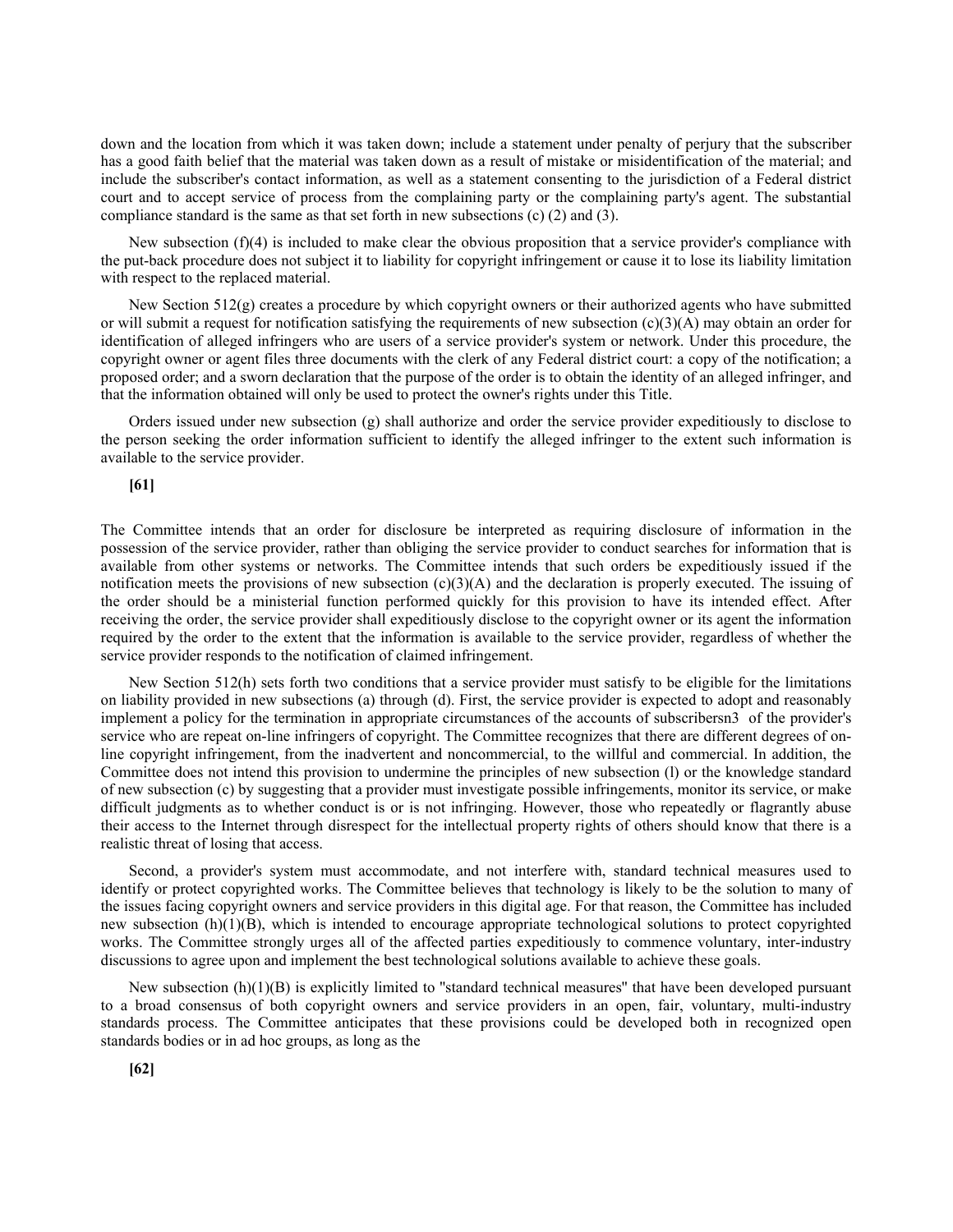down and the location from which it was taken down; include a statement under penalty of perjury that the subscriber has a good faith belief that the material was taken down as a result of mistake or misidentification of the material; and include the subscriber's contact information, as well as a statement consenting to the jurisdiction of a Federal district court and to accept service of process from the complaining party or the complaining party's agent. The substantial compliance standard is the same as that set forth in new subsections (c) (2) and (3).

New subsection (f)(4) is included to make clear the obvious proposition that a service provider's compliance with the put-back procedure does not subject it to liability for copyright infringement or cause it to lose its liability limitation with respect to the replaced material.

New Section 512(g) creates a procedure by which copyright owners or their authorized agents who have submitted or will submit a request for notification satisfying the requirements of new subsection (c)(3)(A) may obtain an order for identification of alleged infringers who are users of a service provider's system or network. Under this procedure, the copyright owner or agent files three documents with the clerk of any Federal district court: a copy of the notification; a proposed order; and a sworn declaration that the purpose of the order is to obtain the identity of an alleged infringer, and that the information obtained will only be used to protect the owner's rights under this Title.

Orders issued under new subsection (g) shall authorize and order the service provider expeditiously to disclose to the person seeking the order information sufficient to identify the alleged infringer to the extent such information is available to the service provider.

**[61]**

The Committee intends that an order for disclosure be interpreted as requiring disclosure of information in the possession of the service provider, rather than obliging the service provider to conduct searches for information that is available from other systems or networks. The Committee intends that such orders be expeditiously issued if the notification meets the provisions of new subsection (c)(3)(A) and the declaration is properly executed. The issuing of the order should be a ministerial function performed quickly for this provision to have its intended effect. After receiving the order, the service provider shall expeditiously disclose to the copyright owner or its agent the information required by the order to the extent that the information is available to the service provider, regardless of whether the service provider responds to the notification of claimed infringement.

New Section 512(h) sets forth two conditions that a service provider must satisfy to be eligible for the limitations on liability provided in new subsections (a) through (d). First, the service provider is expected to adopt and reasonably implement a policy for the termination in appropriate circumstances of the accounts of subscribersn3 of the provider's service who are repeat on-line infringers of copyright. The Committee recognizes that there are different degrees of on-line copyright infringement, from the inadvertent and noncommercial, to the willful and commercial. In addition, the Committee does not intend this provision to undermine the principles of new subsection (l) or the knowledge standard of new subsection (c) by suggesting that a provider must investigate possible infringements, monitor its service, or make difficult judgments as to whether conduct is or is not infringing. However, those who repeatedly or flagrantly abuse their access to the Internet through disrespect for the intellectual property rights of others should know that there is a realistic threat of losing that access.

Second, a provider's system must accommodate, and not interfere with, standard technical measures used to identify or protect copyrighted works. The Committee believes that technology is likely to be the solution to many of the issues facing copyright owners and service providers in this digital age. For that reason, the Committee has included new subsection (h)(1)(B), which is intended to encourage appropriate technological solutions to protect copyrighted works. The Committee strongly urges all of the affected parties expeditiously to commence voluntary, inter-industry discussions to agree upon and implement the best technological solutions available to achieve these goals.

New subsection (h)(1)(B) is explicitly limited to "standard technical measures" that have been developed pursuant to a broad consensus of both copyright owners and service providers in an open, fair, voluntary, multi-industry standards process. The Committee anticipates that these provisions could be developed both in recognized open standards bodies or in ad hoc groups, as long as the

**[62]**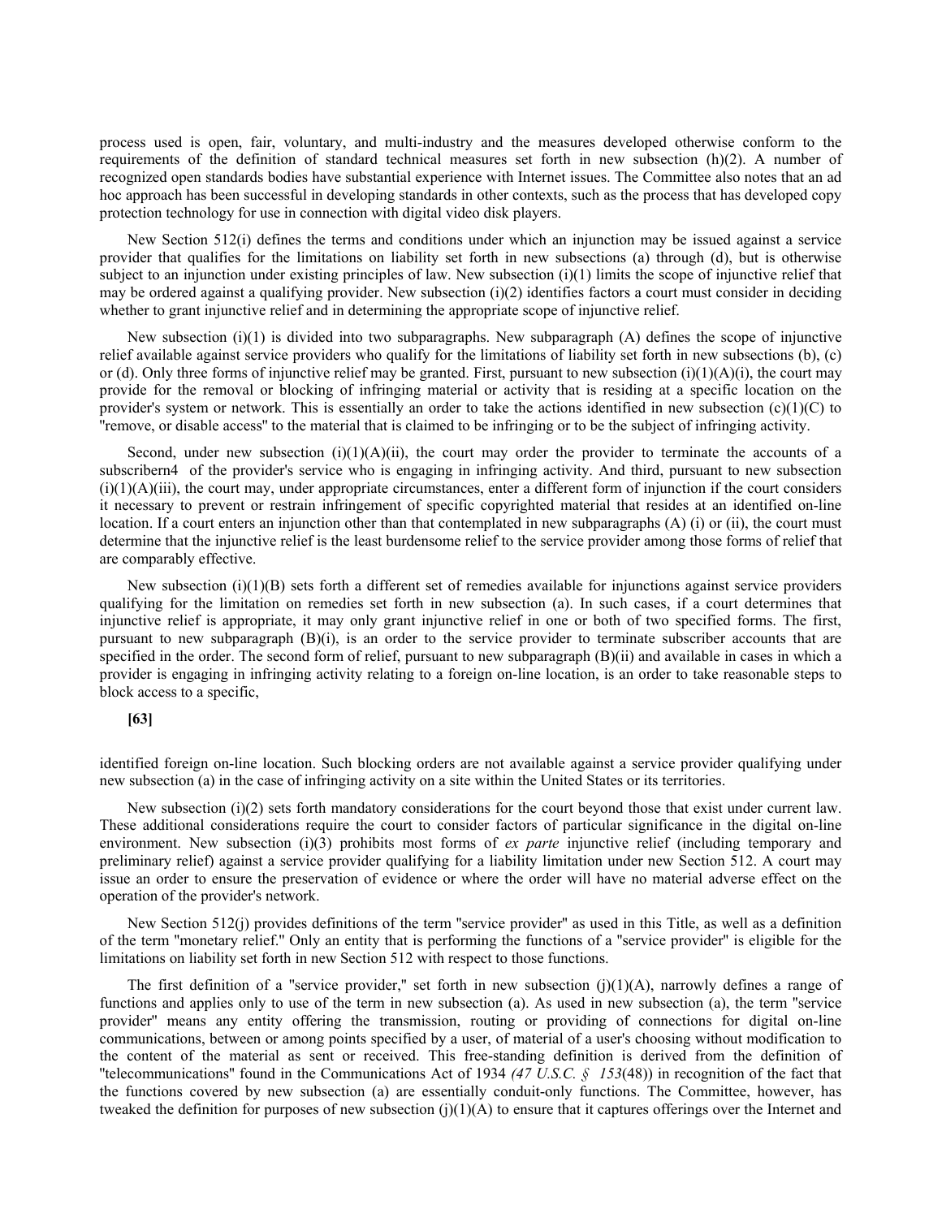process used is open, fair, voluntary, and multi-industry and the measures developed otherwise conform to the requirements of the definition of standard technical measures set forth in new subsection (h)(2). A number of recognized open standards bodies have substantial experience with Internet issues. The Committee also notes that an ad hoc approach has been successful in developing standards in other contexts, such as the process that has developed copy protection technology for use in connection with digital video disk players.

New Section 512(i) defines the terms and conditions under which an injunction may be issued against a service provider that qualifies for the limitations on liability set forth in new subsections (a) through (d), but is otherwise subject to an injunction under existing principles of law. New subsection (i)(1) limits the scope of injunctive relief that may be ordered against a qualifying provider. New subsection (i)(2) identifies factors a court must consider in deciding whether to grant injunctive relief and in determining the appropriate scope of injunctive relief.

New subsection (i)(1) is divided into two subparagraphs. New subparagraph (A) defines the scope of injunctive relief available against service providers who qualify for the limitations of liability set forth in new subsections (b), (c) or (d). Only three forms of injunctive relief may be granted. First, pursuant to new subsection (i)(1)(A)(i), the court may provide for the removal or blocking of infringing material or activity that is residing at a specific location on the provider's system or network. This is essentially an order to take the actions identified in new subsection (c)(1)(C) to "remove, or disable access" to the material that is claimed to be infringing or to be the subject of infringing activity.

Second, under new subsection (i)(1)(A)(ii), the court may order the provider to terminate the accounts of a subscribern4 of the provider's service who is engaging in infringing activity. And third, pursuant to new subsection (i)(1)(A)(iii), the court may, under appropriate circumstances, enter a different form of injunction if the court considers it necessary to prevent or restrain infringement of specific copyrighted material that resides at an identified on-line location. If a court enters an injunction other than that contemplated in new subparagraphs (A) (i) or (ii), the court must determine that the injunctive relief is the least burdensome relief to the service provider among those forms of relief that are comparably effective.

New subsection (i)(1)(B) sets forth a different set of remedies available for injunctions against service providers qualifying for the limitation on remedies set forth in new subsection (a). In such cases, if a court determines that injunctive relief is appropriate, it may only grant injunctive relief in one or both of two specified forms. The first, pursuant to new subparagraph (B)(i), is an order to the service provider to terminate subscriber accounts that are specified in the order. The second form of relief, pursuant to new subparagraph (B)(ii) and available in cases in which a provider is engaging in infringing activity relating to a foreign on-line location, is an order to take reasonable steps to block access to a specific,

**[63]**

identified foreign on-line location. Such blocking orders are not available against a service provider qualifying under new subsection (a) in the case of infringing activity on a site within the United States or its territories.

New subsection (i)(2) sets forth mandatory considerations for the court beyond those that exist under current law. These additional considerations require the court to consider factors of particular significance in the digital on-line environment. New subsection (i)(3) prohibits most forms of *ex parte* injunctive relief (including temporary and preliminary relief) against a service provider qualifying for a liability limitation under new Section 512. A court may issue an order to ensure the preservation of evidence or where the order will have no material adverse effect on the operation of the provider's network.

New Section 512(j) provides definitions of the term "service provider" as used in this Title, as well as a definition of the term "monetary relief." Only an entity that is performing the functions of a "service provider" is eligible for the limitations on liability set forth in new Section 512 with respect to those functions.

The first definition of a "service provider," set forth in new subsection (j)(1)(A), narrowly defines a range of functions and applies only to use of the term in new subsection (a). As used in new subsection (a), the term "service provider" means any entity offering the transmission, routing or providing of connections for digital on-line communications, between or among points specified by a user, of material of a user's choosing without modification to the content of the material as sent or received. This free-standing definition is derived from the definition of "telecommunications" found in the Communications Act of 1934 *(47 U.S.C. § 153*(48)) in recognition of the fact that the functions covered by new subsection (a) are essentially conduit-only functions. The Committee, however, has tweaked the definition for purposes of new subsection (j)(1)(A) to ensure that it captures offerings over the Internet and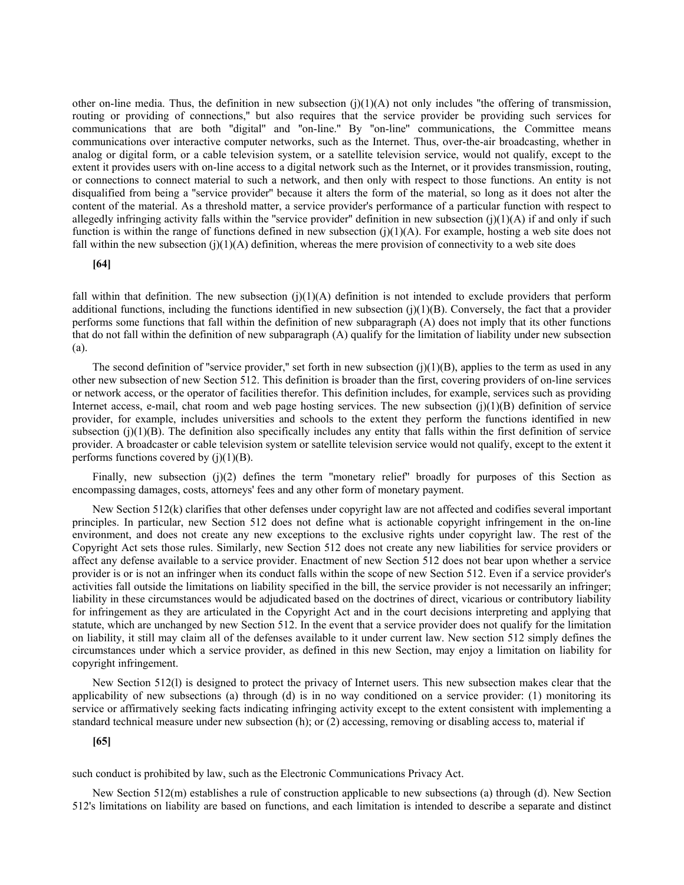other on-line media. Thus, the definition in new subsection (j)(1)(A) not only includes "the offering of transmission, routing or providing of connections," but also requires that the service provider be providing such services for communications that are both "digital" and "on-line." By "on-line" communications, the Committee means communications over interactive computer networks, such as the Internet. Thus, over-the-air broadcasting, whether in analog or digital form, or a cable television system, or a satellite television service, would not qualify, except to the extent it provides users with on-line access to a digital network such as the Internet, or it provides transmission, routing, or connections to connect material to such a network, and then only with respect to those functions. An entity is not disqualified from being a "service provider" because it alters the form of the material, so long as it does not alter the content of the material. As a threshold matter, a service provider's performance of a particular function with respect to allegedly infringing activity falls within the "service provider" definition in new subsection (j)(1)(A) if and only if such function is within the range of functions defined in new subsection (j)(1)(A). For example, hosting a web site does not fall within the new subsection (j)(1)(A) definition, whereas the mere provision of connectivity to a web site does

**[64]**

fall within that definition. The new subsection (j)(1)(A) definition is not intended to exclude providers that perform additional functions, including the functions identified in new subsection (j)(1)(B). Conversely, the fact that a provider performs some functions that fall within the definition of new subparagraph (A) does not imply that its other functions that do not fall within the definition of new subparagraph (A) qualify for the limitation of liability under new subsection (a).

The second definition of "service provider," set forth in new subsection (j)(1)(B), applies to the term as used in any other new subsection of new Section 512. This definition is broader than the first, covering providers of on-line services or network access, or the operator of facilities therefor. This definition includes, for example, services such as providing Internet access, e-mail, chat room and web page hosting services. The new subsection (j)(1)(B) definition of service provider, for example, includes universities and schools to the extent they perform the functions identified in new subsection (j)(1)(B). The definition also specifically includes any entity that falls within the first definition of service provider. A broadcaster or cable television system or satellite television service would not qualify, except to the extent it performs functions covered by (j)(1)(B).

Finally, new subsection (j)(2) defines the term "monetary relief" broadly for purposes of this Section as encompassing damages, costs, attorneys' fees and any other form of monetary payment.

New Section 512(k) clarifies that other defenses under copyright law are not affected and codifies several important principles. In particular, new Section 512 does not define what is actionable copyright infringement in the on-line environment, and does not create any new exceptions to the exclusive rights under copyright law. The rest of the Copyright Act sets those rules. Similarly, new Section 512 does not create any new liabilities for service providers or affect any defense available to a service provider. Enactment of new Section 512 does not bear upon whether a service provider is or is not an infringer when its conduct falls within the scope of new Section 512. Even if a service provider's activities fall outside the limitations on liability specified in the bill, the service provider is not necessarily an infringer; liability in these circumstances would be adjudicated based on the doctrines of direct, vicarious or contributory liability for infringement as they are articulated in the Copyright Act and in the court decisions interpreting and applying that statute, which are unchanged by new Section 512. In the event that a service provider does not qualify for the limitation on liability, it still may claim all of the defenses available to it under current law. New section 512 simply defines the circumstances under which a service provider, as defined in this new Section, may enjoy a limitation on liability for copyright infringement.

New Section 512(l) is designed to protect the privacy of Internet users. This new subsection makes clear that the applicability of new subsections (a) through (d) is in no way conditioned on a service provider: (1) monitoring its service or affirmatively seeking facts indicating infringing activity except to the extent consistent with implementing a standard technical measure under new subsection (h); or (2) accessing, removing or disabling access to, material if

**[65]**

such conduct is prohibited by law, such as the Electronic Communications Privacy Act.

New Section 512(m) establishes a rule of construction applicable to new subsections (a) through (d). New Section 512's limitations on liability are based on functions, and each limitation is intended to describe a separate and distinct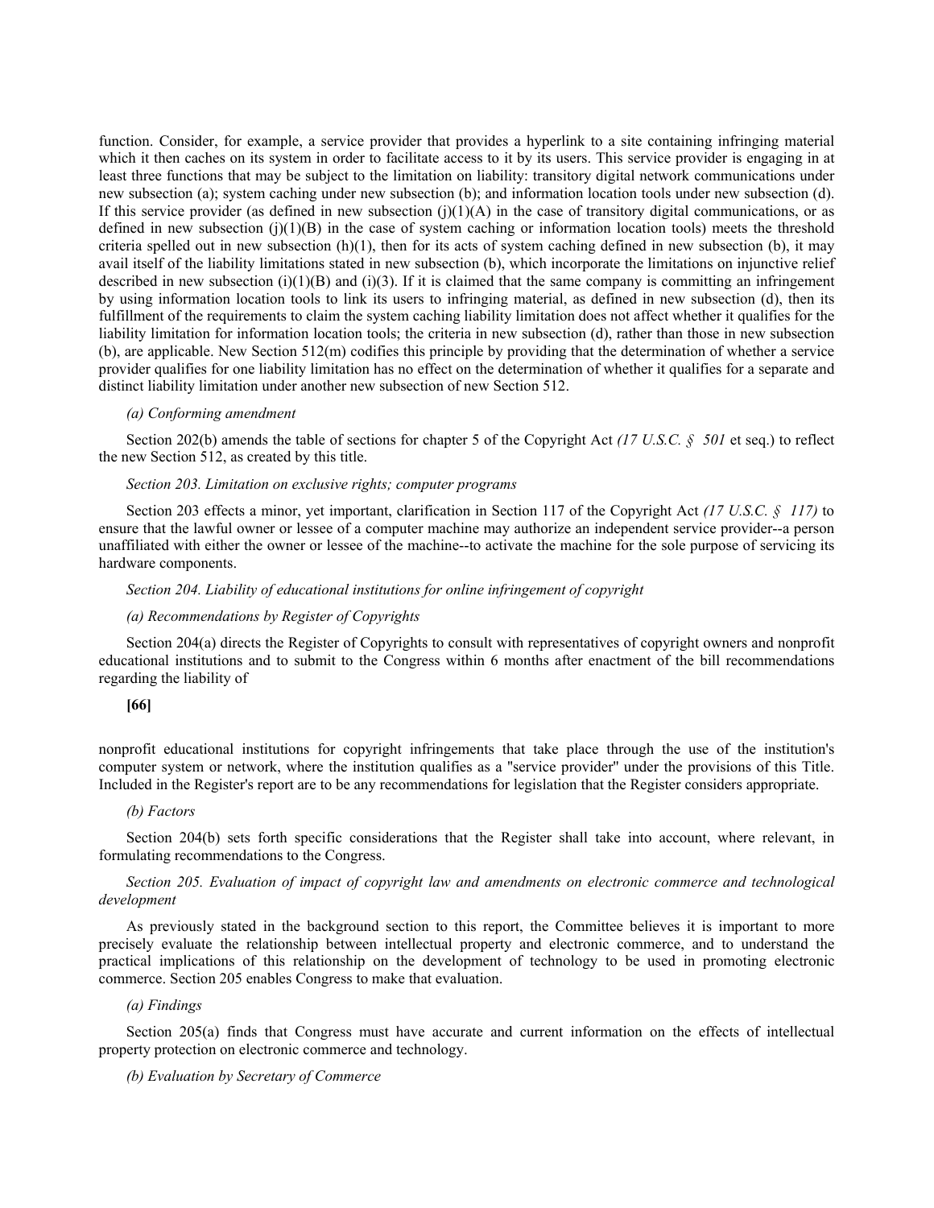function. Consider, for example, a service provider that provides a hyperlink to a site containing infringing material which it then caches on its system in order to facilitate access to it by its users. This service provider is engaging in at least three functions that may be subject to the limitation on liability: transitory digital network communications under new subsection (a); system caching under new subsection (b); and information location tools under new subsection (d). If this service provider (as defined in new subsection (j)(1)(A) in the case of transitory digital communications, or as defined in new subsection (j)(1)(B) in the case of system caching or information location tools) meets the threshold criteria spelled out in new subsection (h)(1), then for its acts of system caching defined in new subsection (b), it may avail itself of the liability limitations stated in new subsection (b), which incorporate the limitations on injunctive relief described in new subsection (i)(1)(B) and (i)(3). If it is claimed that the same company is committing an infringement by using information location tools to link its users to infringing material, as defined in new subsection (d), then its fulfillment of the requirements to claim the system caching liability limitation does not affect whether it qualifies for the liability limitation for information location tools; the criteria in new subsection (d), rather than those in new subsection (b), are applicable. New Section 512(m) codifies this principle by providing that the determination of whether a service provider qualifies for one liability limitation has no effect on the determination of whether it qualifies for a separate and distinct liability limitation under another new subsection of new Section 512.

*(a) Conforming amendment*

Section 202(b) amends the table of sections for chapter 5 of the Copyright Act *(17 U.S.C. § 501* et seq.) to reflect the new Section 512, as created by this title.

*Section 203. Limitation on exclusive rights; computer programs*

Section 203 effects a minor, yet important, clarification in Section 117 of the Copyright Act *(17 U.S.C. § 117)* to ensure that the lawful owner or lessee of a computer machine may authorize an independent service provider--a person unaffiliated with either the owner or lessee of the machine--to activate the machine for the sole purpose of servicing its hardware components.

*Section 204. Liability of educational institutions for online infringement of copyright*

*(a) Recommendations by Register of Copyrights*

Section 204(a) directs the Register of Copyrights to consult with representatives of copyright owners and nonprofit educational institutions and to submit to the Congress within 6 months after enactment of the bill recommendations regarding the liability of

**[66]**

nonprofit educational institutions for copyright infringements that take place through the use of the institution's computer system or network, where the institution qualifies as a "service provider" under the provisions of this Title. Included in the Register's report are to be any recommendations for legislation that the Register considers appropriate.

*(b) Factors*

Section 204(b) sets forth specific considerations that the Register shall take into account, where relevant, in formulating recommendations to the Congress.

*Section 205. Evaluation of impact of copyright law and amendments on electronic commerce and technological development*

As previously stated in the background section to this report, the Committee believes it is important to more precisely evaluate the relationship between intellectual property and electronic commerce, and to understand the practical implications of this relationship on the development of technology to be used in promoting electronic commerce. Section 205 enables Congress to make that evaluation.

*(a) Findings*

Section 205(a) finds that Congress must have accurate and current information on the effects of intellectual property protection on electronic commerce and technology.

*(b) Evaluation by Secretary of Commerce*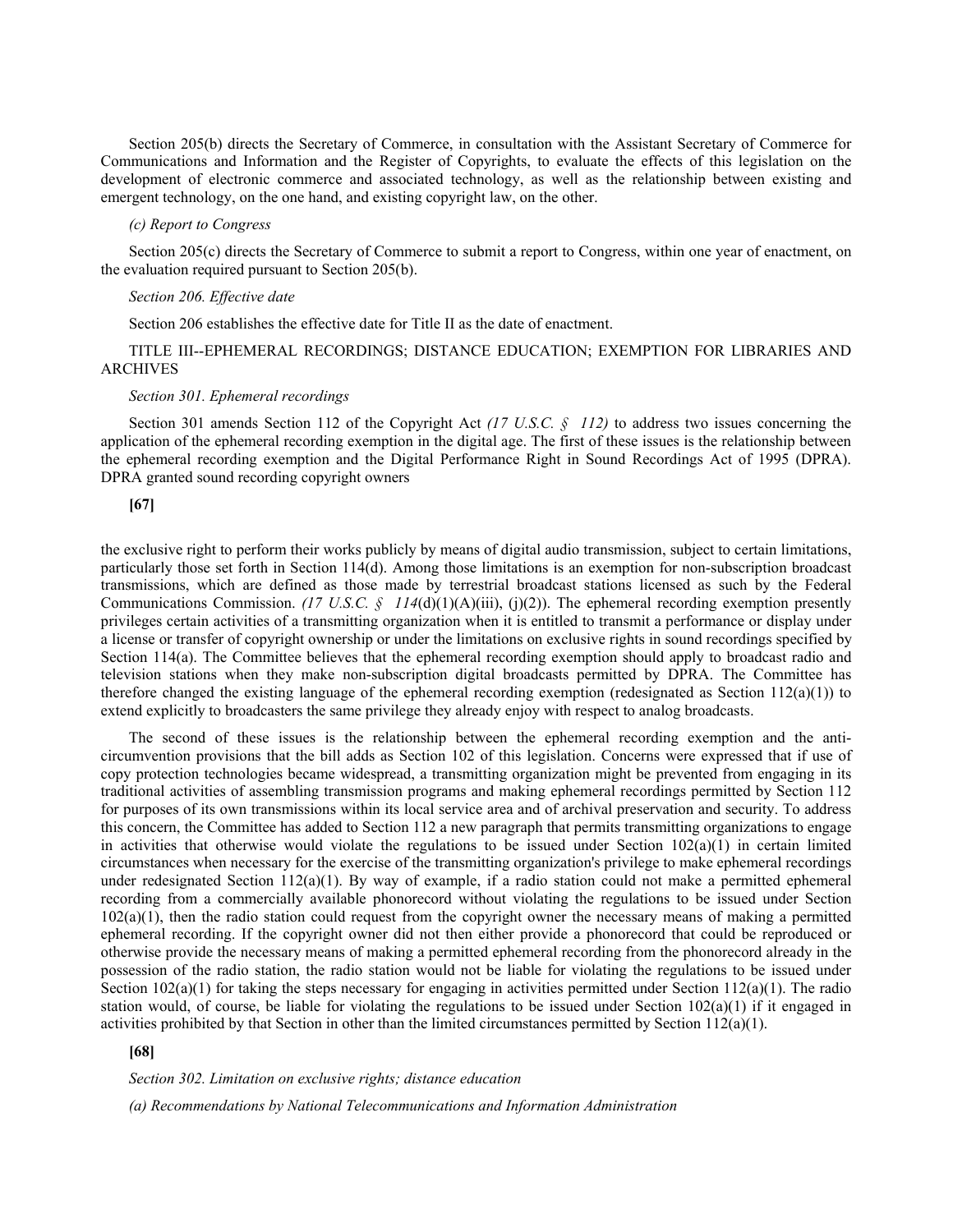Section 205(b) directs the Secretary of Commerce, in consultation with the Assistant Secretary of Commerce for Communications and Information and the Register of Copyrights, to evaluate the effects of this legislation on the development of electronic commerce and associated technology, as well as the relationship between existing and emergent technology, on the one hand, and existing copyright law, on the other.

*(c) Report to Congress*

Section 205(c) directs the Secretary of Commerce to submit a report to Congress, within one year of enactment, on the evaluation required pursuant to Section 205(b).

*Section 206. Effective date*

Section 206 establishes the effective date for Title II as the date of enactment.

TITLE III--EPHEMERAL RECORDINGS; DISTANCE EDUCATION; EXEMPTION FOR LIBRARIES AND ARCHIVES

*Section 301. Ephemeral recordings*

Section 301 amends Section 112 of the Copyright Act *(17 U.S.C. § 112)* to address two issues concerning the application of the ephemeral recording exemption in the digital age. The first of these issues is the relationship between the ephemeral recording exemption and the Digital Performance Right in Sound Recordings Act of 1995 (DPRA). DPRA granted sound recording copyright owners

**[67]**

the exclusive right to perform their works publicly by means of digital audio transmission, subject to certain limitations, particularly those set forth in Section 114(d). Among those limitations is an exemption for non-subscription broadcast transmissions, which are defined as those made by terrestrial broadcast stations licensed as such by the Federal Communications Commission. *(17 U.S.C. § 114*(d)(1)(A)(iii), (j)(2)). The ephemeral recording exemption presently privileges certain activities of a transmitting organization when it is entitled to transmit a performance or display under a license or transfer of copyright ownership or under the limitations on exclusive rights in sound recordings specified by Section 114(a). The Committee believes that the ephemeral recording exemption should apply to broadcast radio and television stations when they make non-subscription digital broadcasts permitted by DPRA. The Committee has therefore changed the existing language of the ephemeral recording exemption (redesignated as Section 112(a)(1)) to extend explicitly to broadcasters the same privilege they already enjoy with respect to analog broadcasts.

The second of these issues is the relationship between the ephemeral recording exemption and the anti-circumvention provisions that the bill adds as Section 102 of this legislation. Concerns were expressed that if use of copy protection technologies became widespread, a transmitting organization might be prevented from engaging in its traditional activities of assembling transmission programs and making ephemeral recordings permitted by Section 112 for purposes of its own transmissions within its local service area and of archival preservation and security. To address this concern, the Committee has added to Section 112 a new paragraph that permits transmitting organizations to engage in activities that otherwise would violate the regulations to be issued under Section 102(a)(1) in certain limited circumstances when necessary for the exercise of the transmitting organization's privilege to make ephemeral recordings under redesignated Section 112(a)(1). By way of example, if a radio station could not make a permitted ephemeral recording from a commercially available phonorecord without violating the regulations to be issued under Section 102(a)(1), then the radio station could request from the copyright owner the necessary means of making a permitted ephemeral recording. If the copyright owner did not then either provide a phonorecord that could be reproduced or otherwise provide the necessary means of making a permitted ephemeral recording from the phonorecord already in the possession of the radio station, the radio station would not be liable for violating the regulations to be issued under Section 102(a)(1) for taking the steps necessary for engaging in activities permitted under Section 112(a)(1). The radio station would, of course, be liable for violating the regulations to be issued under Section 102(a)(1) if it engaged in activities prohibited by that Section in other than the limited circumstances permitted by Section 112(a)(1).

**[68]**

*Section 302. Limitation on exclusive rights; distance education*

*(a) Recommendations by National Telecommunications and Information Administration*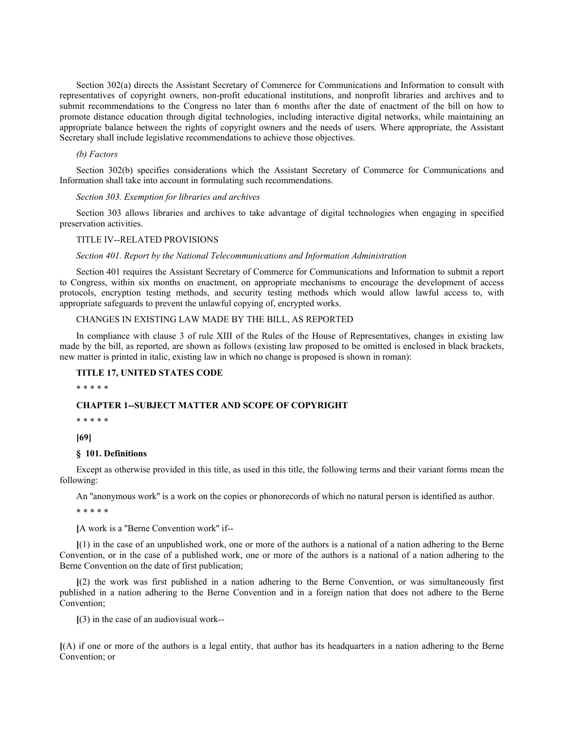Section 302(a) directs the Assistant Secretary of Commerce for Communications and Information to consult with representatives of copyright owners, non-profit educational institutions, and nonprofit libraries and archives and to submit recommendations to the Congress no later than 6 months after the date of enactment of the bill on how to promote distance education through digital technologies, including interactive digital networks, while maintaining an appropriate balance between the rights of copyright owners and the needs of users. Where appropriate, the Assistant Secretary shall include legislative recommendations to achieve those objectives.

*(b) Factors*

Section 302(b) specifies considerations which the Assistant Secretary of Commerce for Communications and Information shall take into account in formulating such recommendations.

*Section 303. Exemption for libraries and archives*

Section 303 allows libraries and archives to take advantage of digital technologies when engaging in specified preservation activities.

TITLE IV--RELATED PROVISIONS

*Section 401. Report by the National Telecommunications and Information Administration*

Section 401 requires the Assistant Secretary of Commerce for Communications and Information to submit a report to Congress, within six months on enactment, on appropriate mechanisms to encourage the development of access protocols, encryption testing methods, and security testing methods which would allow lawful access to, with appropriate safeguards to prevent the unlawful copying of, encrypted works.

CHANGES IN EXISTING LAW MADE BY THE BILL, AS REPORTED

In compliance with clause 3 of rule XIII of the Rules of the House of Representatives, changes in existing law made by the bill, as reported, are shown as follows (existing law proposed to be omitted is enclosed in black brackets, new matter is printed in italic, existing law in which no change is proposed is shown in roman):

**TITLE 17, UNITED STATES CODE**

\* \* \* \* \*

**CHAPTER 1--SUBJECT MATTER AND SCOPE OF COPYRIGHT**

\* \* \* \* \*

**[69]**

**§ 101. Definitions**

Except as otherwise provided in this title, as used in this title, the following terms and their variant forms mean the following:

An "anonymous work" is a work on the copies or phonorecords of which no natural person is identified as author.

\* \* \* \* \*

**[**A work is a "Berne Convention work" if--

**[**(1) in the case of an unpublished work, one or more of the authors is a national of a nation adhering to the Berne Convention, or in the case of a published work, one or more of the authors is a national of a nation adhering to the Berne Convention on the date of first publication;

**[**(2) the work was first published in a nation adhering to the Berne Convention, or was simultaneously first published in a nation adhering to the Berne Convention and in a foreign nation that does not adhere to the Berne Convention;

**[**(3) in the case of an audiovisual work--

**[**(A) if one or more of the authors is a legal entity, that author has its headquarters in a nation adhering to the Berne Convention; or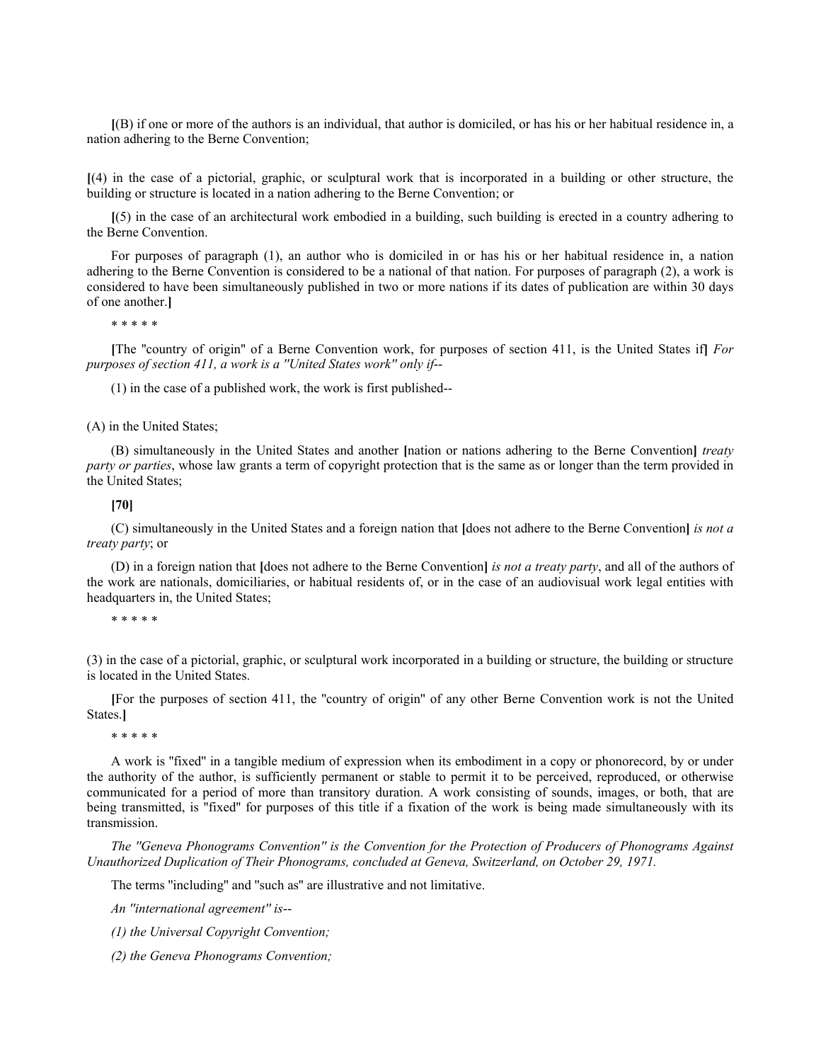[(B) if one or more of the authors is an individual, that author is domiciled, or has his or her habitual residence in, a nation adhering to the Berne Convention;

[(4) in the case of a pictorial, graphic, or sculptural work that is incorporated in a building or other structure, the building or structure is located in a nation adhering to the Berne Convention; or

[(5) in the case of an architectural work embodied in a building, such building is erected in a country adhering to the Berne Convention.

For purposes of paragraph (1), an author who is domiciled in or has his or her habitual residence in, a nation adhering to the Berne Convention is considered to be a national of that nation. For purposes of paragraph (2), a work is considered to have been simultaneously published in two or more nations if its dates of publication are within 30 days of one another.]

\* \* \* \* \*

[The "country of origin" of a Berne Convention work, for purposes of section 411, is the United States if] *For purposes of section 411, a work is a "United States work" only if--*

(1) in the case of a published work, the work is first published--

(A) in the United States;

(B) simultaneously in the United States and another [nation or nations adhering to the Berne Convention] *treaty party or parties*, whose law grants a term of copyright protection that is the same as or longer than the term provided in the United States;

**[70]**

(C) simultaneously in the United States and a foreign nation that [does not adhere to the Berne Convention] *is not a treaty party*; or

(D) in a foreign nation that [does not adhere to the Berne Convention] *is not a treaty party*, and all of the authors of the work are nationals, domiciliaries, or habitual residents of, or in the case of an audiovisual work legal entities with headquarters in, the United States;

\* \* \* \* \*

(3) in the case of a pictorial, graphic, or sculptural work incorporated in a building or structure, the building or structure is located in the United States.

[For the purposes of section 411, the "country of origin" of any other Berne Convention work is not the United States.]

\* \* \* \* \*

A work is "fixed" in a tangible medium of expression when its embodiment in a copy or phonorecord, by or under the authority of the author, is sufficiently permanent or stable to permit it to be perceived, reproduced, or otherwise communicated for a period of more than transitory duration. A work consisting of sounds, images, or both, that are being transmitted, is "fixed" for purposes of this title if a fixation of the work is being made simultaneously with its transmission.

*The "Geneva Phonograms Convention" is the Convention for the Protection of Producers of Phonograms Against Unauthorized Duplication of Their Phonograms, concluded at Geneva, Switzerland, on October 29, 1971.*

The terms "including" and "such as" are illustrative and not limitative.

*An "international agreement" is--*

*(1) the Universal Copyright Convention;*

*(2) the Geneva Phonograms Convention;*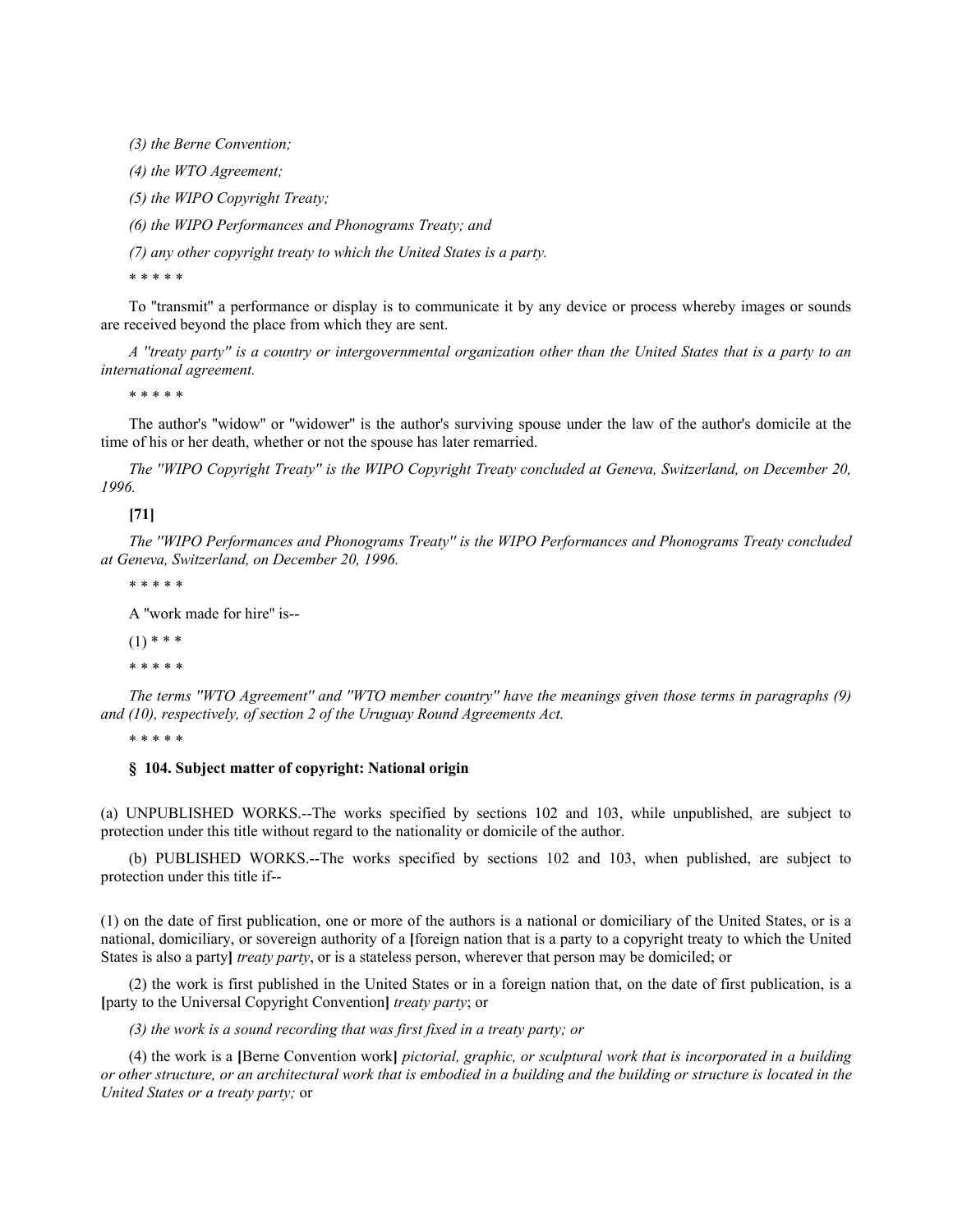*(3) the Berne Convention;*

*(4) the WTO Agreement;*

*(5) the WIPO Copyright Treaty;*

*(6) the WIPO Performances and Phonograms Treaty; and*

*(7) any other copyright treaty to which the United States is a party.*

\* \* \* \* \*

To "transmit" a performance or display is to communicate it by any device or process whereby images or sounds are received beyond the place from which they are sent.

*A ''treaty party'' is a country or intergovernmental organization other than the United States that is a party to an international agreement.*

\* \* \* \* \*

The author's "widow" or "widower" is the author's surviving spouse under the law of the author's domicile at the time of his or her death, whether or not the spouse has later remarried.

*The ''WIPO Copyright Treaty'' is the WIPO Copyright Treaty concluded at Geneva, Switzerland, on December 20, 1996.*

**[71]**

*The ''WIPO Performances and Phonograms Treaty'' is the WIPO Performances and Phonograms Treaty concluded at Geneva, Switzerland, on December 20, 1996.*

\* \* \* \* \*

A "work made for hire" is--

(1) \* \* \*

\* \* \* \* \*

*The terms ''WTO Agreement'' and ''WTO member country'' have the meanings given those terms in paragraphs (9) and (10), respectively, of section 2 of the Uruguay Round Agreements Act.*

\* \* \* \* \*

**§ 104. Subject matter of copyright: National origin**

(a) UNPUBLISHED WORKS.--The works specified by sections 102 and 103, while unpublished, are subject to protection under this title without regard to the nationality or domicile of the author.

(b) PUBLISHED WORKS.--The works specified by sections 102 and 103, when published, are subject to protection under this title if--

(1) on the date of first publication, one or more of the authors is a national or domiciliary of the United States, or is a national, domiciliary, or sovereign authority of a **[**foreign nation that is a party to a copyright treaty to which the United States is also a party**]** *treaty party*, or is a stateless person, wherever that person may be domiciled; or

(2) the work is first published in the United States or in a foreign nation that, on the date of first publication, is a **[**party to the Universal Copyright Convention**]** *treaty party*; or

*(3) the work is a sound recording that was first fixed in a treaty party; or*

(4) the work is a **[**Berne Convention work**]** *pictorial, graphic, or sculptural work that is incorporated in a building or other structure, or an architectural work that is embodied in a building and the building or structure is located in the United States or a treaty party;* or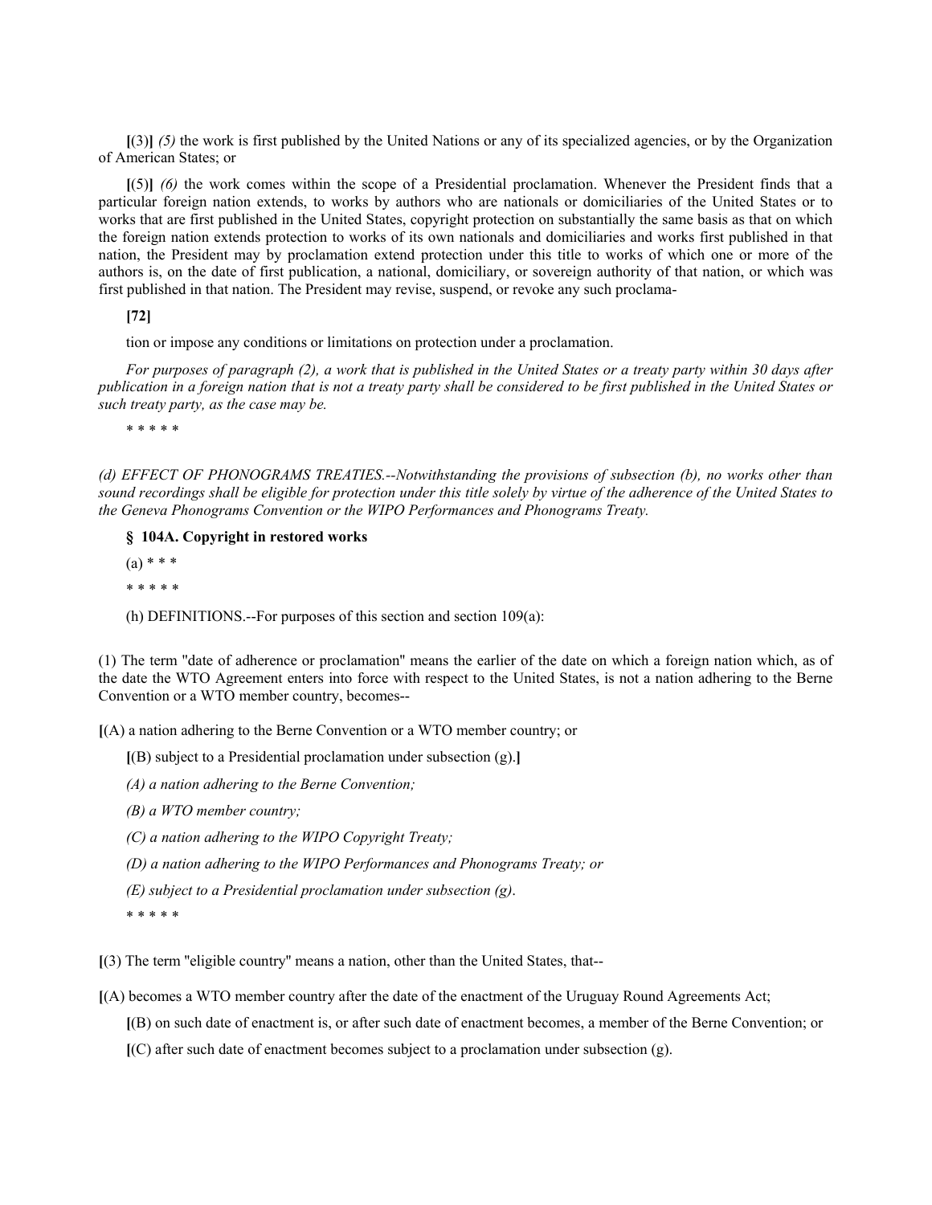**[**(3)**]** *(5)* the work is first published by the United Nations or any of its specialized agencies, or by the Organization of American States; or

**[**(5)**]** *(6)* the work comes within the scope of a Presidential proclamation. Whenever the President finds that a particular foreign nation extends, to works by authors who are nationals or domiciliaries of the United States or to works that are first published in the United States, copyright protection on substantially the same basis as that on which the foreign nation extends protection to works of its own nationals and domiciliaries and works first published in that nation, the President may by proclamation extend protection under this title to works of which one or more of the authors is, on the date of first publication, a national, domiciliary, or sovereign authority of that nation, or which was first published in that nation. The President may revise, suspend, or revoke any such proclama-

**[72]**

tion or impose any conditions or limitations on protection under a proclamation.

*For purposes of paragraph (2), a work that is published in the United States or a treaty party within 30 days after publication in a foreign nation that is not a treaty party shall be considered to be first published in the United States or such treaty party, as the case may be.*

\* \* \* \* \*

*(d) EFFECT OF PHONOGRAMS TREATIES.--Notwithstanding the provisions of subsection (b), no works other than sound recordings shall be eligible for protection under this title solely by virtue of the adherence of the United States to the Geneva Phonograms Convention or the WIPO Performances and Phonograms Treaty.*

**§ 104A. Copyright in restored works**

(a) * * *

\* \* \* \* \*

(h) DEFINITIONS.--For purposes of this section and section 109(a):

(1) The term "date of adherence or proclamation" means the earlier of the date on which a foreign nation which, as of the date the WTO Agreement enters into force with respect to the United States, is not a nation adhering to the Berne Convention or a WTO member country, becomes--

**[**(A) a nation adhering to the Berne Convention or a WTO member country; or

**[**(B) subject to a Presidential proclamation under subsection (g).**]**

*(A) a nation adhering to the Berne Convention;*

*(B) a WTO member country;*

*(C) a nation adhering to the WIPO Copyright Treaty;*

*(D) a nation adhering to the WIPO Performances and Phonograms Treaty; or*

*(E) subject to a Presidential proclamation under subsection (g).*

\* \* \* \* \*

**[**(3) The term "eligible country" means a nation, other than the United States, that--

**[**(A) becomes a WTO member country after the date of the enactment of the Uruguay Round Agreements Act;

**[**(B) on such date of enactment is, or after such date of enactment becomes, a member of the Berne Convention; or

**[**(C) after such date of enactment becomes subject to a proclamation under subsection (g).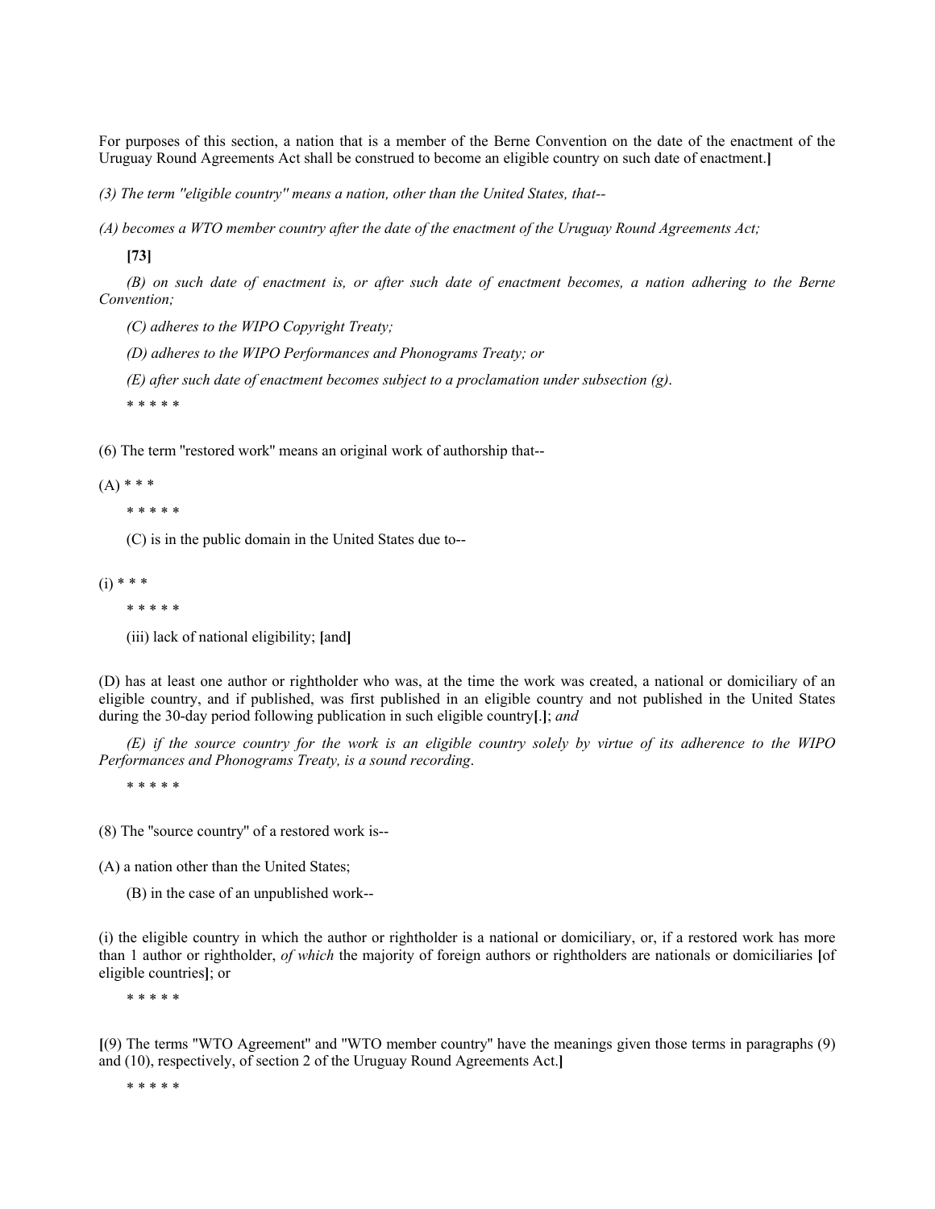For purposes of this section, a nation that is a member of the Berne Convention on the date of the enactment of the Uruguay Round Agreements Act shall be construed to become an eligible country on such date of enactment.**]**

*(3) The term "eligible country" means a nation, other than the United States, that--*

*(A) becomes a WTO member country after the date of the enactment of the Uruguay Round Agreements Act;*

**[73]**

*(B) on such date of enactment is, or after such date of enactment becomes, a nation adhering to the Berne Convention;*

*(C) adheres to the WIPO Copyright Treaty;*

*(D) adheres to the WIPO Performances and Phonograms Treaty; or*

*(E) after such date of enactment becomes subject to a proclamation under subsection (g).*

\* \* \* \* \*

(6) The term "restored work" means an original work of authorship that--

(A) \* \* \*

\* \* \* \* \*

(C) is in the public domain in the United States due to--

(i) \* \* \*

\* \* \* \* \*

(iii) lack of national eligibility; **[**and**]**

(D) has at least one author or rightholder who was, at the time the work was created, a national or domiciliary of an eligible country, and if published, was first published in an eligible country and not published in the United States during the 30-day period following publication in such eligible country**[**.**]**; *and*

*(E) if the source country for the work is an eligible country solely by virtue of its adherence to the WIPO Performances and Phonograms Treaty, is a sound recording.*

\* \* \* \* \*

(8) The "source country" of a restored work is--

(A) a nation other than the United States;

(B) in the case of an unpublished work--

(i) the eligible country in which the author or rightholder is a national or domiciliary, or, if a restored work has more than 1 author or rightholder, *of which* the majority of foreign authors or rightholders are nationals or domiciliaries **[**of eligible countries**]**; or

\* \* \* \* \*

**[**(9) The terms "WTO Agreement" and "WTO member country" have the meanings given those terms in paragraphs (9) and (10), respectively, of section 2 of the Uruguay Round Agreements Act.**]**

\* \* \* \* \*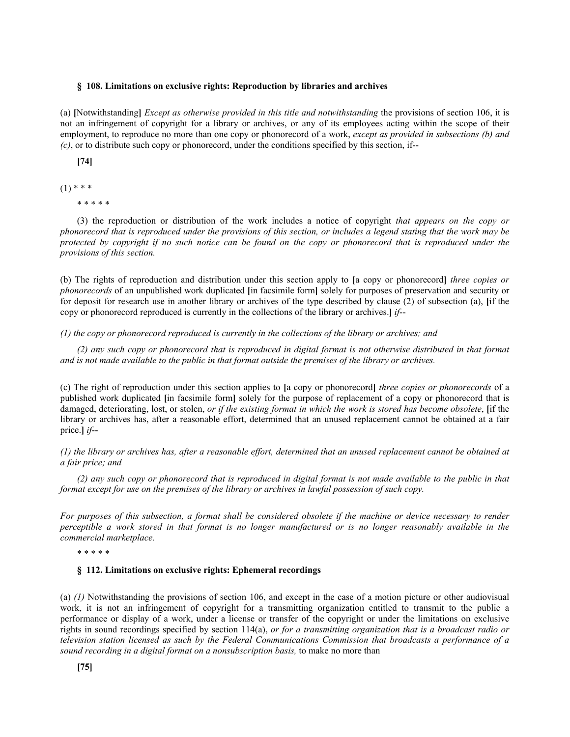### § 108. Limitations on exclusive rights: Reproduction by libraries and archives

(a) **[**Notwithstanding**]** *Except as otherwise provided in this title and notwithstanding* the provisions of section 106, it is not an infringement of copyright for a library or archives, or any of its employees acting within the scope of their employment, to reproduce no more than one copy or phonorecord of a work, *except as provided in subsections (b) and (c)*, or to distribute such copy or phonorecord, under the conditions specified by this section, if--

**[74]**

(1) * * *

* * * * *

(3) the reproduction or distribution of the work includes a notice of copyright *that appears on the copy or phonorecord that is reproduced under the provisions of this section, or includes a legend stating that the work may be protected by copyright if no such notice can be found on the copy or phonorecord that is reproduced under the provisions of this section.*

(b) The rights of reproduction and distribution under this section apply to **[**a copy or phonorecord**]** *three copies or phonorecords* of an unpublished work duplicated **[**in facsimile form**]** solely for purposes of preservation and security or for deposit for research use in another library or archives of the type described by clause (2) of subsection (a), **[**if the copy or phonorecord reproduced is currently in the collections of the library or archives.**]** *if*--

*(1) the copy or phonorecord reproduced is currently in the collections of the library or archives; and*

*(2) any such copy or phonorecord that is reproduced in digital format is not otherwise distributed in that format and is not made available to the public in that format outside the premises of the library or archives.*

(c) The right of reproduction under this section applies to **[**a copy or phonorecord**]** *three copies or phonorecords* of a published work duplicated **[**in facsimile form**]** solely for the purpose of replacement of a copy or phonorecord that is damaged, deteriorating, lost, or stolen, *or if the existing format in which the work is stored has become obsolete*, **[**if the library or archives has, after a reasonable effort, determined that an unused replacement cannot be obtained at a fair price.**]** *if*--

*(1) the library or archives has, after a reasonable effort, determined that an unused replacement cannot be obtained at a fair price; and*

*(2) any such copy or phonorecord that is reproduced in digital format is not made available to the public in that format except for use on the premises of the library or archives in lawful possession of such copy.*

*For purposes of this subsection, a format shall be considered obsolete if the machine or device necessary to render perceptible a work stored in that format is no longer manufactured or is no longer reasonably available in the commercial marketplace.*

* * * * *

### § 112. Limitations on exclusive rights: Ephemeral recordings

(a) *(1)* Notwithstanding the provisions of section 106, and except in the case of a motion picture or other audiovisual work, it is not an infringement of copyright for a transmitting organization entitled to transmit to the public a performance or display of a work, under a license or transfer of the copyright or under the limitations on exclusive rights in sound recordings specified by section 114(a), *or for a transmitting organization that is a broadcast radio or television station licensed as such by the Federal Communications Commission that broadcasts a performance of a sound recording in a digital format on a nonsubscription basis,* to make no more than

**[75]**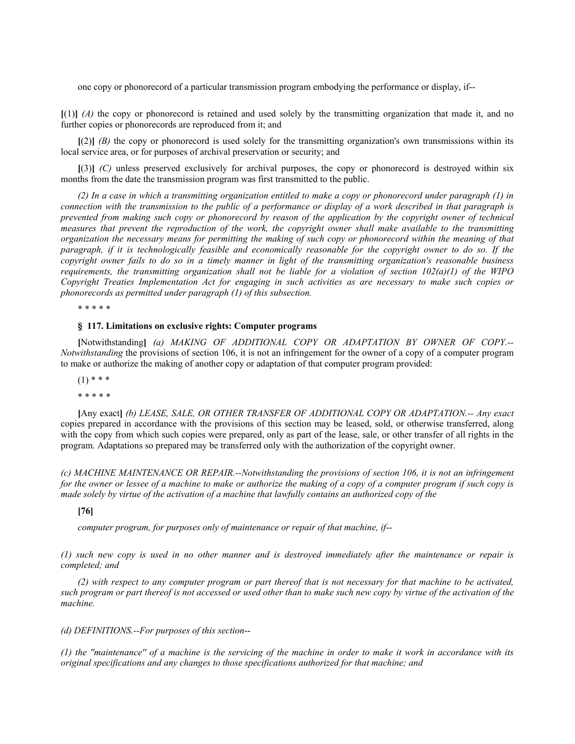one copy or phonorecord of a particular transmission program embodying the performance or display, if--

[(1)] *(A)* the copy or phonorecord is retained and used solely by the transmitting organization that made it, and no further copies or phonorecords are reproduced from it; and

[(2)] *(B)* the copy or phonorecord is used solely for the transmitting organization's own transmissions within its local service area, or for purposes of archival preservation or security; and

[(3)] *(C)* unless preserved exclusively for archival purposes, the copy or phonorecord is destroyed within six months from the date the transmission program was first transmitted to the public.

*(2) In a case in which a transmitting organization entitled to make a copy or phonorecord under paragraph (1) in connection with the transmission to the public of a performance or display of a work described in that paragraph is prevented from making such copy or phonorecord by reason of the application by the copyright owner of technical measures that prevent the reproduction of the work, the copyright owner shall make available to the transmitting organization the necessary means for permitting the making of such copy or phonorecord within the meaning of that paragraph, if it is technologically feasible and economically reasonable for the copyright owner to do so. If the copyright owner fails to do so in a timely manner in light of the transmitting organization's reasonable business requirements, the transmitting organization shall not be liable for a violation of section 102(a)(1) of the WIPO Copyright Treaties Implementation Act for engaging in such activities as are necessary to make such copies or phonorecords as permitted under paragraph (1) of this subsection.*

* * * * *

**§ 117. Limitations on exclusive rights: Computer programs**

[Notwithstanding] *(a) MAKING OF ADDITIONAL COPY OR ADAPTATION BY OWNER OF COPY.--Notwithstanding* the provisions of section 106, it is not an infringement for the owner of a copy of a computer program to make or authorize the making of another copy or adaptation of that computer program provided:

(1) * * *

* * * * *

[Any exact] *(b) LEASE, SALE, OR OTHER TRANSFER OF ADDITIONAL COPY OR ADAPTATION.-- Any exact* copies prepared in accordance with the provisions of this section may be leased, sold, or otherwise transferred, along with the copy from which such copies were prepared, only as part of the lease, sale, or other transfer of all rights in the program. Adaptations so prepared may be transferred only with the authorization of the copyright owner.

*(c) MACHINE MAINTENANCE OR REPAIR.--Notwithstanding the provisions of section 106, it is not an infringement for the owner or lessee of a machine to make or authorize the making of a copy of a computer program if such copy is made solely by virtue of the activation of a machine that lawfully contains an authorized copy of the*

**[76]**

*computer program, for purposes only of maintenance or repair of that machine, if--*

*(1) such new copy is used in no other manner and is destroyed immediately after the maintenance or repair is completed; and*

*(2) with respect to any computer program or part thereof that is not necessary for that machine to be activated, such program or part thereof is not accessed or used other than to make such new copy by virtue of the activation of the machine.*

*(d) DEFINITIONS.--For purposes of this section--*

*(1) the "maintenance" of a machine is the servicing of the machine in order to make it work in accordance with its original specifications and any changes to those specifications authorized for that machine; and*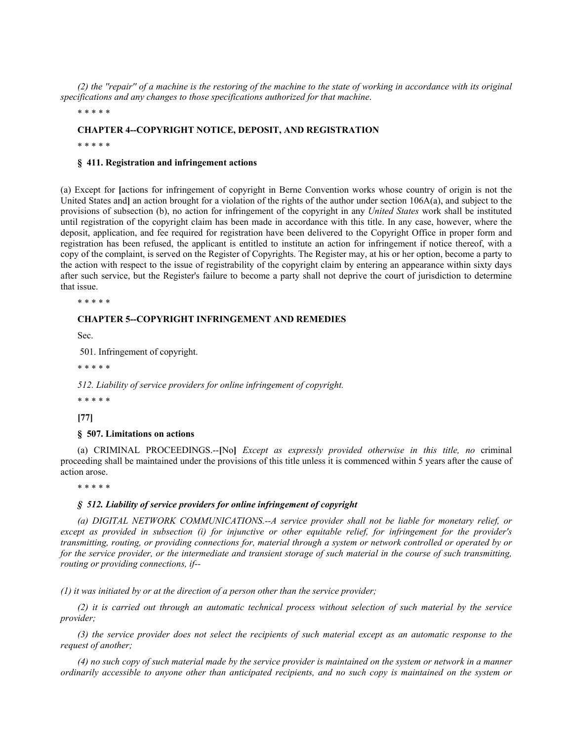*(2) the ''repair'' of a machine is the restoring of the machine to the state of working in accordance with its original specifications and any changes to those specifications authorized for that machine*.

* * * * *

**CHAPTER 4--COPYRIGHT NOTICE, DEPOSIT, AND REGISTRATION**

* * * * *

**§ 411. Registration and infringement actions**

(a) Except for **[**actions for infringement of copyright in Berne Convention works whose country of origin is not the United States and**]** an action brought for a violation of the rights of the author under section 106A(a), and subject to the provisions of subsection (b), no action for infringement of the copyright in any *United States* work shall be instituted until registration of the copyright claim has been made in accordance with this title. In any case, however, where the deposit, application, and fee required for registration have been delivered to the Copyright Office in proper form and registration has been refused, the applicant is entitled to institute an action for infringement if notice thereof, with a copy of the complaint, is served on the Register of Copyrights. The Register may, at his or her option, become a party to the action with respect to the issue of registrability of the copyright claim by entering an appearance within sixty days after such service, but the Register's failure to become a party shall not deprive the court of jurisdiction to determine that issue.

* * * * *

**CHAPTER 5--COPYRIGHT INFRINGEMENT AND REMEDIES**

Sec.

501. Infringement of copyright.

* * * * *

*512. Liability of service providers for online infringement of copyright.*

* * * * *

**[77]**

**§ 507. Limitations on actions**

(a) CRIMINAL PROCEEDINGS.--**[**No**]** *Except as expressly provided otherwise in this title, no* criminal proceeding shall be maintained under the provisions of this title unless it is commenced within 5 years after the cause of action arose.

* * * * *

***§ 512. Liability of service providers for online infringement of copyright***

*(a) DIGITAL NETWORK COMMUNICATIONS.--A service provider shall not be liable for monetary relief, or except as provided in subsection (i) for injunctive or other equitable relief, for infringement for the provider's transmitting, routing, or providing connections for, material through a system or network controlled or operated by or for the service provider, or the intermediate and transient storage of such material in the course of such transmitting, routing or providing connections, if--*

*(1) it was initiated by or at the direction of a person other than the service provider;*

*(2) it is carried out through an automatic technical process without selection of such material by the service provider;*

*(3) the service provider does not select the recipients of such material except as an automatic response to the request of another;*

*(4) no such copy of such material made by the service provider is maintained on the system or network in a manner ordinarily accessible to anyone other than anticipated recipients, and no such copy is maintained on the system or*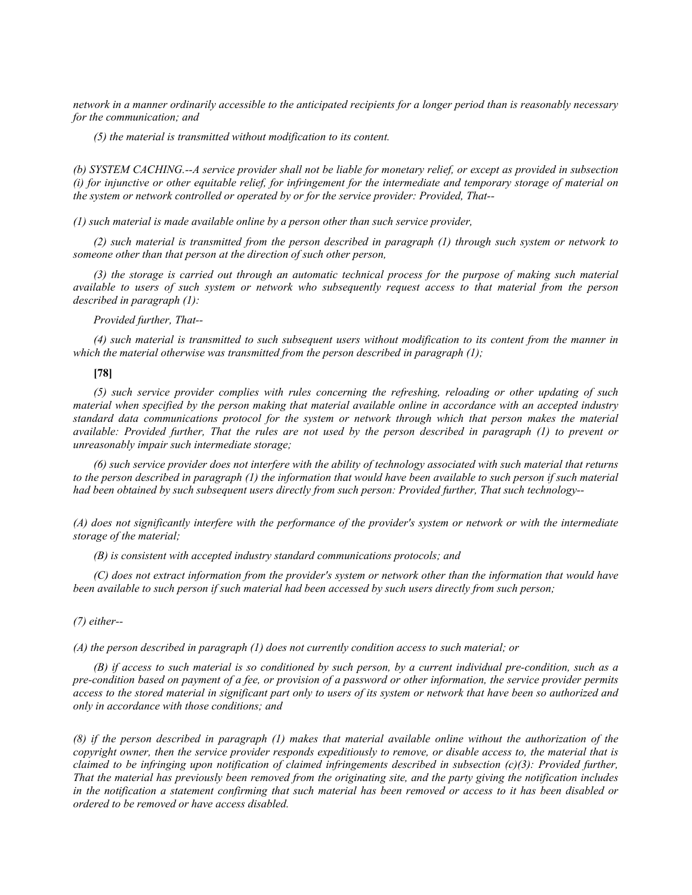*network in a manner ordinarily accessible to the anticipated recipients for a longer period than is reasonably necessary for the communication; and*

*(5) the material is transmitted without modification to its content.*

*(b) SYSTEM CACHING.--A service provider shall not be liable for monetary relief, or except as provided in subsection (i) for injunctive or other equitable relief, for infringement for the intermediate and temporary storage of material on the system or network controlled or operated by or for the service provider: Provided, That--*

*(1) such material is made available online by a person other than such service provider,*

*(2) such material is transmitted from the person described in paragraph (1) through such system or network to someone other than that person at the direction of such other person,*

*(3) the storage is carried out through an automatic technical process for the purpose of making such material available to users of such system or network who subsequently request access to that material from the person described in paragraph (1):*

*Provided further, That--*

*(4) such material is transmitted to such subsequent users without modification to its content from the manner in which the material otherwise was transmitted from the person described in paragraph (1);*

**[78]**

*(5) such service provider complies with rules concerning the refreshing, reloading or other updating of such material when specified by the person making that material available online in accordance with an accepted industry standard data communications protocol for the system or network through which that person makes the material available: Provided further, That the rules are not used by the person described in paragraph (1) to prevent or unreasonably impair such intermediate storage;*

*(6) such service provider does not interfere with the ability of technology associated with such material that returns to the person described in paragraph (1) the information that would have been available to such person if such material had been obtained by such subsequent users directly from such person: Provided further, That such technology--*

*(A) does not significantly interfere with the performance of the provider's system or network or with the intermediate storage of the material;*

*(B) is consistent with accepted industry standard communications protocols; and*

*(C) does not extract information from the provider's system or network other than the information that would have been available to such person if such material had been accessed by such users directly from such person;*

*(7) either--*

*(A) the person described in paragraph (1) does not currently condition access to such material; or*

*(B) if access to such material is so conditioned by such person, by a current individual pre-condition, such as a pre-condition based on payment of a fee, or provision of a password or other information, the service provider permits access to the stored material in significant part only to users of its system or network that have been so authorized and only in accordance with those conditions; and*

*(8) if the person described in paragraph (1) makes that material available online without the authorization of the copyright owner, then the service provider responds expeditiously to remove, or disable access to, the material that is claimed to be infringing upon notification of claimed infringements described in subsection (c)(3): Provided further, That the material has previously been removed from the originating site, and the party giving the notification includes in the notification a statement confirming that such material has been removed or access to it has been disabled or ordered to be removed or have access disabled.*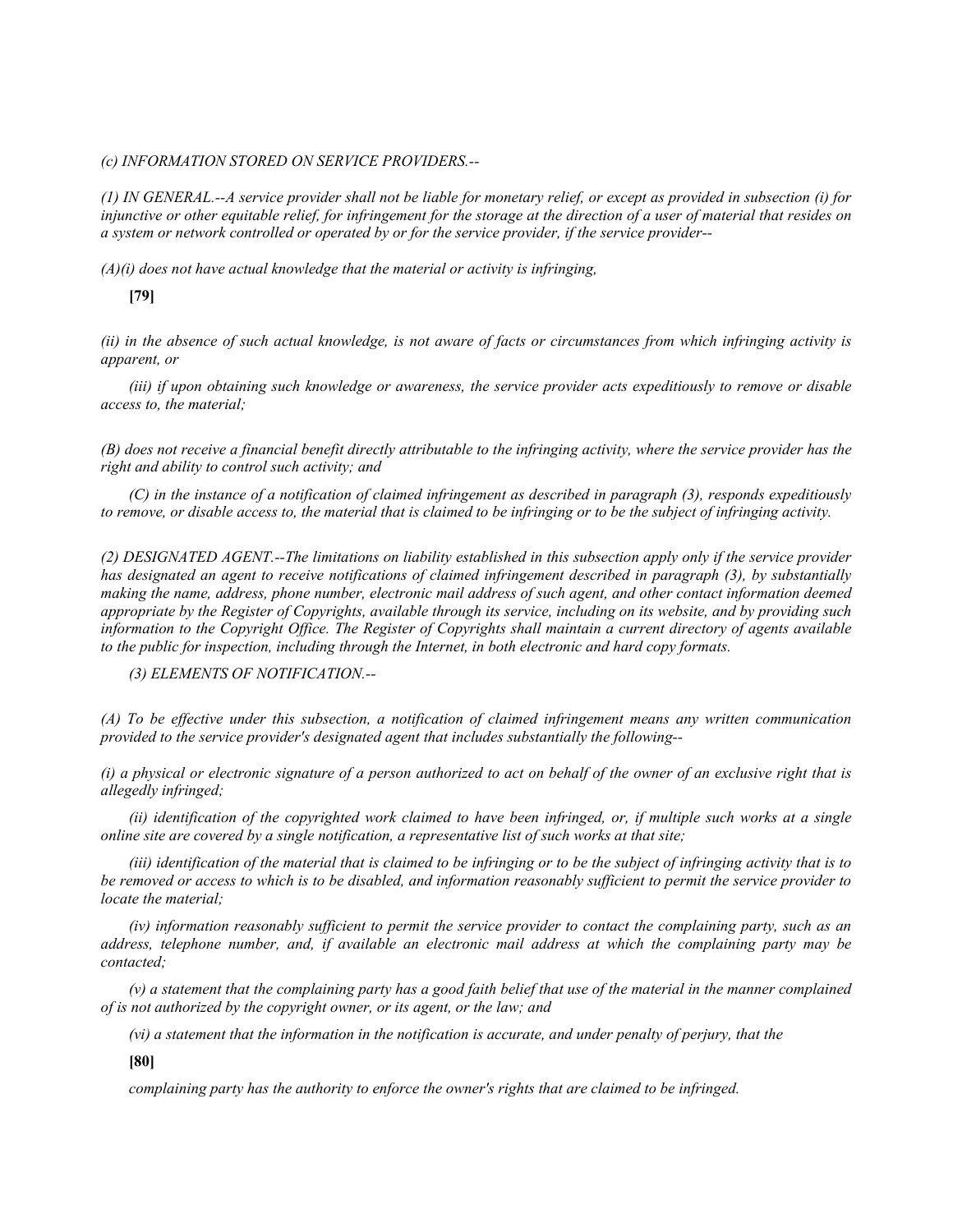*(c) INFORMATION STORED ON SERVICE PROVIDERS.--*

*(1) IN GENERAL.--A service provider shall not be liable for monetary relief, or except as provided in subsection (i) for injunctive or other equitable relief, for infringement for the storage at the direction of a user of material that resides on a system or network controlled or operated by or for the service provider, if the service provider--*

*(A)(i) does not have actual knowledge that the material or activity is infringing,*

**[79]**

*(ii) in the absence of such actual knowledge, is not aware of facts or circumstances from which infringing activity is apparent, or*

*(iii) if upon obtaining such knowledge or awareness, the service provider acts expeditiously to remove or disable access to, the material;*

*(B) does not receive a financial benefit directly attributable to the infringing activity, where the service provider has the right and ability to control such activity; and*

*(C) in the instance of a notification of claimed infringement as described in paragraph (3), responds expeditiously to remove, or disable access to, the material that is claimed to be infringing or to be the subject of infringing activity.*

*(2) DESIGNATED AGENT.--The limitations on liability established in this subsection apply only if the service provider has designated an agent to receive notifications of claimed infringement described in paragraph (3), by substantially making the name, address, phone number, electronic mail address of such agent, and other contact information deemed appropriate by the Register of Copyrights, available through its service, including on its website, and by providing such information to the Copyright Office. The Register of Copyrights shall maintain a current directory of agents available to the public for inspection, including through the Internet, in both electronic and hard copy formats.*

*(3) ELEMENTS OF NOTIFICATION.--*

*(A) To be effective under this subsection, a notification of claimed infringement means any written communication provided to the service provider's designated agent that includes substantially the following--*

*(i) a physical or electronic signature of a person authorized to act on behalf of the owner of an exclusive right that is allegedly infringed;*

*(ii) identification of the copyrighted work claimed to have been infringed, or, if multiple such works at a single online site are covered by a single notification, a representative list of such works at that site;*

*(iii) identification of the material that is claimed to be infringing or to be the subject of infringing activity that is to be removed or access to which is to be disabled, and information reasonably sufficient to permit the service provider to locate the material;*

*(iv) information reasonably sufficient to permit the service provider to contact the complaining party, such as an address, telephone number, and, if available an electronic mail address at which the complaining party may be contacted;*

*(v) a statement that the complaining party has a good faith belief that use of the material in the manner complained of is not authorized by the copyright owner, or its agent, or the law; and*

*(vi) a statement that the information in the notification is accurate, and under penalty of perjury, that the*

**[80]**

*complaining party has the authority to enforce the owner's rights that are claimed to be infringed.*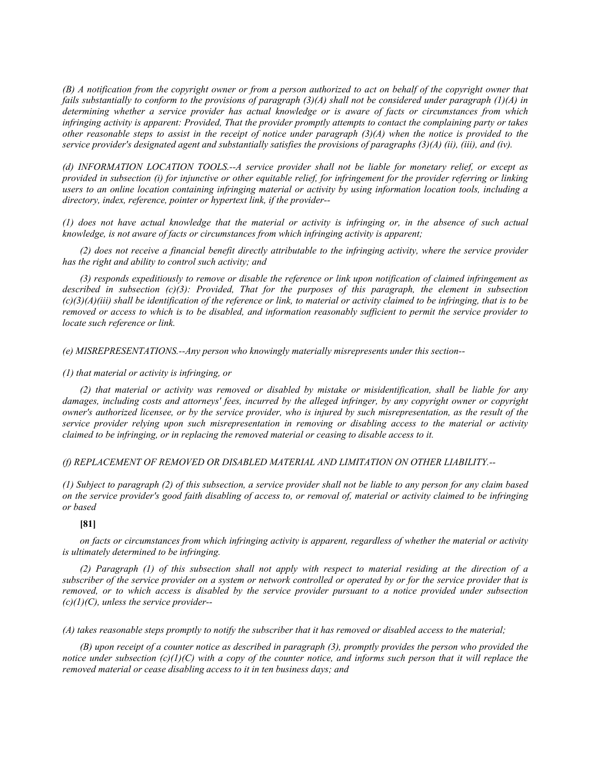*(B) A notification from the copyright owner or from a person authorized to act on behalf of the copyright owner that fails substantially to conform to the provisions of paragraph (3)(A) shall not be considered under paragraph (1)(A) in determining whether a service provider has actual knowledge or is aware of facts or circumstances from which infringing activity is apparent: Provided, That the provider promptly attempts to contact the complaining party or takes other reasonable steps to assist in the receipt of notice under paragraph (3)(A) when the notice is provided to the service provider's designated agent and substantially satisfies the provisions of paragraphs (3)(A) (ii), (iii), and (iv).*

*(d) INFORMATION LOCATION TOOLS.--A service provider shall not be liable for monetary relief, or except as provided in subsection (i) for injunctive or other equitable relief, for infringement for the provider referring or linking users to an online location containing infringing material or activity by using information location tools, including a directory, index, reference, pointer or hypertext link, if the provider--*

*(1) does not have actual knowledge that the material or activity is infringing or, in the absence of such actual knowledge, is not aware of facts or circumstances from which infringing activity is apparent;*

*(2) does not receive a financial benefit directly attributable to the infringing activity, where the service provider has the right and ability to control such activity; and*

*(3) responds expeditiously to remove or disable the reference or link upon notification of claimed infringement as described in subsection (c)(3): Provided, That for the purposes of this paragraph, the element in subsection (c)(3)(A)(iii) shall be identification of the reference or link, to material or activity claimed to be infringing, that is to be removed or access to which is to be disabled, and information reasonably sufficient to permit the service provider to locate such reference or link.*

*(e) MISREPRESENTATIONS.--Any person who knowingly materially misrepresents under this section--*

*(1) that material or activity is infringing, or*

*(2) that material or activity was removed or disabled by mistake or misidentification, shall be liable for any damages, including costs and attorneys' fees, incurred by the alleged infringer, by any copyright owner or copyright owner's authorized licensee, or by the service provider, who is injured by such misrepresentation, as the result of the service provider relying upon such misrepresentation in removing or disabling access to the material or activity claimed to be infringing, or in replacing the removed material or ceasing to disable access to it.*

*(f) REPLACEMENT OF REMOVED OR DISABLED MATERIAL AND LIMITATION ON OTHER LIABILITY.--*

*(1) Subject to paragraph (2) of this subsection, a service provider shall not be liable to any person for any claim based on the service provider's good faith disabling of access to, or removal of, material or activity claimed to be infringing or based*

**[81]**

*on facts or circumstances from which infringing activity is apparent, regardless of whether the material or activity is ultimately determined to be infringing.*

*(2) Paragraph (1) of this subsection shall not apply with respect to material residing at the direction of a subscriber of the service provider on a system or network controlled or operated by or for the service provider that is removed, or to which access is disabled by the service provider pursuant to a notice provided under subsection (c)(1)(C), unless the service provider--*

*(A) takes reasonable steps promptly to notify the subscriber that it has removed or disabled access to the material;*

*(B) upon receipt of a counter notice as described in paragraph (3), promptly provides the person who provided the notice under subsection (c)(1)(C) with a copy of the counter notice, and informs such person that it will replace the removed material or cease disabling access to it in ten business days; and*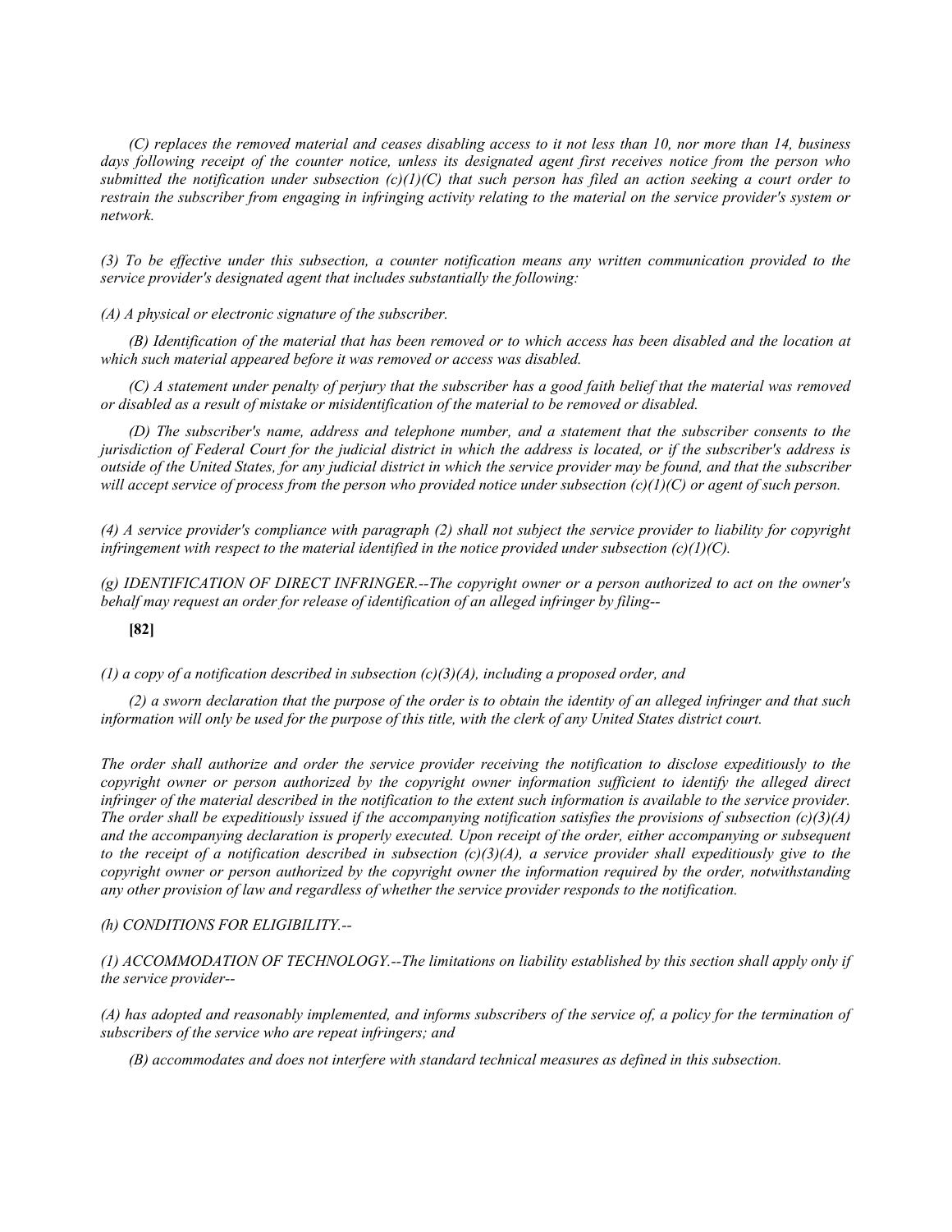*(C) replaces the removed material and ceases disabling access to it not less than 10, nor more than 14, business days following receipt of the counter notice, unless its designated agent first receives notice from the person who submitted the notification under subsection (c)(1)(C) that such person has filed an action seeking a court order to restrain the subscriber from engaging in infringing activity relating to the material on the service provider's system or network.*

*(3) To be effective under this subsection, a counter notification means any written communication provided to the service provider's designated agent that includes substantially the following:*

*(A) A physical or electronic signature of the subscriber.*

*(B) Identification of the material that has been removed or to which access has been disabled and the location at which such material appeared before it was removed or access was disabled.*

*(C) A statement under penalty of perjury that the subscriber has a good faith belief that the material was removed or disabled as a result of mistake or misidentification of the material to be removed or disabled.*

*(D) The subscriber's name, address and telephone number, and a statement that the subscriber consents to the jurisdiction of Federal Court for the judicial district in which the address is located, or if the subscriber's address is outside of the United States, for any judicial district in which the service provider may be found, and that the subscriber will accept service of process from the person who provided notice under subsection (c)(1)(C) or agent of such person.*

*(4) A service provider's compliance with paragraph (2) shall not subject the service provider to liability for copyright infringement with respect to the material identified in the notice provided under subsection (c)(1)(C).*

*(g) IDENTIFICATION OF DIRECT INFRINGER.--The copyright owner or a person authorized to act on the owner's behalf may request an order for release of identification of an alleged infringer by filing--*

**[82]**

*(1) a copy of a notification described in subsection (c)(3)(A), including a proposed order, and*

*(2) a sworn declaration that the purpose of the order is to obtain the identity of an alleged infringer and that such information will only be used for the purpose of this title, with the clerk of any United States district court.*

*The order shall authorize and order the service provider receiving the notification to disclose expeditiously to the copyright owner or person authorized by the copyright owner information sufficient to identify the alleged direct infringer of the material described in the notification to the extent such information is available to the service provider. The order shall be expeditiously issued if the accompanying notification satisfies the provisions of subsection (c)(3)(A) and the accompanying declaration is properly executed. Upon receipt of the order, either accompanying or subsequent to the receipt of a notification described in subsection (c)(3)(A), a service provider shall expeditiously give to the copyright owner or person authorized by the copyright owner the information required by the order, notwithstanding any other provision of law and regardless of whether the service provider responds to the notification.*

*(h) CONDITIONS FOR ELIGIBILITY.--*

*(1) ACCOMMODATION OF TECHNOLOGY.--The limitations on liability established by this section shall apply only if the service provider--*

*(A) has adopted and reasonably implemented, and informs subscribers of the service of, a policy for the termination of subscribers of the service who are repeat infringers; and*

*(B) accommodates and does not interfere with standard technical measures as defined in this subsection.*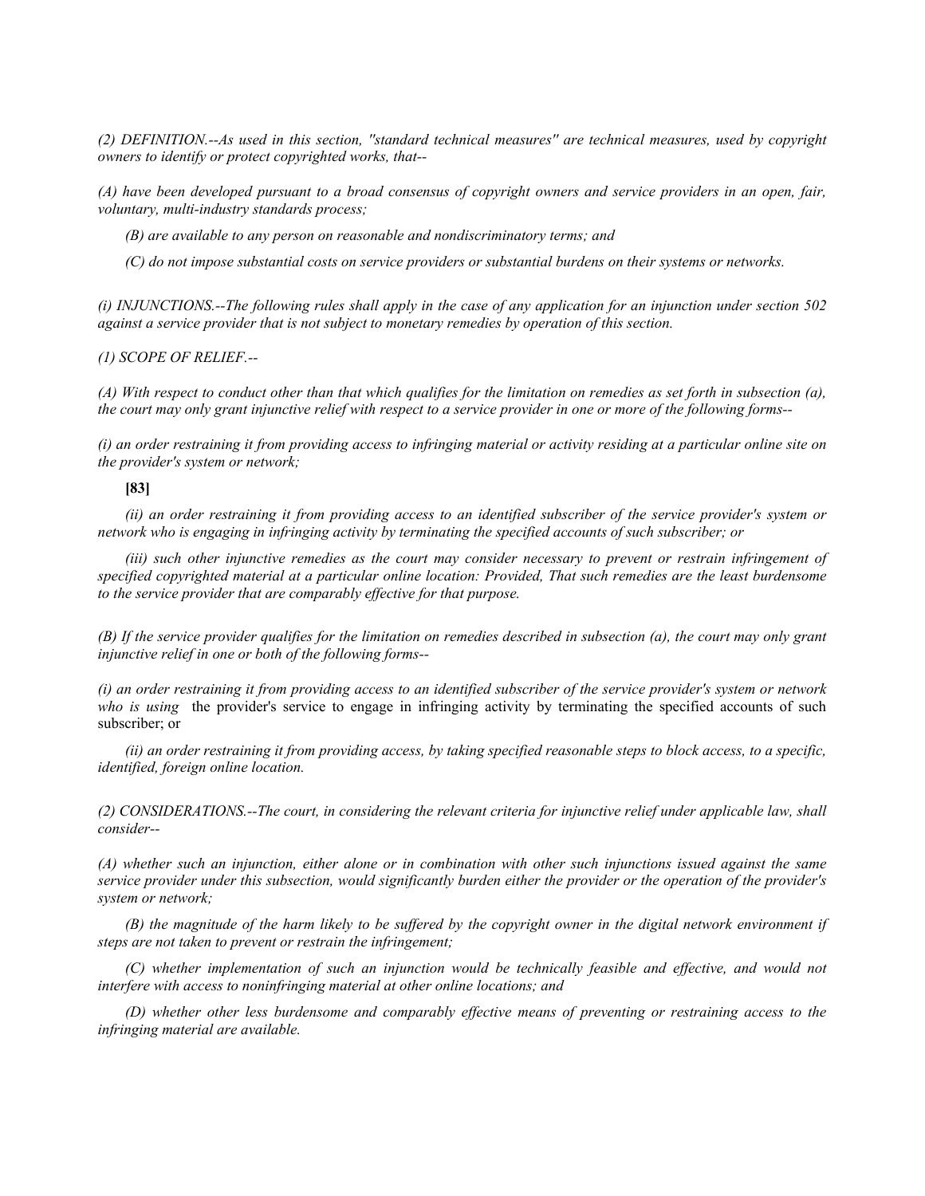*(2) DEFINITION.--As used in this section, ''standard technical measures'' are technical measures, used by copyright owners to identify or protect copyrighted works, that--*

*(A) have been developed pursuant to a broad consensus of copyright owners and service providers in an open, fair, voluntary, multi-industry standards process;*

*(B) are available to any person on reasonable and nondiscriminatory terms; and*

*(C) do not impose substantial costs on service providers or substantial burdens on their systems or networks.*

*(i) INJUNCTIONS.--The following rules shall apply in the case of any application for an injunction under section 502 against a service provider that is not subject to monetary remedies by operation of this section.*

*(1) SCOPE OF RELIEF.--*

*(A) With respect to conduct other than that which qualifies for the limitation on remedies as set forth in subsection (a), the court may only grant injunctive relief with respect to a service provider in one or more of the following forms--*

*(i) an order restraining it from providing access to infringing material or activity residing at a particular online site on the provider's system or network;*

**[83]**

*(ii) an order restraining it from providing access to an identified subscriber of the service provider's system or network who is engaging in infringing activity by terminating the specified accounts of such subscriber; or*

*(iii) such other injunctive remedies as the court may consider necessary to prevent or restrain infringement of specified copyrighted material at a particular online location: Provided, That such remedies are the least burdensome to the service provider that are comparably effective for that purpose.*

*(B) If the service provider qualifies for the limitation on remedies described in subsection (a), the court may only grant injunctive relief in one or both of the following forms--*

*(i) an order restraining it from providing access to an identified subscriber of the service provider's system or network who is using* the provider's service to engage in infringing activity by terminating the specified accounts of such subscriber; or

*(ii) an order restraining it from providing access, by taking specified reasonable steps to block access, to a specific, identified, foreign online location.*

*(2) CONSIDERATIONS.--The court, in considering the relevant criteria for injunctive relief under applicable law, shall consider--*

*(A) whether such an injunction, either alone or in combination with other such injunctions issued against the same service provider under this subsection, would significantly burden either the provider or the operation of the provider's system or network;*

*(B) the magnitude of the harm likely to be suffered by the copyright owner in the digital network environment if steps are not taken to prevent or restrain the infringement;*

*(C) whether implementation of such an injunction would be technically feasible and effective, and would not interfere with access to noninfringing material at other online locations; and*

*(D) whether other less burdensome and comparably effective means of preventing or restraining access to the infringing material are available.*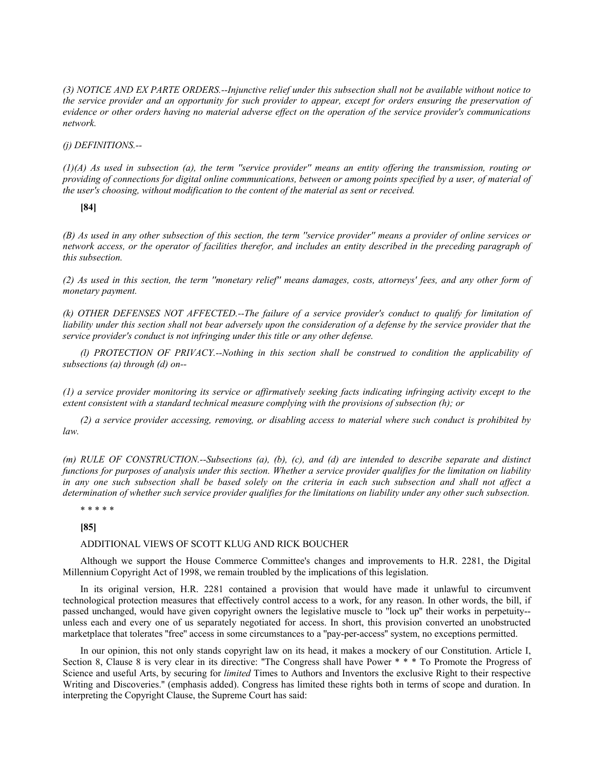*(3) NOTICE AND EX PARTE ORDERS.--Injunctive relief under this subsection shall not be available without notice to the service provider and an opportunity for such provider to appear, except for orders ensuring the preservation of evidence or other orders having no material adverse effect on the operation of the service provider's communications network.*

*(j) DEFINITIONS.--*

*(1)(A) As used in subsection (a), the term ''service provider'' means an entity offering the transmission, routing or providing of connections for digital online communications, between or among points specified by a user, of material of the user's choosing, without modification to the content of the material as sent or received.*

**[84]**

*(B) As used in any other subsection of this section, the term ''service provider'' means a provider of online services or network access, or the operator of facilities therefor, and includes an entity described in the preceding paragraph of this subsection.*

*(2) As used in this section, the term ''monetary relief'' means damages, costs, attorneys' fees, and any other form of monetary payment.*

*(k) OTHER DEFENSES NOT AFFECTED.--The failure of a service provider's conduct to qualify for limitation of liability under this section shall not bear adversely upon the consideration of a defense by the service provider that the service provider's conduct is not infringing under this title or any other defense.*

*(l) PROTECTION OF PRIVACY.--Nothing in this section shall be construed to condition the applicability of subsections (a) through (d) on--*

*(1) a service provider monitoring its service or affirmatively seeking facts indicating infringing activity except to the extent consistent with a standard technical measure complying with the provisions of subsection (h); or*

*(2) a service provider accessing, removing, or disabling access to material where such conduct is prohibited by law.*

*(m) RULE OF CONSTRUCTION.--Subsections (a), (b), (c), and (d) are intended to describe separate and distinct functions for purposes of analysis under this section. Whether a service provider qualifies for the limitation on liability in any one such subsection shall be based solely on the criteria in each such subsection and shall not affect a determination of whether such service provider qualifies for the limitations on liability under any other such subsection.*

\* \* \* \* \*

**[85]**

ADDITIONAL VIEWS OF SCOTT KLUG AND RICK BOUCHER

Although we support the House Commerce Committee's changes and improvements to H.R. 2281, the Digital Millennium Copyright Act of 1998, we remain troubled by the implications of this legislation.

In its original version, H.R. 2281 contained a provision that would have made it unlawful to circumvent technological protection measures that effectively control access to a work, for any reason. In other words, the bill, if passed unchanged, would have given copyright owners the legislative muscle to "lock up" their works in perpetuity--unless each and every one of us separately negotiated for access. In short, this provision converted an unobstructed marketplace that tolerates "free" access in some circumstances to a "pay-per-access" system, no exceptions permitted.

In our opinion, this not only stands copyright law on its head, it makes a mockery of our Constitution. Article I, Section 8, Clause 8 is very clear in its directive: "The Congress shall have Power * * * To Promote the Progress of Science and useful Arts, by securing for *limited* Times to Authors and Inventors the exclusive Right to their respective Writing and Discoveries." (emphasis added). Congress has limited these rights both in terms of scope and duration. In interpreting the Copyright Clause, the Supreme Court has said: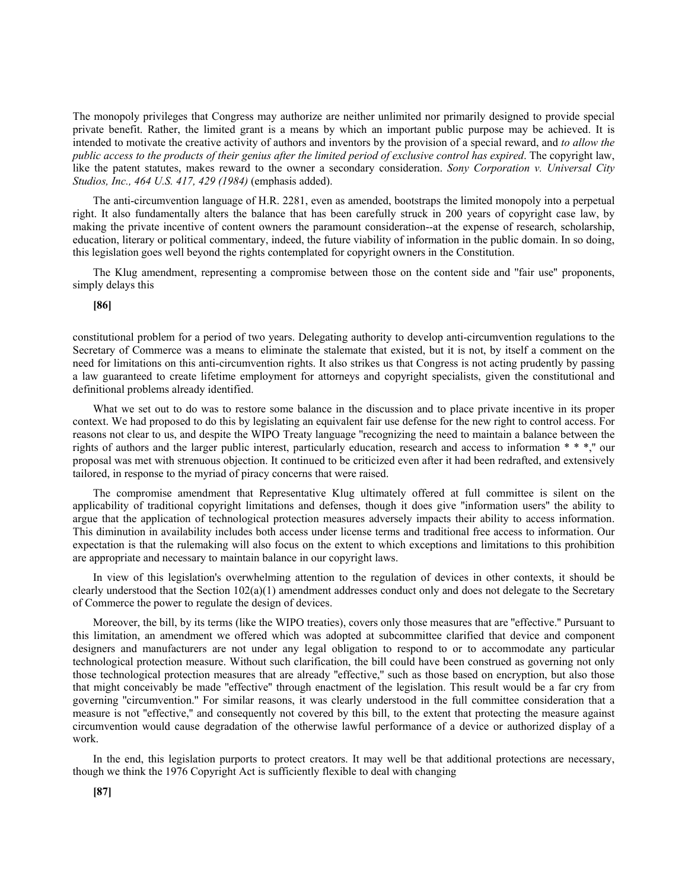The monopoly privileges that Congress may authorize are neither unlimited nor primarily designed to provide special private benefit. Rather, the limited grant is a means by which an important public purpose may be achieved. It is intended to motivate the creative activity of authors and inventors by the provision of a special reward, and *to allow the public access to the products of their genius after the limited period of exclusive control has expired*. The copyright law, like the patent statutes, makes reward to the owner a secondary consideration. *Sony Corporation v. Universal City Studios, Inc., 464 U.S. 417, 429 (1984)* (emphasis added).

The anti-circumvention language of H.R. 2281, even as amended, bootstraps the limited monopoly into a perpetual right. It also fundamentally alters the balance that has been carefully struck in 200 years of copyright case law, by making the private incentive of content owners the paramount consideration--at the expense of research, scholarship, education, literary or political commentary, indeed, the future viability of information in the public domain. In so doing, this legislation goes well beyond the rights contemplated for copyright owners in the Constitution.

The Klug amendment, representing a compromise between those on the content side and "fair use" proponents, simply delays this

**[86]**

constitutional problem for a period of two years. Delegating authority to develop anti-circumvention regulations to the Secretary of Commerce was a means to eliminate the stalemate that existed, but it is not, by itself a comment on the need for limitations on this anti-circumvention rights. It also strikes us that Congress is not acting prudently by passing a law guaranteed to create lifetime employment for attorneys and copyright specialists, given the constitutional and definitional problems already identified.

What we set out to do was to restore some balance in the discussion and to place private incentive in its proper context. We had proposed to do this by legislating an equivalent fair use defense for the new right to control access. For reasons not clear to us, and despite the WIPO Treaty language "recognizing the need to maintain a balance between the rights of authors and the larger public interest, particularly education, research and access to information * * *," our proposal was met with strenuous objection. It continued to be criticized even after it had been redrafted, and extensively tailored, in response to the myriad of piracy concerns that were raised.

The compromise amendment that Representative Klug ultimately offered at full committee is silent on the applicability of traditional copyright limitations and defenses, though it does give "information users" the ability to argue that the application of technological protection measures adversely impacts their ability to access information. This diminution in availability includes both access under license terms and traditional free access to information. Our expectation is that the rulemaking will also focus on the extent to which exceptions and limitations to this prohibition are appropriate and necessary to maintain balance in our copyright laws.

In view of this legislation's overwhelming attention to the regulation of devices in other contexts, it should be clearly understood that the Section 102(a)(1) amendment addresses conduct only and does not delegate to the Secretary of Commerce the power to regulate the design of devices.

Moreover, the bill, by its terms (like the WIPO treaties), covers only those measures that are "effective." Pursuant to this limitation, an amendment we offered which was adopted at subcommittee clarified that device and component designers and manufacturers are not under any legal obligation to respond to or to accommodate any particular technological protection measure. Without such clarification, the bill could have been construed as governing not only those technological protection measures that are already "effective," such as those based on encryption, but also those that might conceivably be made "effective" through enactment of the legislation. This result would be a far cry from governing "circumvention." For similar reasons, it was clearly understood in the full committee consideration that a measure is not "effective," and consequently not covered by this bill, to the extent that protecting the measure against circumvention would cause degradation of the otherwise lawful performance of a device or authorized display of a work.

In the end, this legislation purports to protect creators. It may well be that additional protections are necessary, though we think the 1976 Copyright Act is sufficiently flexible to deal with changing

**[87]**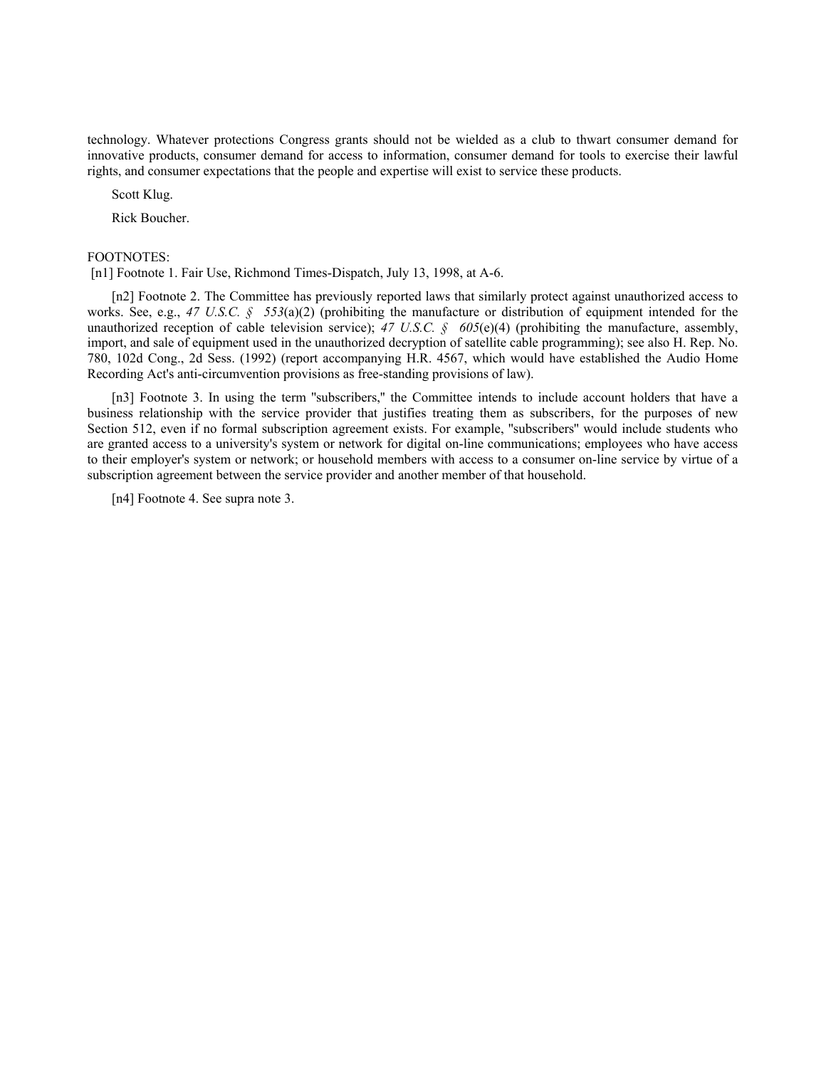technology. Whatever protections Congress grants should not be wielded as a club to thwart consumer demand for innovative products, consumer demand for access to information, consumer demand for tools to exercise their lawful rights, and consumer expectations that the people and expertise will exist to service these products.

Scott Klug.

Rick Boucher.

FOOTNOTES:

[n1] Footnote 1. Fair Use, Richmond Times-Dispatch, July 13, 1998, at A-6.

[n2] Footnote 2. The Committee has previously reported laws that similarly protect against unauthorized access to works. See, e.g., *47 U.S.C. § 553*(a)(2) (prohibiting the manufacture or distribution of equipment intended for the unauthorized reception of cable television service); *47 U.S.C. § 605*(e)(4) (prohibiting the manufacture, assembly, import, and sale of equipment used in the unauthorized decryption of satellite cable programming); see also H. Rep. No. 780, 102d Cong., 2d Sess. (1992) (report accompanying H.R. 4567, which would have established the Audio Home Recording Act's anti-circumvention provisions as free-standing provisions of law).

[n3] Footnote 3. In using the term "subscribers," the Committee intends to include account holders that have a business relationship with the service provider that justifies treating them as subscribers, for the purposes of new Section 512, even if no formal subscription agreement exists. For example, "subscribers" would include students who are granted access to a university's system or network for digital on-line communications; employees who have access to their employer's system or network; or household members with access to a consumer on-line service by virtue of a subscription agreement between the service provider and another member of that household.

[n4] Footnote 4. See supra note 3.